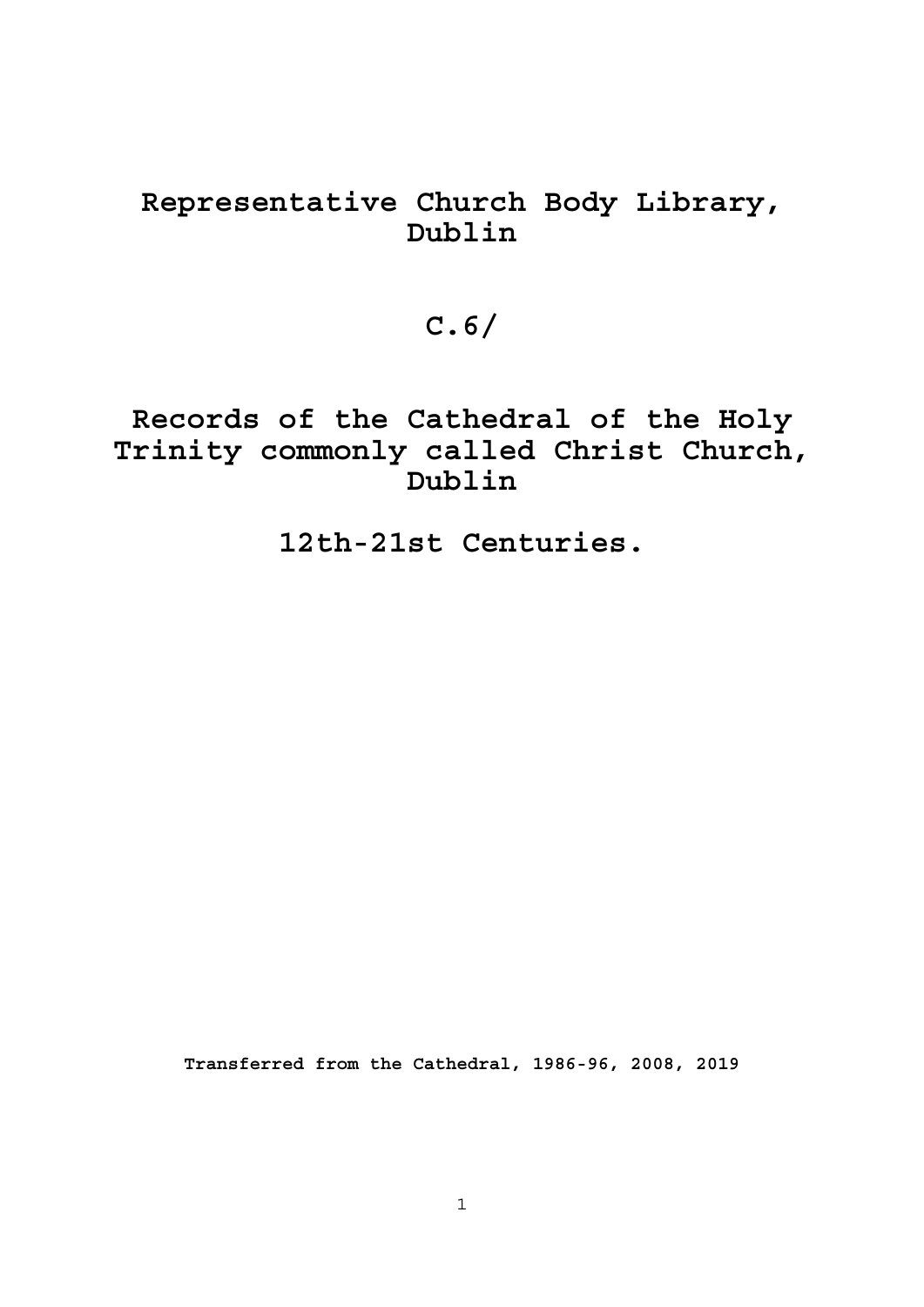# Representative Church Body Library, Dublin

# C.6/

# Records of the Cathedral of the Holy Trinity commonly called Christ Church, Dublin

# 12th-21st Centuries.

**Transferred from the Cathedral, 1986-96, 2008, 2019**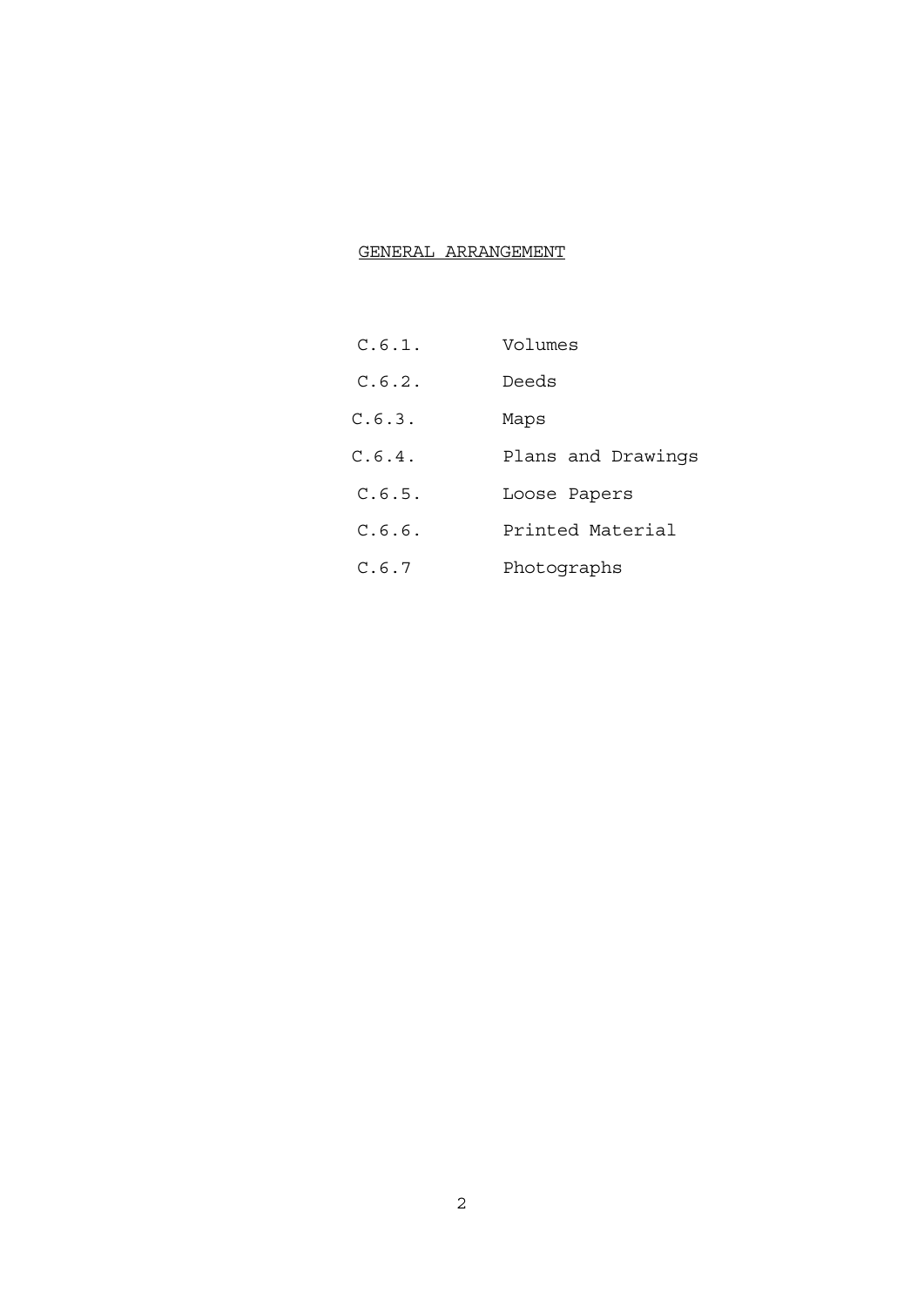## GENERAL ARRANGEMENT

| | |
|---|---|
| C.6.1. | Volumes |
| C.6.2. | Deeds |
| C.6.3. | Maps |
| C.6.4. | Plans and Drawings |
| C.6.5. | Loose Papers |
| C.6.6. | Printed Material |
| C.6.7 | Photographs |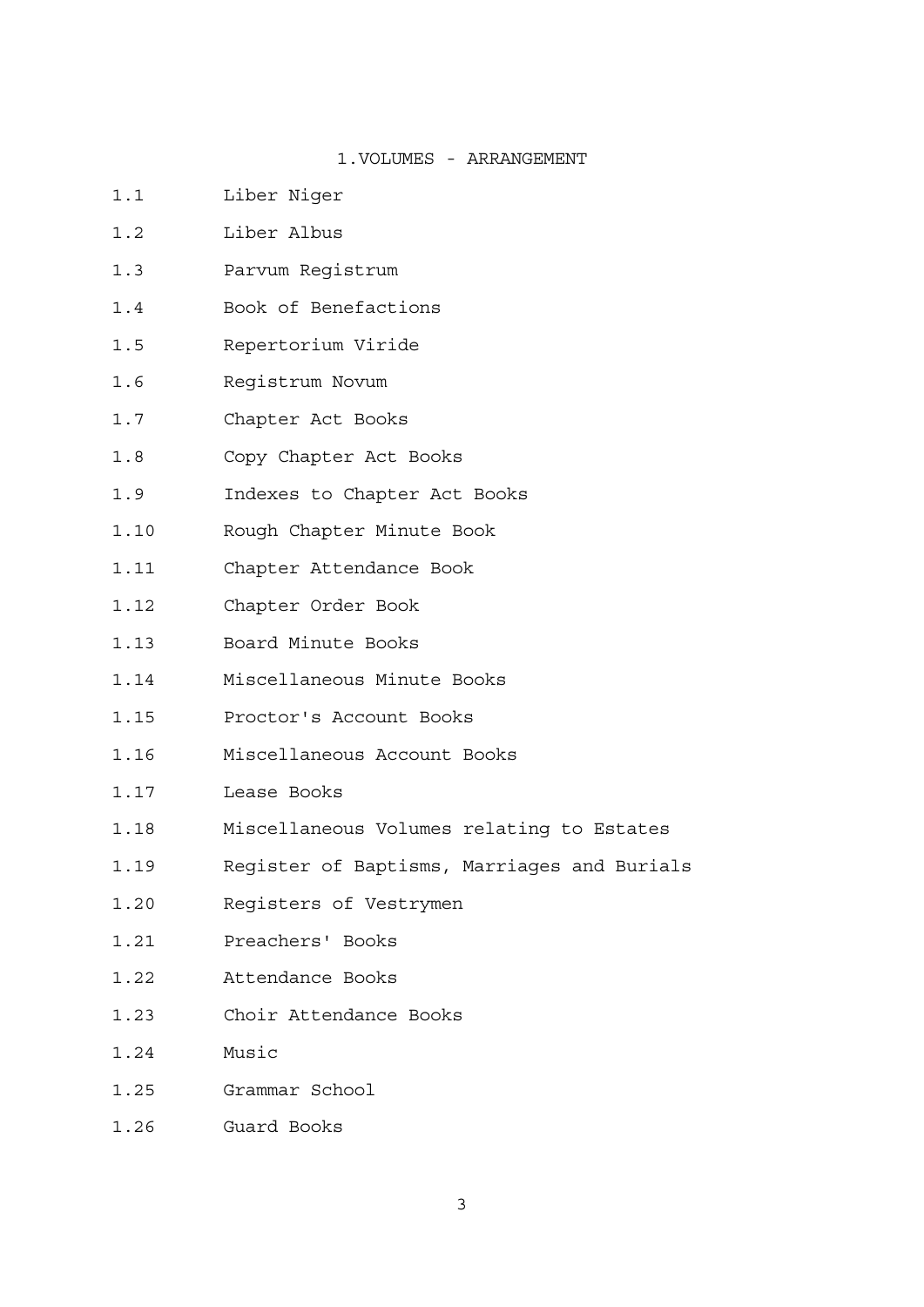# 1.VOLUMES - ARRANGEMENT

| | |
|---|---|
| 1.1 | Liber Niger |
| 1.2 | Liber Albus |
| 1.3 | Parvum Registrum |
| 1.4 | Book of Benefactions |
| 1.5 | Repertorium Viride |
| 1.6 | Registrum Novum |
| 1.7 | Chapter Act Books |
| 1.8 | Copy Chapter Act Books |
| 1.9 | Indexes to Chapter Act Books |
| 1.10 | Rough Chapter Minute Book |
| 1.11 | Chapter Attendance Book |
| 1.12 | Chapter Order Book |
| 1.13 | Board Minute Books |
| 1.14 | Miscellaneous Minute Books |
| 1.15 | Proctor's Account Books |
| 1.16 | Miscellaneous Account Books |
| 1.17 | Lease Books |
| 1.18 | Miscellaneous Volumes relating to Estates |
| 1.19 | Register of Baptisms, Marriages and Burials |
| 1.20 | Registers of Vestrymen |
| 1.21 | Preachers' Books |
| 1.22 | Attendance Books |
| 1.23 | Choir Attendance Books |
| 1.24 | Music |
| 1.25 | Grammar School |
| 1.26 | Guard Books |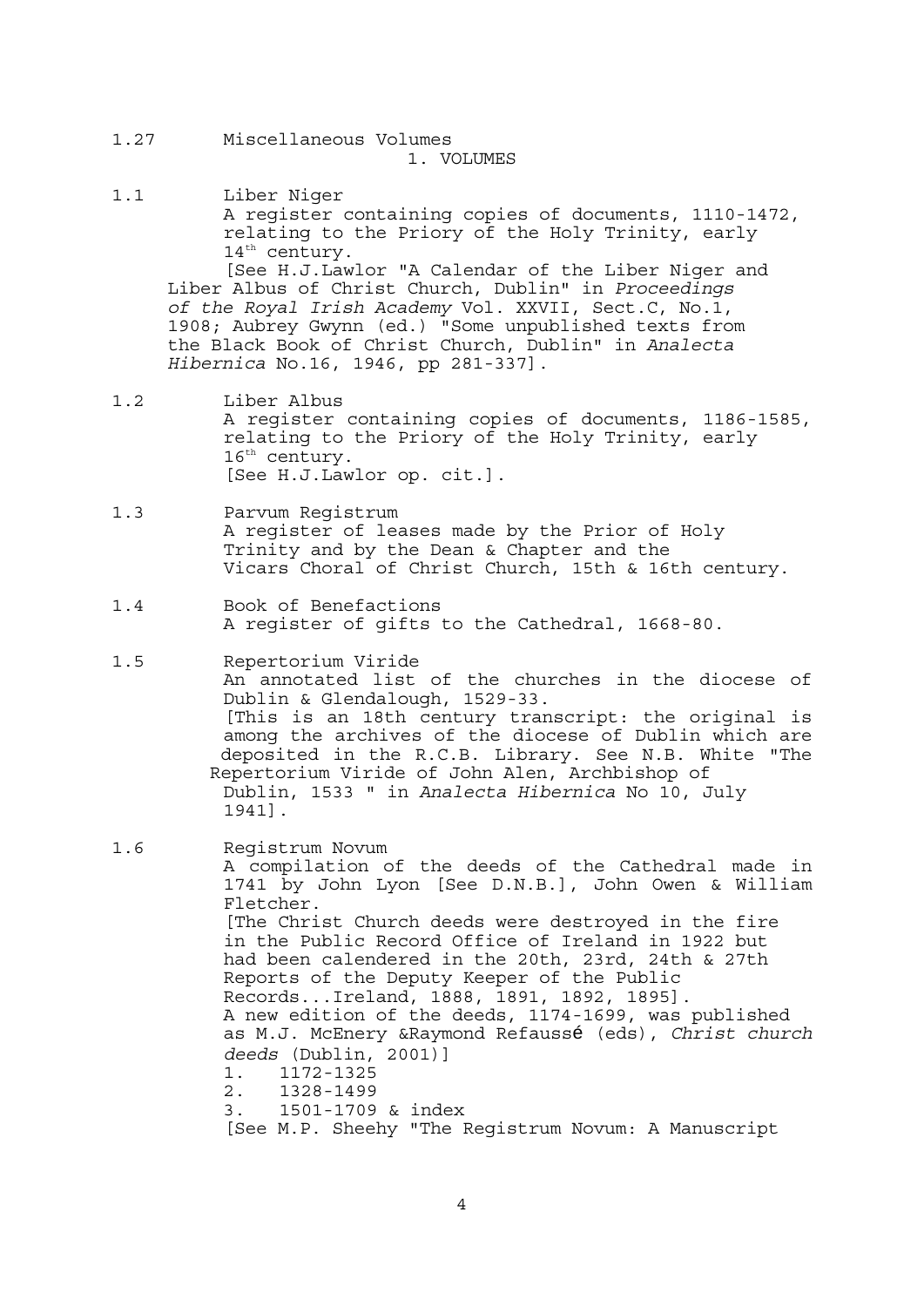1.27 Miscellaneous Volumes

## 1. VOLUMES

1.1 Liber Niger

A register containing copies of documents, 1110-1472, relating to the Priory of the Holy Trinity, early 14th century.

[See H.J.Lawlor "A Calendar of the Liber Niger and Liber Albus of Christ Church, Dublin" in *Proceedings of the Royal Irish Academy* Vol. XXVII, Sect.C, No.1, 1908; Aubrey Gwynn (ed.) "Some unpublished texts from the Black Book of Christ Church, Dublin" in *Analecta Hibernica* No.16, 1946, pp 281-337].

1.2 Liber Albus

A register containing copies of documents, 1186-1585, relating to the Priory of the Holy Trinity, early 16th century.

[See H.J.Lawlor op. cit.].

1.3 Parvum Registrum

A register of leases made by the Prior of Holy Trinity and by the Dean & Chapter and the Vicars Choral of Christ Church, 15th & 16th century.

1.4 Book of Benefactions

A register of gifts to the Cathedral, 1668-80.

1.5 Repertorium Viride

An annotated list of the churches in the diocese of Dublin & Glendalough, 1529-33.

[This is an 18th century transcript: the original is among the archives of the diocese of Dublin which are deposited in the R.C.B. Library. See N.B. White "The Repertorium Viride of John Alen, Archbishop of Dublin, 1533 " in *Analecta Hibernica* No 10, July 1941].

1.6 Registrum Novum

A compilation of the deeds of the Cathedral made in 1741 by John Lyon [See D.N.B.], John Owen & William Fletcher.

[The Christ Church deeds were destroyed in the fire in the Public Record Office of Ireland in 1922 but had been calendered in the 20th, 23rd, 24th & 27th Reports of the Deputy Keeper of the Public Records...Ireland, 1888, 1891, 1892, 1895].

A new edition of the deeds, 1174-1699, was published as M.J. McEnery &Raymond Refaussé (eds), *Christ church deeds* (Dublin, 2001)]

1. 1172-1325
2. 1328-1499
3. 1501-1709 & index

[See M.P. Sheehy "The Registrum Novum: A Manuscript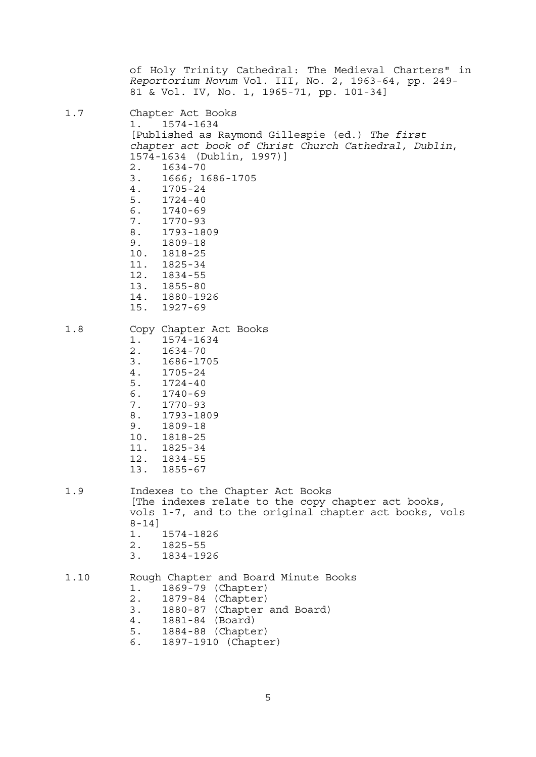of Holy Trinity Cathedral: The Medieval Charters" in *Reportorium Novum* Vol. III, No. 2, 1963-64, pp. 249-81 & Vol. IV, No. 1, 1965-71, pp. 101-34]

1.7 Chapter Act Books

1. 1574-1634
   [Published as Raymond Gillespie (ed.) *The first chapter act book of Christ Church Cathedral, Dublin*, 1574-1634 (Dublin, 1997)]
2. 1634-70
3. 1666; 1686-1705
4. 1705-24
5. 1724-40
6. 1740-69
7. 1770-93
8. 1793-1809
9. 1809-18
10. 1818-25
11. 1825-34
12. 1834-55
13. 1855-80
14. 1880-1926
15. 1927-69

1.8 Copy Chapter Act Books

1. 1574-1634
2. 1634-70
3. 1686-1705
4. 1705-24
5. 1724-40
6. 1740-69
7. 1770-93
8. 1793-1809
9. 1809-18
10. 1818-25
11. 1825-34
12. 1834-55
13. 1855-67

1.9 Indexes to the Chapter Act Books
[The indexes relate to the copy chapter act books, vols 1-7, and to the original chapter act books, vols 8-14]

1. 1574-1826
2. 1825-55
3. 1834-1926

1.10 Rough Chapter and Board Minute Books

1. 1869-79 (Chapter)
2. 1879-84 (Chapter)
3. 1880-87 (Chapter and Board)
4. 1881-84 (Board)
5. 1884-88 (Chapter)
6. 1897-1910 (Chapter)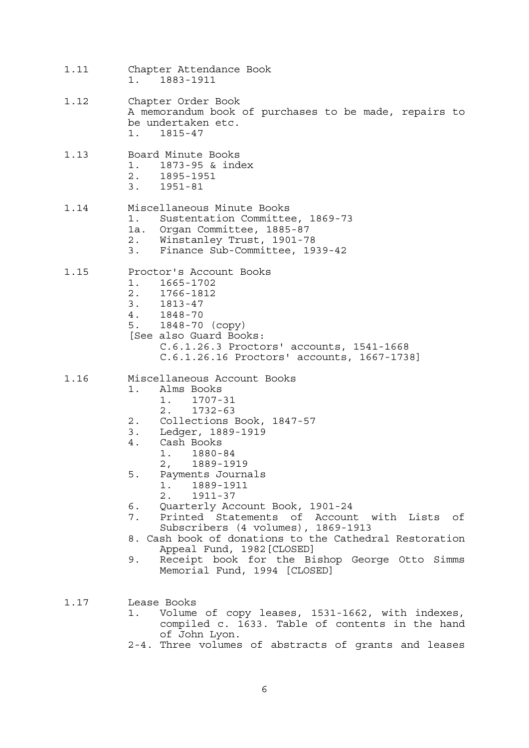1.11 Chapter Attendance Book

1. 1883-1911

1.12 Chapter Order Book

A memorandum book of purchases to be made, repairs to be undertaken etc.

1. 1815-47

1.13 Board Minute Books

1. 1873-95 & index
2. 1895-1951
3. 1951-81

1.14 Miscellaneous Minute Books

1. Sustentation Committee, 1869-73

1a. Organ Committee, 1885-87

2. Winstanley Trust, 1901-78
3. Finance Sub-Committee, 1939-42

1.15 Proctor's Account Books

1. 1665-1702
2. 1766-1812
3. 1813-47
4. 1848-70
5. 1848-70 (copy)

[See also Guard Books:
C.6.1.26.3 Proctors' accounts, 1541-1668
C.6.1.26.16 Proctors' accounts, 1667-1738]

1.16 Miscellaneous Account Books

1. Alms Books
    1. 1707-31
    2. 1732-63
2. Collections Book, 1847-57
3. Ledger, 1889-1919
4. Cash Books
    1. 1880-84
    2, 1889-1919
5. Payments Journals
    1. 1889-1911
    2. 1911-37
6. Quarterly Account Book, 1901-24
7. Printed Statements of Account with Lists of Subscribers (4 volumes), 1869-1913
8. Cash book of donations to the Cathedral Restoration Appeal Fund, 1982 [CLOSED]
9. Receipt book for the Bishop George Otto Simms Memorial Fund, 1994 [CLOSED]

1.17 Lease Books

1. Volume of copy leases, 1531-1662, with indexes, compiled c. 1633. Table of contents in the hand of John Lyon.

2-4. Three volumes of abstracts of grants and leases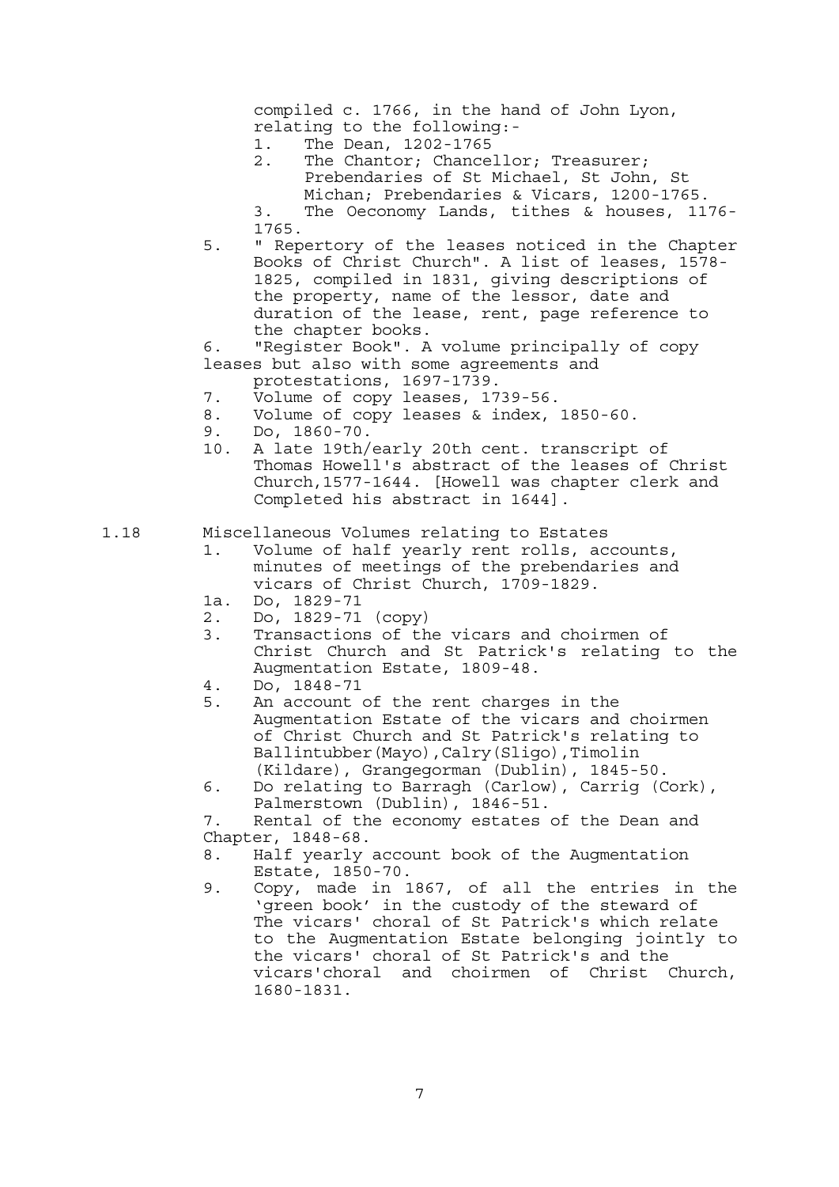compiled c. 1766, in the hand of John Lyon, relating to the following:-

1. The Dean, 1202-1765
2. The Chantor; Chancellor; Treasurer; Prebendaries of St Michael, St John, St Michan; Prebendaries & Vicars, 1200-1765.
3. The Oeconomy Lands, tithes & houses, 1176-1765.

5. " Repertory of the leases noticed in the Chapter Books of Christ Church". A list of leases, 1578-1825, compiled in 1831, giving descriptions of the property, name of the lessor, date and duration of the lease, rent, page reference to the chapter books.
6. "Register Book". A volume principally of copy leases but also with some agreements and protestations, 1697-1739.
7. Volume of copy leases, 1739-56.
8. Volume of copy leases & index, 1850-60.
9. Do, 1860-70.
10. A late 19th/early 20th cent. transcript of Thomas Howell's abstract of the leases of Christ Church,1577-1644. [Howell was chapter clerk and Completed his abstract in 1644].

1.18 Miscellaneous Volumes relating to Estates

1. Volume of half yearly rent rolls, accounts, minutes of meetings of the prebendaries and vicars of Christ Church, 1709-1829.

1a. Do, 1829-71

2. Do, 1829-71 (copy)
3. Transactions of the vicars and choirmen of Christ Church and St Patrick's relating to the Augmentation Estate, 1809-48.
4. Do, 1848-71
5. An account of the rent charges in the Augmentation Estate of the vicars and choirmen of Christ Church and St Patrick's relating to Ballintubber(Mayo),Calry(Sligo),Timolin (Kildare), Grangegorman (Dublin), 1845-50.
6. Do relating to Barragh (Carlow), Carrig (Cork), Palmerstown (Dublin), 1846-51.
7. Rental of the economy estates of the Dean and Chapter, 1848-68.
8. Half yearly account book of the Augmentation Estate, 1850-70.
9. Copy, made in 1867, of all the entries in the 'green book' in the custody of the steward of The vicars' choral of St Patrick's which relate to the Augmentation Estate belonging jointly to the vicars' choral of St Patrick's and the vicars'choral and choirmen of Christ Church, 1680-1831.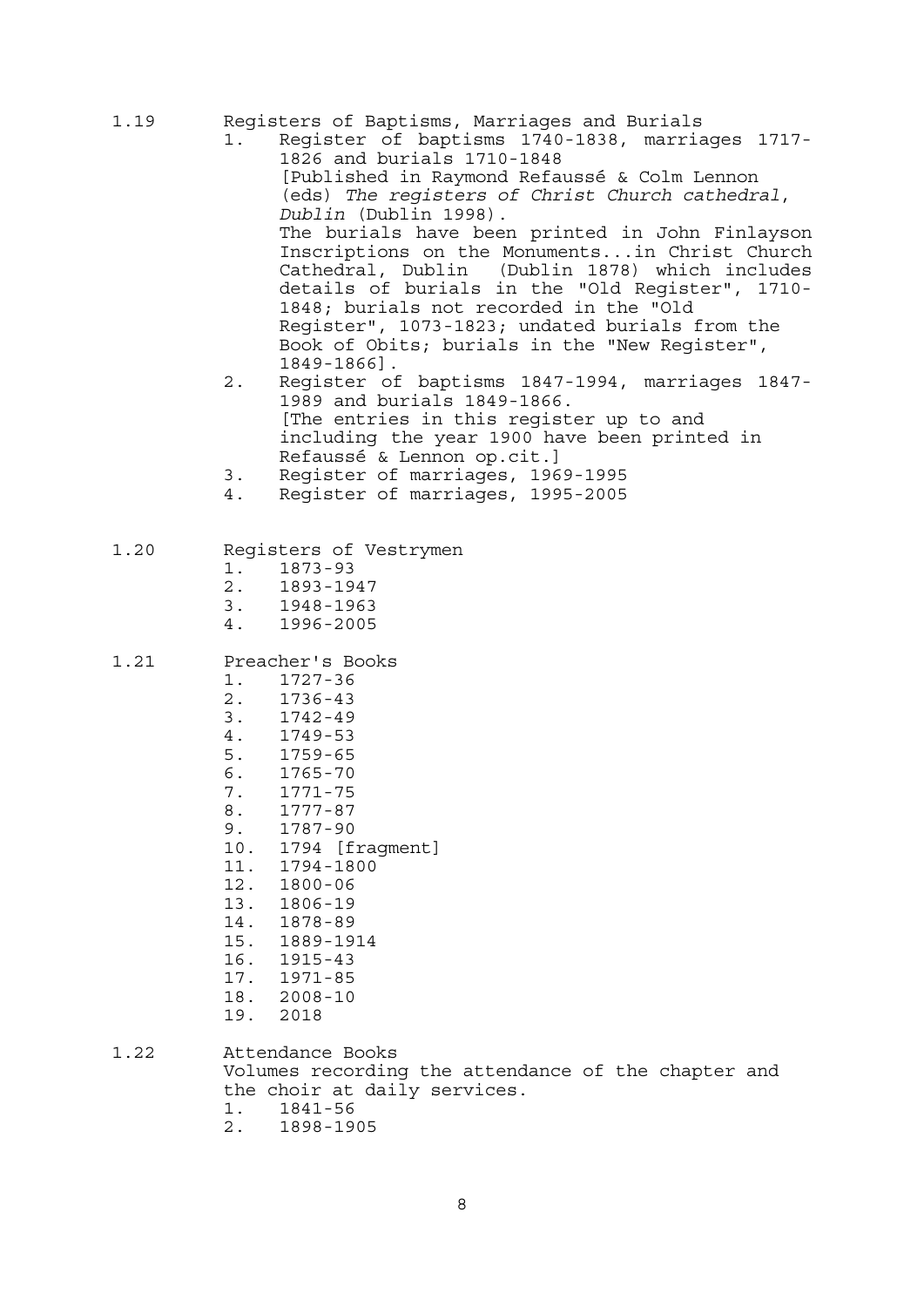1.19 Registers of Baptisms, Marriages and Burials

1. Register of baptisms 1740-1838, marriages 1717-1826 and burials 1710-1848
   [Published in Raymond Refaussé & Colm Lennon (eds) *The registers of Christ Church cathedral, Dublin* (Dublin 1998).
   The burials have been printed in John Finlayson Inscriptions on the Monuments...in Christ Church Cathedral, Dublin (Dublin 1878) which includes details of burials in the "Old Register", 1710-1848; burials not recorded in the "Old Register", 1073-1823; undated burials from the Book of Obits; burials in the "New Register", 1849-1866].
2. Register of baptisms 1847-1994, marriages 1847-1989 and burials 1849-1866.
   [The entries in this register up to and including the year 1900 have been printed in Refaussé & Lennon op.cit.]
3. Register of marriages, 1969-1995
4. Register of marriages, 1995-2005

1.20 Registers of Vestrymen

1. 1873-93
2. 1893-1947
3. 1948-1963
4. 1996-2005

1.21 Preacher's Books

1. 1727-36
2. 1736-43
3. 1742-49
4. 1749-53
5. 1759-65
6. 1765-70
7. 1771-75
8. 1777-87
9. 1787-90
10. 1794 [fragment]
11. 1794-1800
12. 1800-06
13. 1806-19
14. 1878-89
15. 1889-1914
16. 1915-43
17. 1971-85
18. 2008-10
19. 2018

1.22 Attendance Books

Volumes recording the attendance of the chapter and the choir at daily services.

1. 1841-56
2. 1898-1905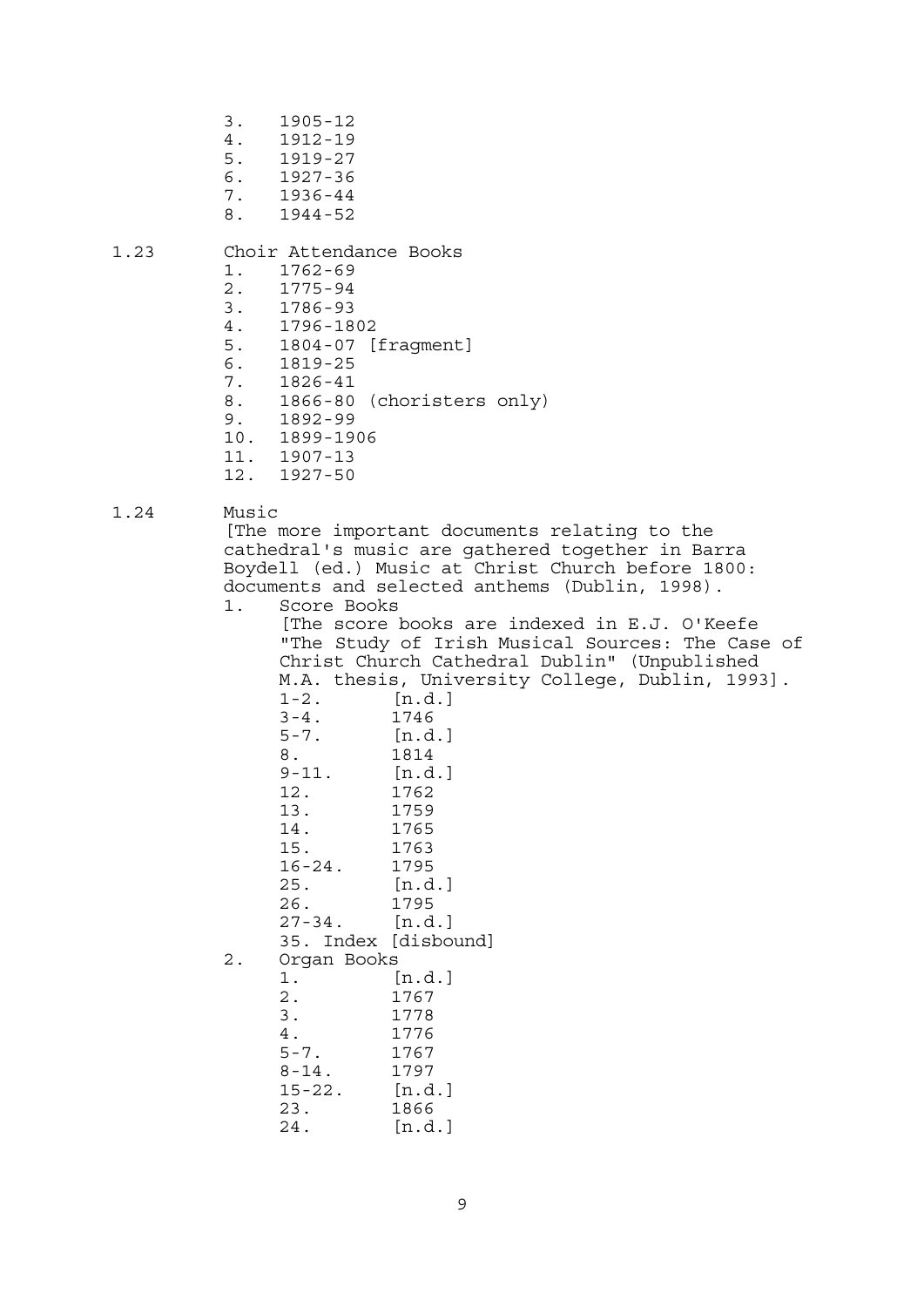3. 1905-12
4. 1912-19
5. 1919-27
6. 1927-36
7. 1936-44
8. 1944-52

1.23 Choir Attendance Books

1. 1762-69
2. 1775-94
3. 1786-93
4. 1796-1802
5. 1804-07 [fragment]
6. 1819-25
7. 1826-41
8. 1866-80 (choristers only)
9. 1892-99
10. 1899-1906
11. 1907-13
12. 1927-50

1.24 Music

[The more important documents relating to the cathedral's music are gathered together in Barra Boydell (ed.) Music at Christ Church before 1800: documents and selected anthems (Dublin, 1998).

1. Score Books

   [The score books are indexed in E.J. O'Keefe "The Study of Irish Musical Sources: The Case of Christ Church Cathedral Dublin" (Unpublished M.A. thesis, University College, Dublin, 1993].

   | | |
   |---|---|
   | 1-2. | [n.d.] |
   | 3-4. | 1746 |
   | 5-7. | [n.d.] |
   | 8. | 1814 |
   | 9-11. | [n.d.] |
   | 12. | 1762 |
   | 13. | 1759 |
   | 14. | 1765 |
   | 15. | 1763 |
   | 16-24. | 1795 |
   | 25. | [n.d.] |
   | 26. | 1795 |
   | 27-34. | [n.d.] |
   | 35. Index [disbound] | |

2. Organ Books

   | | |
   |---|---|
   | 1. | [n.d.] |
   | 2. | 1767 |
   | 3. | 1778 |
   | 4. | 1776 |
   | 5-7. | 1767 |
   | 8-14. | 1797 |
   | 15-22. | [n.d.] |
   | 23. | 1866 |
   | 24. | [n.d.] |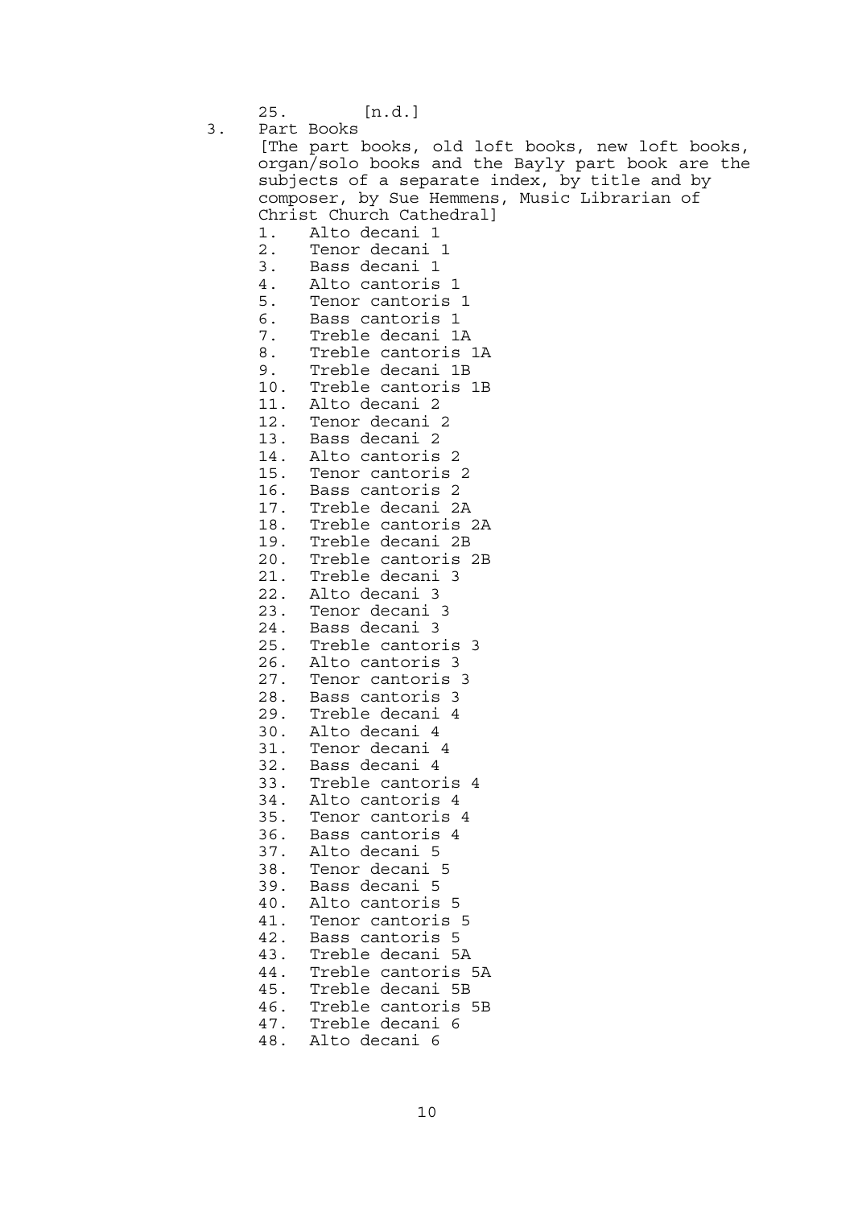25. [n.d.]

3. Part Books

[The part books, old loft books, new loft books, organ/solo books and the Bayly part book are the subjects of a separate index, by title and by composer, by Sue Hemmens, Music Librarian of Christ Church Cathedral]

1. Alto decani 1
2. Tenor decani 1
3. Bass decani 1
4. Alto cantoris 1
5. Tenor cantoris 1
6. Bass cantoris 1
7. Treble decani 1A
8. Treble cantoris 1A
9. Treble decani 1B
10. Treble cantoris 1B
11. Alto decani 2
12. Tenor decani 2
13. Bass decani 2
14. Alto cantoris 2
15. Tenor cantoris 2
16. Bass cantoris 2
17. Treble decani 2A
18. Treble cantoris 2A
19. Treble decani 2B
20. Treble cantoris 2B
21. Treble decani 3
22. Alto decani 3
23. Tenor decani 3
24. Bass decani 3
25. Treble cantoris 3
26. Alto cantoris 3
27. Tenor cantoris 3
28. Bass cantoris 3
29. Treble decani 4
30. Alto decani 4
31. Tenor decani 4
32. Bass decani 4
33. Treble cantoris 4
34. Alto cantoris 4
35. Tenor cantoris 4
36. Bass cantoris 4
37. Alto decani 5
38. Tenor decani 5
39. Bass decani 5
40. Alto cantoris 5
41. Tenor cantoris 5
42. Bass cantoris 5
43. Treble decani 5A
44. Treble cantoris 5A
45. Treble decani 5B
46. Treble cantoris 5B
47. Treble decani 6
48. Alto decani 6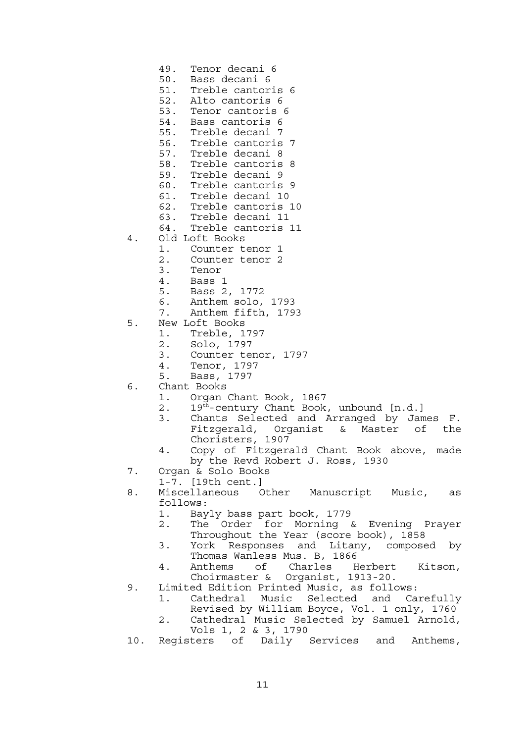49. Tenor decani 6
50. Bass decani 6
51. Treble cantoris 6
52. Alto cantoris 6
53. Tenor cantoris 6
54. Bass cantoris 6
55. Treble decani 7
56. Treble cantoris 7
57. Treble decani 8
58. Treble cantoris 8
59. Treble decani 9
60. Treble cantoris 9
61. Treble decani 10
62. Treble cantoris 10
63. Treble decani 11
64. Treble cantoris 11

4. Old Loft Books
    1. Counter tenor 1
    2. Counter tenor 2
    3. Tenor
    4. Bass 1
    5. Bass 2, 1772
    6. Anthem solo, 1793
    7. Anthem fifth, 1793
5. New Loft Books
    1. Treble, 1797
    2. Solo, 1797
    3. Counter tenor, 1797
    4. Tenor, 1797
    5. Bass, 1797
6. Chant Books
    1. Organ Chant Book, 1867
    2. 19th-century Chant Book, unbound [n.d.]
    3. Chants Selected and Arranged by James F. Fitzgerald, Organist & Master of the Choristers, 1907
    4. Copy of Fitzgerald Chant Book above, made by the Revd Robert J. Ross, 1930
7. Organ & Solo Books
    1-7. [19th cent.]
8. Miscellaneous Other Manuscript Music, as follows:
    1. Bayly bass part book, 1779
    2. The Order for Morning & Evening Prayer Throughout the Year (score book), 1858
    3. York Responses and Litany, composed by Thomas Wanless Mus. B, 1866
    4. Anthems of Charles Herbert Kitson, Choirmaster & Organist, 1913-20.
9. Limited Edition Printed Music, as follows:
    1. Cathedral Music Selected and Carefully Revised by William Boyce, Vol. 1 only, 1760
    2. Cathedral Music Selected by Samuel Arnold, Vols 1, 2 & 3, 1790
10. Registers of Daily Services and Anthems,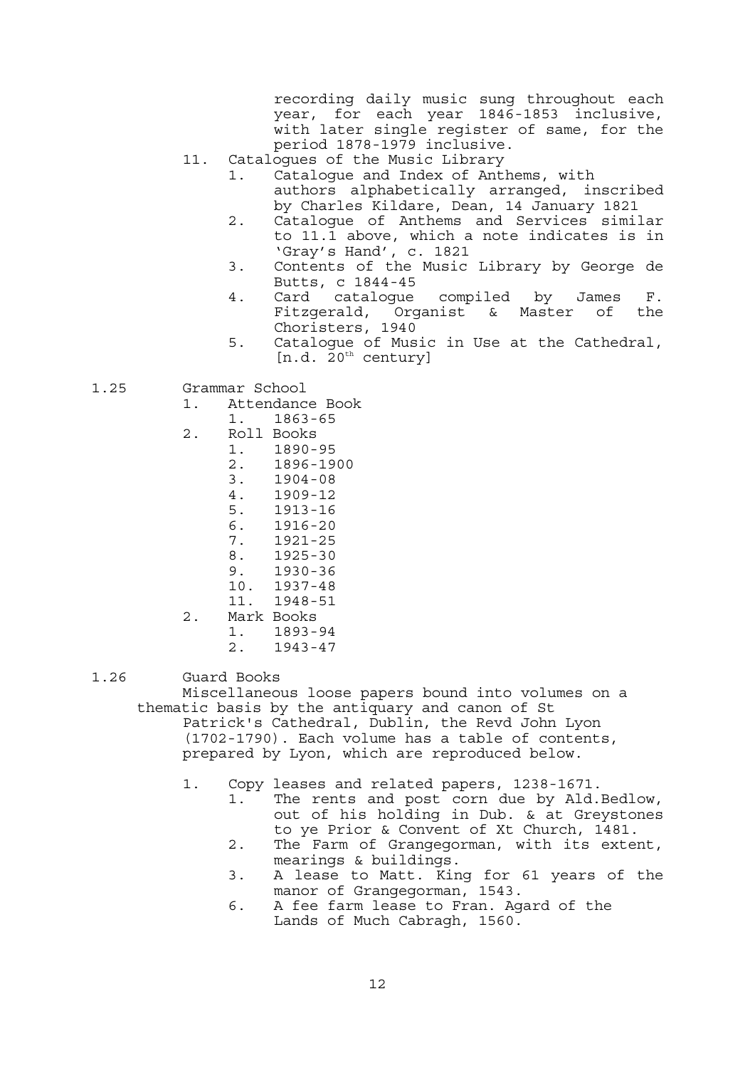recording daily music sung throughout each year, for each year 1846-1853 inclusive, with later single register of same, for the period 1878-1979 inclusive.

11. Catalogues of the Music Library
    1. Catalogue and Index of Anthems, with authors alphabetically arranged, inscribed by Charles Kildare, Dean, 14 January 1821
    2. Catalogue of Anthems and Services similar to 11.1 above, which a note indicates is in 'Gray's Hand', c. 1821
    3. Contents of the Music Library by George de Butts, c 1844-45
    4. Card catalogue compiled by James F. Fitzgerald, Organist & Master of the Choristers, 1940
    5. Catalogue of Music in Use at the Cathedral, [n.d. 20th century]

1.25 Grammar School

1. Attendance Book
    1. 1863-65
2. Roll Books
    1. 1890-95
    2. 1896-1900
    3. 1904-08
    4. 1909-12
    5. 1913-16
    6. 1916-20
    7. 1921-25
    8. 1925-30
    9. 1930-36
    10. 1937-48
    11. 1948-51
2. Mark Books
    1. 1893-94
    2. 1943-47

1.26 Guard Books

Miscellaneous loose papers bound into volumes on a thematic basis by the antiquary and canon of St Patrick's Cathedral, Dublin, the Revd John Lyon (1702-1790). Each volume has a table of contents, prepared by Lyon, which are reproduced below.

1. Copy leases and related papers, 1238-1671.
    1. The rents and post corn due by Ald.Bedlow, out of his holding in Dub. & at Greystones to ye Prior & Convent of Xt Church, 1481.
    2. The Farm of Grangegorman, with its extent, mearings & buildings.
    3. A lease to Matt. King for 61 years of the manor of Grangegorman, 1543.
    6. A fee farm lease to Fran. Agard of the Lands of Much Cabragh, 1560.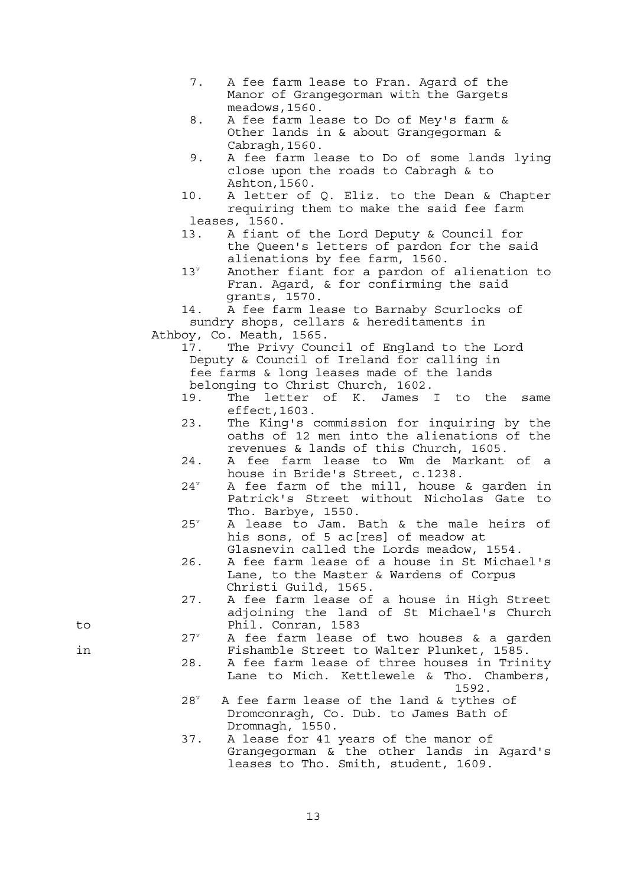7. A fee farm lease to Fran. Agard of the Manor of Grangegorman with the Gargets meadows,1560.
8. A fee farm lease to Do of Mey's farm & Other lands in & about Grangegorman & Cabragh,1560.
9. A fee farm lease to Do of some lands lying close upon the roads to Cabragh & to Ashton,1560.
10. A letter of Q. Eliz. to the Dean & Chapter requiring them to make the said fee farm leases, 1560.
13. A fiant of the Lord Deputy & Council for the Queen's letters of pardon for the said alienations by fee farm, 1560.
13[v] Another fiant for a pardon of alienation to Fran. Agard, & for confirming the said grants, 1570.
14. A fee farm lease to Barnaby Scurlocks of sundry shops, cellars & hereditaments in Athboy, Co. Meath, 1565.
17. The Privy Council of England to the Lord Deputy & Council of Ireland for calling in fee farms & long leases made of the lands belonging to Christ Church, 1602.
19. The letter of K. James I to the same effect,1603.
23. The King's commission for inquiring by the oaths of 12 men into the alienations of the revenues & lands of this Church, 1605.
24. A fee farm lease to Wm de Markant of a house in Bride's Street, c.1238.
24[v] A fee farm of the mill, house & garden in Patrick's Street without Nicholas Gate to Tho. Barbye, 1550.
25[v] A lease to Jam. Bath & the male heirs of his sons, of 5 ac[res] of meadow at Glasnevin called the Lords meadow, 1554.
26. A fee farm lease of a house in St Michael's Lane, to the Master & Wardens of Corpus Christi Guild, 1565.
27. A fee farm lease of a house in High Street adjoining the land of St Michael's Church to Phil. Conran, 1583
27[v] A fee farm lease of two houses & a garden in Fishamble Street to Walter Plunket, 1585.
28. A fee farm lease of three houses in Trinity Lane to Mich. Kettlewele & Tho. Chambers, 1592.
28[v] A fee farm lease of the land & tythes of Dromconragh, Co. Dub. to James Bath of Dromnagh, 1550.
37. A lease for 41 years of the manor of Grangegorman & the other lands in Agard's leases to Tho. Smith, student, 1609.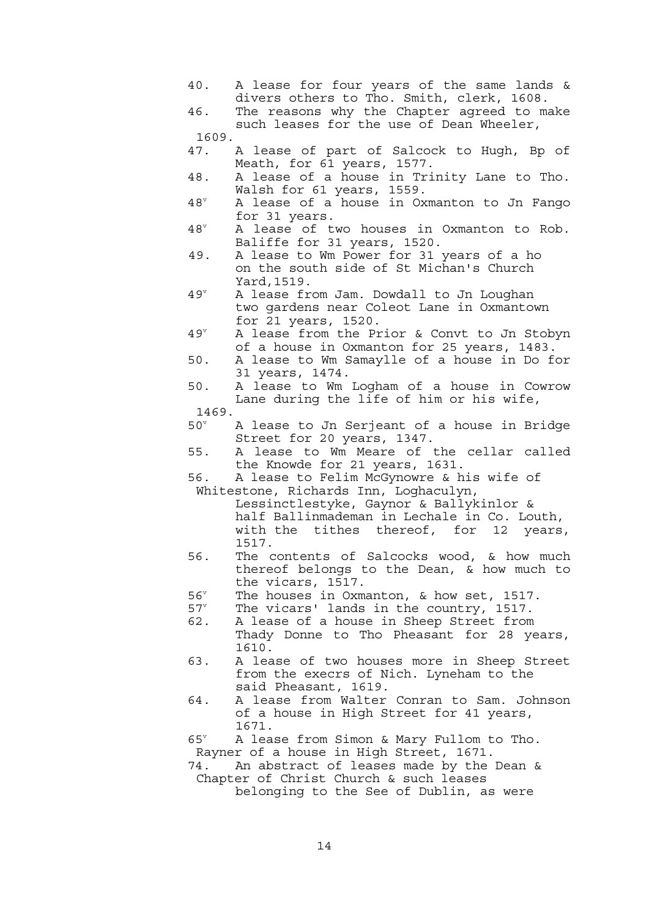40. A lease for four years of the same lands & divers others to Tho. Smith, clerk, 1608.

46. The reasons why the Chapter agreed to make such leases for the use of Dean Wheeler, 1609.

47. A lease of part of Salcock to Hugh, Bp of Meath, for 61 years, 1577.

48. A lease of a house in Trinity Lane to Tho. Walsh for 61 years, 1559.

48ᵛ A lease of a house in Oxmanton to Jn Fango for 31 years.

48ᵛ A lease of two houses in Oxmanton to Rob. Baliffe for 31 years, 1520.

49. A lease to Wm Power for 31 years of a ho on the south side of St Michan's Church Yard,1519.

49ᵛ A lease from Jam. Dowdall to Jn Loughan two gardens near Coleot Lane in Oxmantown for 21 years, 1520.

49ᵛ A lease from the Prior & Convt to Jn Stobyn of a house in Oxmanton for 25 years, 1483.

50. A lease to Wm Samaylle of a house in Do for 31 years, 1474.

50. A lease to Wm Logham of a house in Cowrow Lane during the life of him or his wife, 1469.

50ᵛ A lease to Jn Serjeant of a house in Bridge Street for 20 years, 1347.

55. A lease to Wm Meare of the cellar called the Knowde for 21 years, 1631.

56. A lease to Felim McGynowre & his wife of Whitestone, Richards Inn, Loghaculyn, Lessinctlestyke, Gaynor & Ballykinlor & half Ballinmademan in Lechale in Co. Louth, with the tithes thereof, for 12 years, 1517.

56. The contents of Salcocks wood, & how much thereof belongs to the Dean, & how much to the vicars, 1517.

56ᵛ The houses in Oxmanton, & how set, 1517.

57ᵛ The vicars' lands in the country, 1517.

62. A lease of a house in Sheep Street from Thady Donne to Tho Pheasant for 28 years, 1610.

63. A lease of two houses more in Sheep Street from the execrs of Nich. Lyneham to the said Pheasant, 1619.

64. A lease from Walter Conran to Sam. Johnson of a house in High Street for 41 years, 1671.

65ᵛ A lease from Simon & Mary Fullom to Tho. Rayner of a house in High Street, 1671.

74. An abstract of leases made by the Dean & Chapter of Christ Church & such leases belonging to the See of Dublin, as were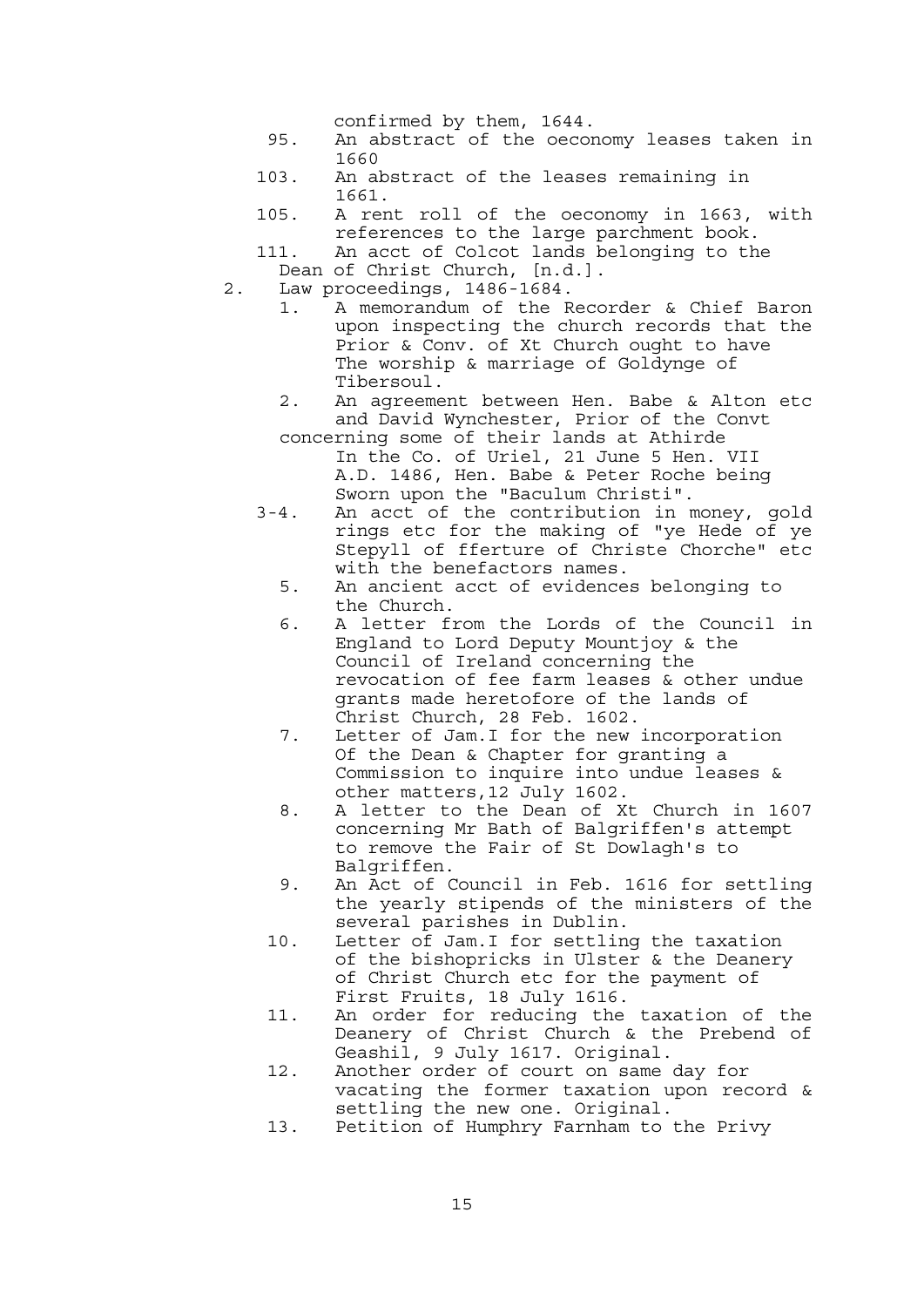confirmed by them, 1644.

95. An abstract of the oeconomy leases taken in 1660
103. An abstract of the leases remaining in 1661.
105. A rent roll of the oeconomy in 1663, with references to the large parchment book.
111. An acct of Colcot lands belonging to the Dean of Christ Church, [n.d.].

2. Law proceedings, 1486-1684.

   1. A memorandum of the Recorder & Chief Baron upon inspecting the church records that the Prior & Conv. of Xt Church ought to have The worship & marriage of Goldynge of Tibersoul.
   2. An agreement between Hen. Babe & Alton etc and David Wynchester, Prior of the Convt concerning some of their lands at Athirde In the Co. of Uriel, 21 June 5 Hen. VII A.D. 1486, Hen. Babe & Peter Roche being Sworn upon the "Baculum Christi".

   3-4. An acct of the contribution in money, gold rings etc for the making of "ye Hede of ye Stepyll of fferture of Christe Chorche" etc with the benefactors names.

   5. An ancient acct of evidences belonging to the Church.
   6. A letter from the Lords of the Council in England to Lord Deputy Mountjoy & the Council of Ireland concerning the revocation of fee farm leases & other undue grants made heretofore of the lands of Christ Church, 28 Feb. 1602.
   7. Letter of Jam.I for the new incorporation Of the Dean & Chapter for granting a Commission to inquire into undue leases & other matters,12 July 1602.
   8. A letter to the Dean of Xt Church in 1607 concerning Mr Bath of Balgriffen's attempt to remove the Fair of St Dowlagh's to Balgriffen.
   9. An Act of Council in Feb. 1616 for settling the yearly stipends of the ministers of the several parishes in Dublin.
   10. Letter of Jam.I for settling the taxation of the bishopricks in Ulster & the Deanery of Christ Church etc for the payment of First Fruits, 18 July 1616.
   11. An order for reducing the taxation of the Deanery of Christ Church & the Prebend of Geashil, 9 July 1617. Original.
   12. Another order of court on same day for vacating the former taxation upon record & settling the new one. Original.
   13. Petition of Humphry Farnham to the Privy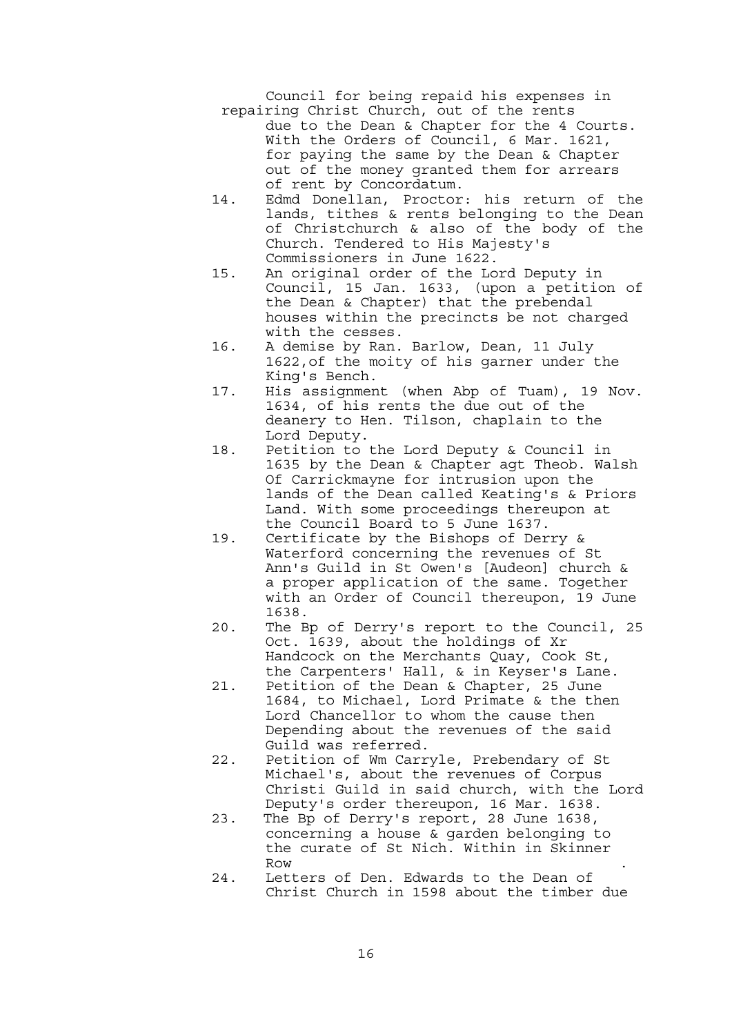Council for being repaid his expenses in repairing Christ Church, out of the rents due to the Dean & Chapter for the 4 Courts. With the Orders of Council, 6 Mar. 1621, for paying the same by the Dean & Chapter out of the money granted them for arrears of rent by Concordatum.

14. Edmd Donellan, Proctor: his return of the lands, tithes & rents belonging to the Dean of Christchurch & also of the body of the Church. Tendered to His Majesty's Commissioners in June 1622.
15. An original order of the Lord Deputy in Council, 15 Jan. 1633, (upon a petition of the Dean & Chapter) that the prebendal houses within the precincts be not charged with the cesses.
16. A demise by Ran. Barlow, Dean, 11 July 1622,of the moity of his garner under the King's Bench.
17. His assignment (when Abp of Tuam), 19 Nov. 1634, of his rents the due out of the deanery to Hen. Tilson, chaplain to the Lord Deputy.
18. Petition to the Lord Deputy & Council in 1635 by the Dean & Chapter agt Theob. Walsh Of Carrickmayne for intrusion upon the lands of the Dean called Keating's & Priors Land. With some proceedings thereupon at the Council Board to 5 June 1637.
19. Certificate by the Bishops of Derry & Waterford concerning the revenues of St Ann's Guild in St Owen's [Audeon] church & a proper application of the same. Together with an Order of Council thereupon, 19 June 1638.
20. The Bp of Derry's report to the Council, 25 Oct. 1639, about the holdings of Xr Handcock on the Merchants Quay, Cook St, the Carpenters' Hall, & in Keyser's Lane.
21. Petition of the Dean & Chapter, 25 June 1684, to Michael, Lord Primate & the then Lord Chancellor to whom the cause then Depending about the revenues of the said Guild was referred.
22. Petition of Wm Carryle, Prebendary of St Michael's, about the revenues of Corpus Christi Guild in said church, with the Lord Deputy's order thereupon, 16 Mar. 1638.
23. The Bp of Derry's report, 28 June 1638, concerning a house & garden belonging to the curate of St Nich. Within in Skinner Row .
24. Letters of Den. Edwards to the Dean of Christ Church in 1598 about the timber due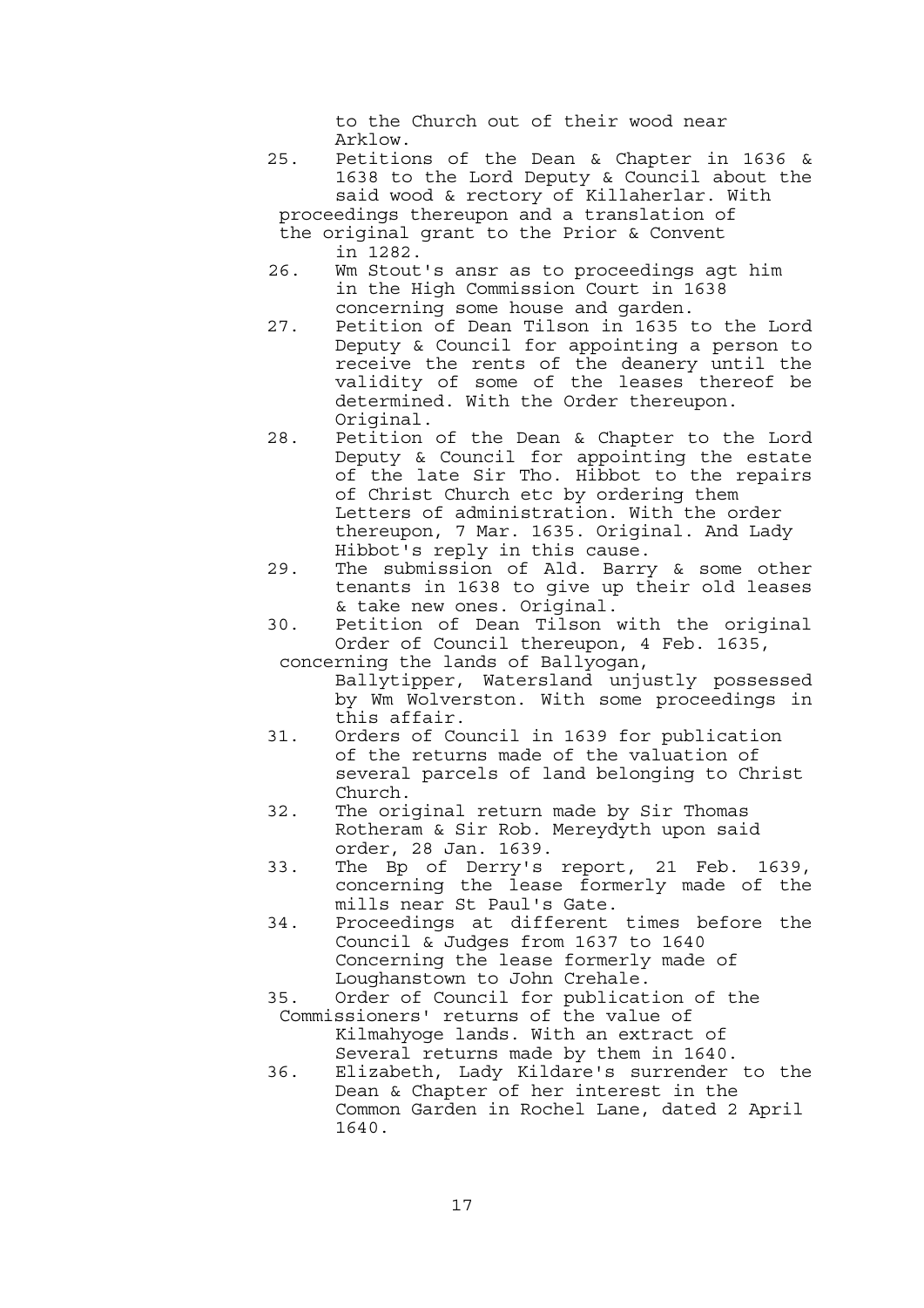to the Church out of their wood near Arklow.

25. Petitions of the Dean & Chapter in 1636 & 1638 to the Lord Deputy & Council about the said wood & rectory of Killaherlar. With proceedings thereupon and a translation of the original grant to the Prior & Convent in 1282.
26. Wm Stout's ansr as to proceedings agt him in the High Commission Court in 1638 concerning some house and garden.
27. Petition of Dean Tilson in 1635 to the Lord Deputy & Council for appointing a person to receive the rents of the deanery until the validity of some of the leases thereof be determined. With the Order thereupon. Original.
28. Petition of the Dean & Chapter to the Lord Deputy & Council for appointing the estate of the late Sir Tho. Hibbot to the repairs of Christ Church etc by ordering them Letters of administration. With the order thereupon, 7 Mar. 1635. Original. And Lady Hibbot's reply in this cause.
29. The submission of Ald. Barry & some other tenants in 1638 to give up their old leases & take new ones. Original.
30. Petition of Dean Tilson with the original Order of Council thereupon, 4 Feb. 1635, concerning the lands of Ballyogan, Ballytipper, Watersland unjustly possessed by Wm Wolverston. With some proceedings in this affair.
31. Orders of Council in 1639 for publication of the returns made of the valuation of several parcels of land belonging to Christ Church.
32. The original return made by Sir Thomas Rotheram & Sir Rob. Mereydyth upon said order, 28 Jan. 1639.
33. The Bp of Derry's report, 21 Feb. 1639, concerning the lease formerly made of the mills near St Paul's Gate.
34. Proceedings at different times before the Council & Judges from 1637 to 1640 Concerning the lease formerly made of Loughanstown to John Crehale.
35. Order of Council for publication of the Commissioners' returns of the value of Kilmahyoge lands. With an extract of Several returns made by them in 1640.
36. Elizabeth, Lady Kildare's surrender to the Dean & Chapter of her interest in the Common Garden in Rochel Lane, dated 2 April 1640.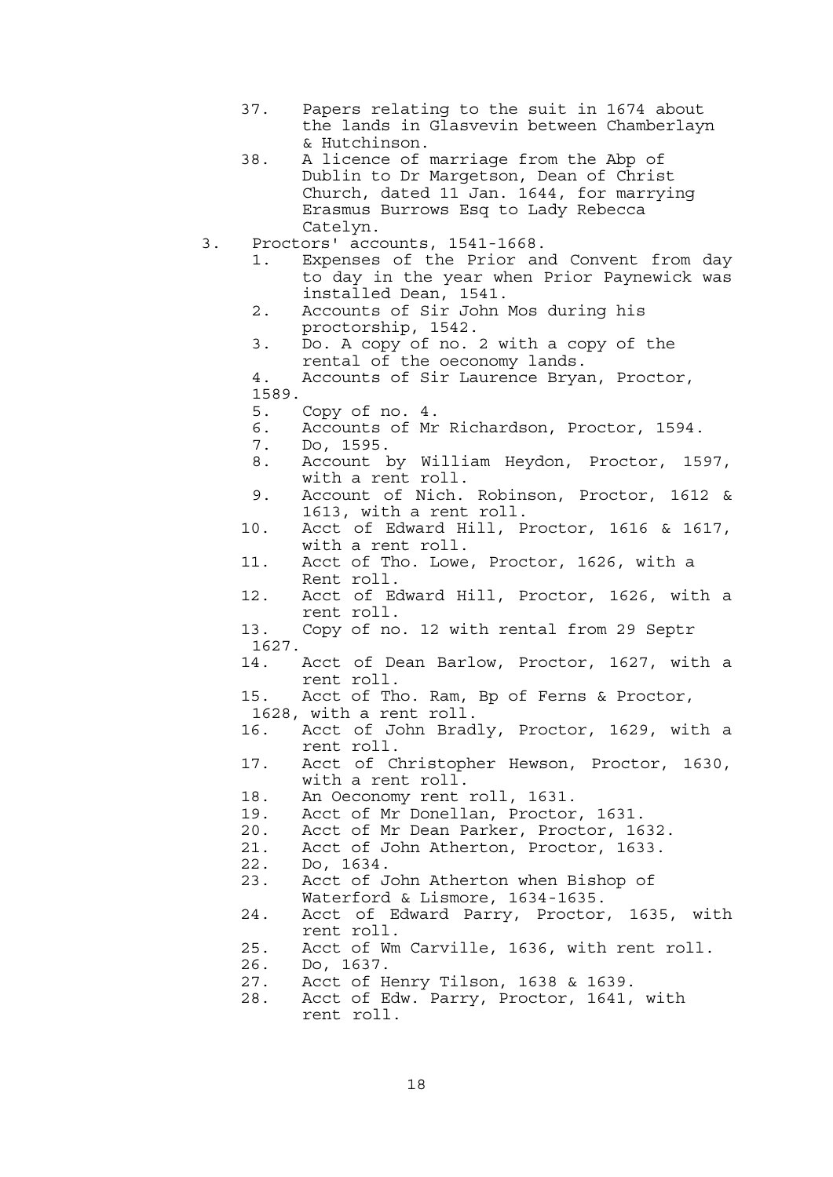37. Papers relating to the suit in 1674 about the lands in Glasvevin between Chamberlayn & Hutchinson.
38. A licence of marriage from the Abp of Dublin to Dr Margetson, Dean of Christ Church, dated 11 Jan. 1644, for marrying Erasmus Burrows Esq to Lady Rebecca Catelyn.

3. Proctors' accounts, 1541-1668.
   1. Expenses of the Prior and Convent from day to day in the year when Prior Paynewick was installed Dean, 1541.
   2. Accounts of Sir John Mos during his proctorship, 1542.
   3. Do. A copy of no. 2 with a copy of the rental of the oeconomy lands.
   4. Accounts of Sir Laurence Bryan, Proctor, 1589.
   5. Copy of no. 4.
   6. Accounts of Mr Richardson, Proctor, 1594.
   7. Do, 1595.
   8. Account by William Heydon, Proctor, 1597, with a rent roll.
   9. Account of Nich. Robinson, Proctor, 1612 & 1613, with a rent roll.
   10. Acct of Edward Hill, Proctor, 1616 & 1617, with a rent roll.
   11. Acct of Tho. Lowe, Proctor, 1626, with a Rent roll.
   12. Acct of Edward Hill, Proctor, 1626, with a rent roll.
   13. Copy of no. 12 with rental from 29 Septr 1627.
   14. Acct of Dean Barlow, Proctor, 1627, with a rent roll.
   15. Acct of Tho. Ram, Bp of Ferns & Proctor, 1628, with a rent roll.
   16. Acct of John Bradly, Proctor, 1629, with a rent roll.
   17. Acct of Christopher Hewson, Proctor, 1630, with a rent roll.
   18. An Oeconomy rent roll, 1631.
   19. Acct of Mr Donellan, Proctor, 1631.
   20. Acct of Mr Dean Parker, Proctor, 1632.
   21. Acct of John Atherton, Proctor, 1633.
   22. Do, 1634.
   23. Acct of John Atherton when Bishop of Waterford & Lismore, 1634-1635.
   24. Acct of Edward Parry, Proctor, 1635, with rent roll.
   25. Acct of Wm Carville, 1636, with rent roll.
   26. Do, 1637.
   27. Acct of Henry Tilson, 1638 & 1639.
   28. Acct of Edw. Parry, Proctor, 1641, with rent roll.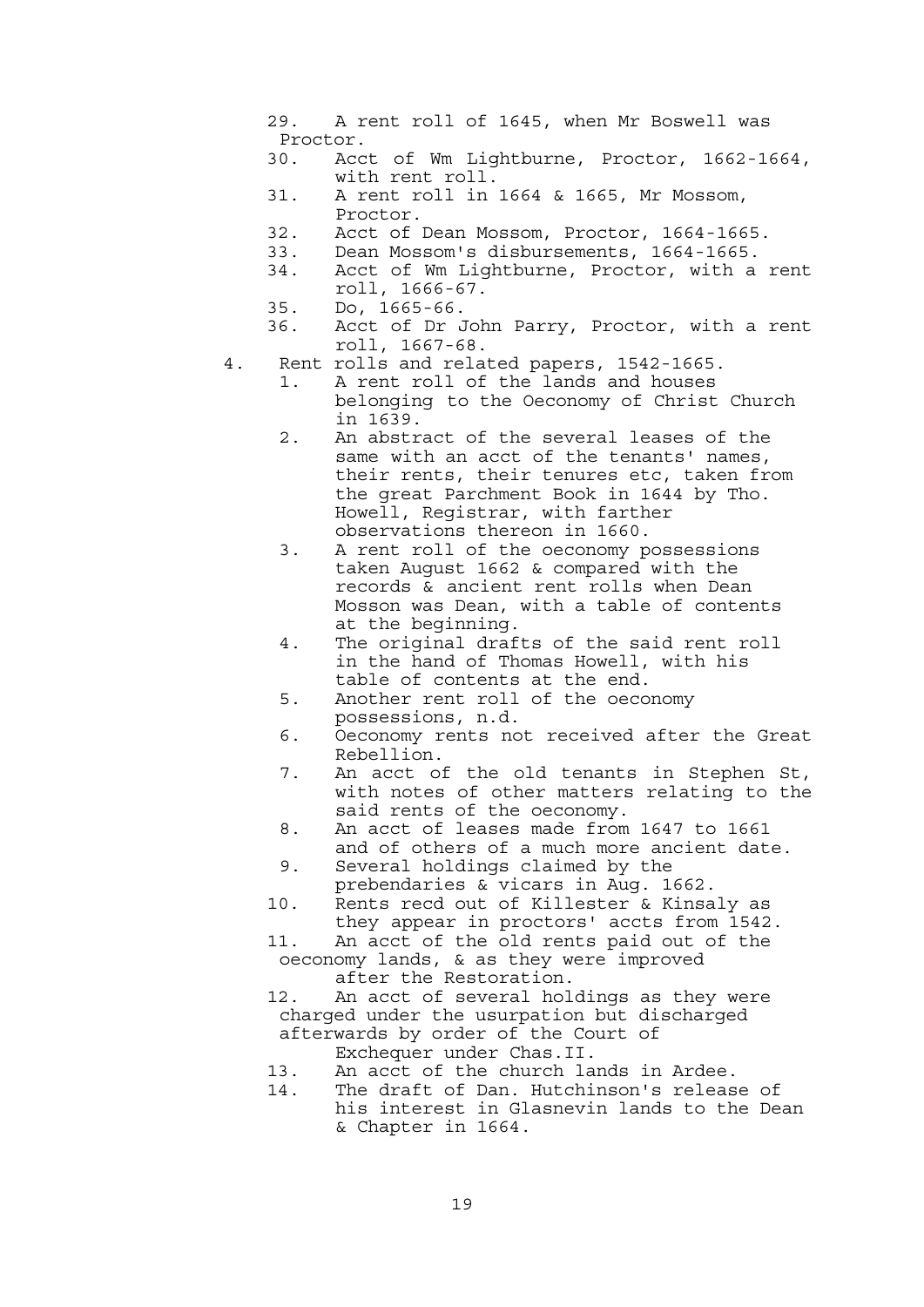29. A rent roll of 1645, when Mr Boswell was Proctor.
30. Acct of Wm Lightburne, Proctor, 1662-1664, with rent roll.
31. A rent roll in 1664 & 1665, Mr Mossom, Proctor.
32. Acct of Dean Mossom, Proctor, 1664-1665.
33. Dean Mossom's disbursements, 1664-1665.
34. Acct of Wm Lightburne, Proctor, with a rent roll, 1666-67.
35. Do, 1665-66.
36. Acct of Dr John Parry, Proctor, with a rent roll, 1667-68.

4. Rent rolls and related papers, 1542-1665.
   1. A rent roll of the lands and houses belonging to the Oeconomy of Christ Church in 1639.
   2. An abstract of the several leases of the same with an acct of the tenants' names, their rents, their tenures etc, taken from the great Parchment Book in 1644 by Tho. Howell, Registrar, with farther observations thereon in 1660.
   3. A rent roll of the oeconomy possessions taken August 1662 & compared with the records & ancient rent rolls when Dean Mosson was Dean, with a table of contents at the beginning.
   4. The original drafts of the said rent roll in the hand of Thomas Howell, with his table of contents at the end.
   5. Another rent roll of the oeconomy possessions, n.d.
   6. Oeconomy rents not received after the Great Rebellion.
   7. An acct of the old tenants in Stephen St, with notes of other matters relating to the said rents of the oeconomy.
   8. An acct of leases made from 1647 to 1661 and of others of a much more ancient date.
   9. Several holdings claimed by the prebendaries & vicars in Aug. 1662.
   10. Rents recd out of Killester & Kinsaly as they appear in proctors' accts from 1542.
   11. An acct of the old rents paid out of the oeconomy lands, & as they were improved after the Restoration.
   12. An acct of several holdings as they were charged under the usurpation but discharged afterwards by order of the Court of Exchequer under Chas.II.
   13. An acct of the church lands in Ardee.
   14. The draft of Dan. Hutchinson's release of his interest in Glasnevin lands to the Dean & Chapter in 1664.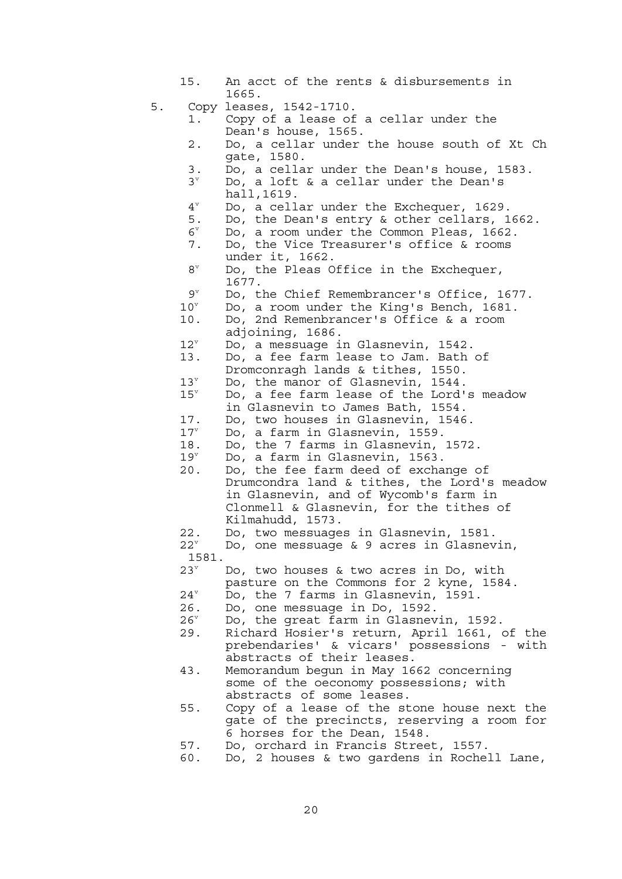15. An acct of the rents & disbursements in 1665.

5. Copy leases, 1542-1710.

1. Copy of a lease of a cellar under the Dean's house, 1565.
2. Do, a cellar under the house south of Xt Ch gate, 1580.
3. Do, a cellar under the Dean's house, 1583.

3v Do, a loft & a cellar under the Dean's hall,1619.

4v Do, a cellar under the Exchequer, 1629.

5. Do, the Dean's entry & other cellars, 1662.

6v Do, a room under the Common Pleas, 1662.

7. Do, the Vice Treasurer's office & rooms under it, 1662.

8v Do, the Pleas Office in the Exchequer, 1677.

9v Do, the Chief Remembrancer's Office, 1677.

10v Do, a room under the King's Bench, 1681.

10. Do, 2nd Remenbrancer's Office & a room adjoining, 1686.

12v Do, a messuage in Glasnevin, 1542.

13. Do, a fee farm lease to Jam. Bath of Dromconragh lands & tithes, 1550.

13v Do, the manor of Glasnevin, 1544.

15v Do, a fee farm lease of the Lord's meadow in Glasnevin to James Bath, 1554.

17. Do, two houses in Glasnevin, 1546.

17v Do, a farm in Glasnevin, 1559.

18. Do, the 7 farms in Glasnevin, 1572.

19v Do, a farm in Glasnevin, 1563.

20. Do, the fee farm deed of exchange of Drumcondra land & tithes, the Lord's meadow in Glasnevin, and of Wycomb's farm in Clonmell & Glasnevin, for the tithes of Kilmahudd, 1573.

22. Do, two messuages in Glasnevin, 1581.

22v Do, one messuage & 9 acres in Glasnevin, 1581.

23v Do, two houses & two acres in Do, with pasture on the Commons for 2 kyne, 1584.

24v Do, the 7 farms in Glasnevin, 1591.

26. Do, one messuage in Do, 1592.

26v Do, the great farm in Glasnevin, 1592.

29. Richard Hosier's return, April 1661, of the prebendaries' & vicars' possessions - with abstracts of their leases.

43. Memorandum begun in May 1662 concerning some of the oeconomy possessions; with abstracts of some leases.

55. Copy of a lease of the stone house next the gate of the precincts, reserving a room for 6 horses for the Dean, 1548.

57. Do, orchard in Francis Street, 1557.

60. Do, 2 houses & two gardens in Rochell Lane,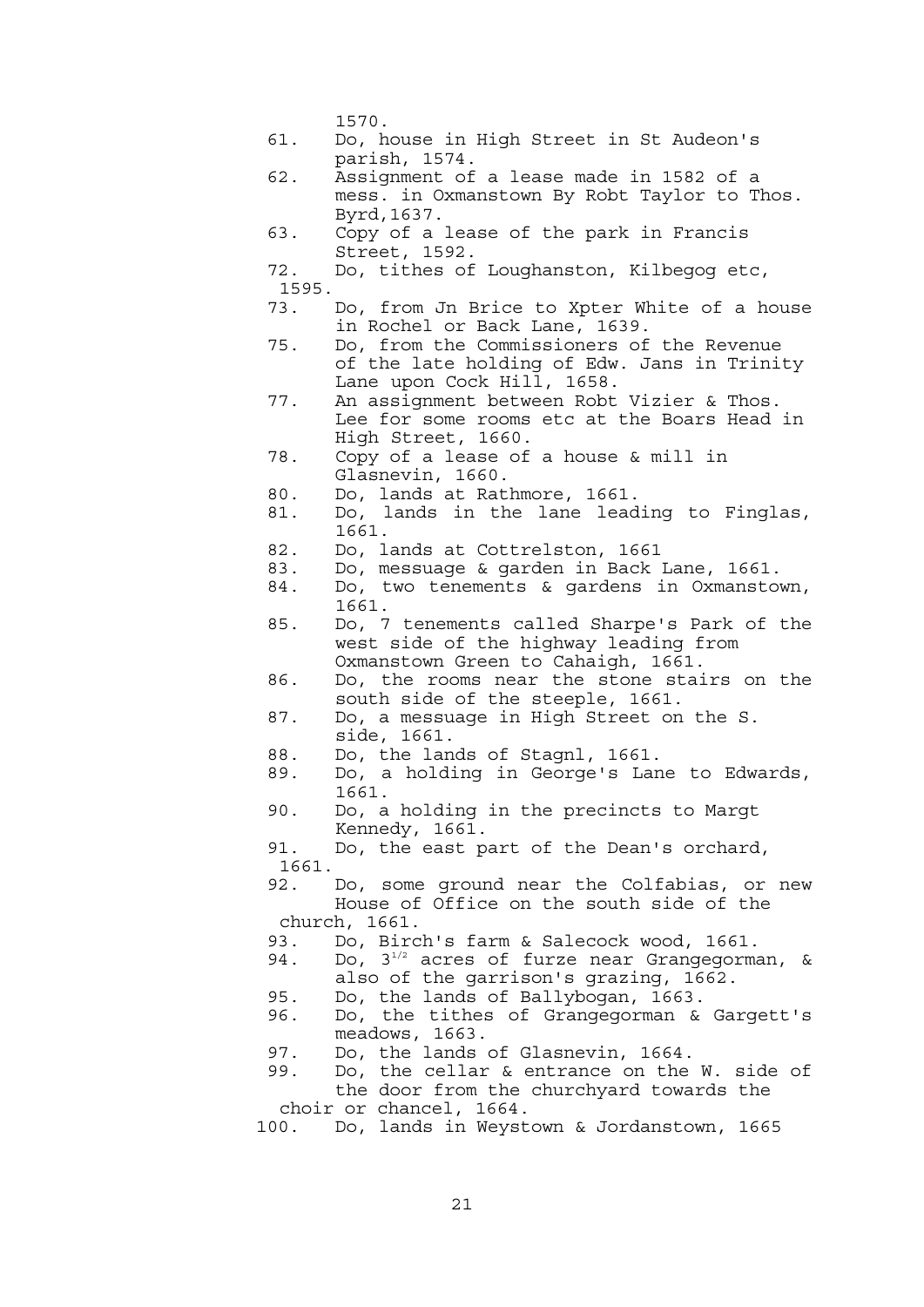1570.

61. Do, house in High Street in St Audeon's parish, 1574.
62. Assignment of a lease made in 1582 of a mess. in Oxmanstown By Robt Taylor to Thos. Byrd,1637.
63. Copy of a lease of the park in Francis Street, 1592.
72. Do, tithes of Loughanston, Kilbegog etc, 1595.
73. Do, from Jn Brice to Xpter White of a house in Rochel or Back Lane, 1639.
75. Do, from the Commissioners of the Revenue of the late holding of Edw. Jans in Trinity Lane upon Cock Hill, 1658.
77. An assignment between Robt Vizier & Thos. Lee for some rooms etc at the Boars Head in High Street, 1660.
78. Copy of a lease of a house & mill in Glasnevin, 1660.
80. Do, lands at Rathmore, 1661.
81. Do, lands in the lane leading to Finglas, 1661.
82. Do, lands at Cottrelston, 1661
83. Do, messuage & garden in Back Lane, 1661.
84. Do, two tenements & gardens in Oxmanstown, 1661.
85. Do, 7 tenements called Sharpe's Park of the west side of the highway leading from Oxmanstown Green to Cahaigh, 1661.
86. Do, the rooms near the stone stairs on the south side of the steeple, 1661.
87. Do, a messuage in High Street on the S. side, 1661.
88. Do, the lands of Stagnl, 1661.
89. Do, a holding in George's Lane to Edwards, 1661.
90. Do, a holding in the precincts to Margt Kennedy, 1661.
91. Do, the east part of the Dean's orchard, 1661.
92. Do, some ground near the Colfabias, or new House of Office on the south side of the church, 1661.
93. Do, Birch's farm & Salecock wood, 1661.
94. Do, $3^{1/2}$ acres of furze near Grangegorman, & also of the garrison's grazing, 1662.
95. Do, the lands of Ballybogan, 1663.
96. Do, the tithes of Grangegorman & Gargett's meadows, 1663.
97. Do, the lands of Glasnevin, 1664.
99. Do, the cellar & entrance on the W. side of the door from the churchyard towards the choir or chancel, 1664.
100. Do, lands in Weystown & Jordanstown, 1665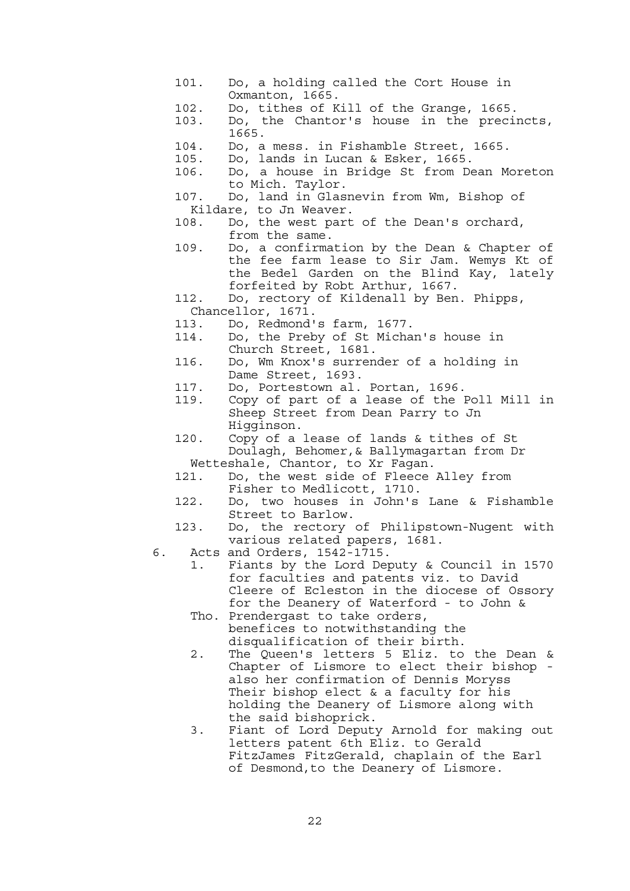- 101. Do, a holding called the Cort House in Oxmanton, 1665.
- 102. Do, tithes of Kill of the Grange, 1665.
- 103. Do, the Chantor's house in the precincts, 1665.
- 104. Do, a mess. in Fishamble Street, 1665.
- 105. Do, lands in Lucan & Esker, 1665.
- 106. Do, a house in Bridge St from Dean Moreton to Mich. Taylor.
- 107. Do, land in Glasnevin from Wm, Bishop of Kildare, to Jn Weaver.
- 108. Do, the west part of the Dean's orchard, from the same.
- 109. Do, a confirmation by the Dean & Chapter of the fee farm lease to Sir Jam. Wemys Kt of the Bedel Garden on the Blind Kay, lately forfeited by Robt Arthur, 1667.
- 112. Do, rectory of Kildenall by Ben. Phipps, Chancellor, 1671.
- 113. Do, Redmond's farm, 1677.
- 114. Do, the Preby of St Michan's house in Church Street, 1681.
- 116. Do, Wm Knox's surrender of a holding in Dame Street, 1693.
- 117. Do, Portestown al. Portan, 1696.
- 119. Copy of part of a lease of the Poll Mill in Sheep Street from Dean Parry to Jn Higginson.
- 120. Copy of a lease of lands & tithes of St Doulagh, Behomer,& Ballymagartan from Dr Wetteshale, Chantor, to Xr Fagan.
- 121. Do, the west side of Fleece Alley from Fisher to Medlicott, 1710.
- 122. Do, two houses in John's Lane & Fishamble Street to Barlow.
- 123. Do, the rectory of Philipstown-Nugent with various related papers, 1681.

6. Acts and Orders, 1542-1715.
   1. Fiants by the Lord Deputy & Council in 1570 for faculties and patents viz. to David Cleere of Ecleston in the diocese of Ossory for the Deanery of Waterford - to John & Tho. Prendergast to take orders, benefices to notwithstanding the disqualification of their birth.
   2. The Queen's letters 5 Eliz. to the Dean & Chapter of Lismore to elect their bishop - also her confirmation of Dennis Moryss Their bishop elect & a faculty for his holding the Deanery of Lismore along with the said bishoprick.
   3. Fiant of Lord Deputy Arnold for making out letters patent 6th Eliz. to Gerald FitzJames FitzGerald, chaplain of the Earl of Desmond,to the Deanery of Lismore.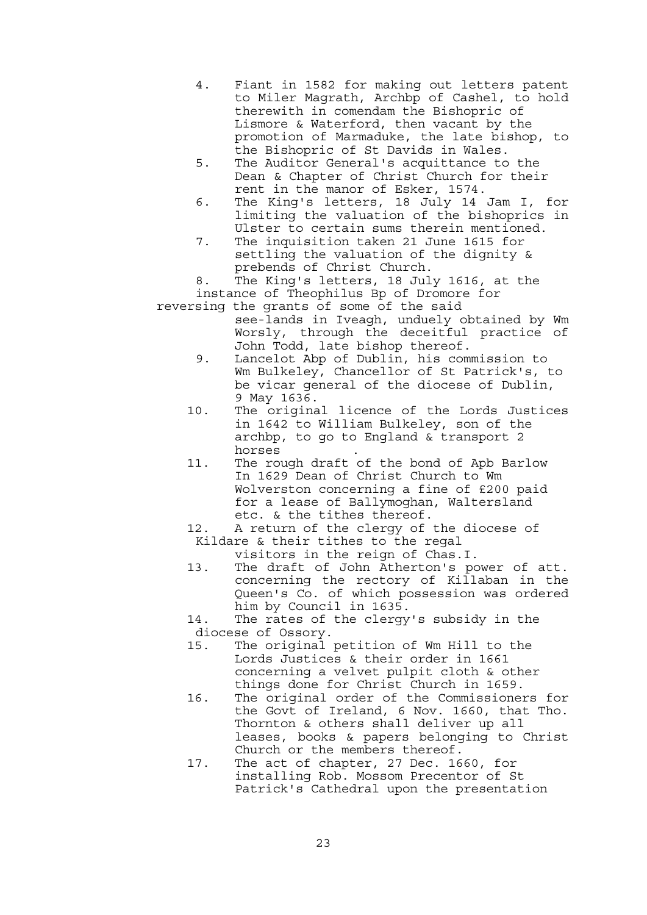4. Fiant in 1582 for making out letters patent to Miler Magrath, Archbp of Cashel, to hold therewith in comendam the Bishopric of Lismore & Waterford, then vacant by the promotion of Marmaduke, the late bishop, to the Bishopric of St Davids in Wales.
5. The Auditor General's acquittance to the Dean & Chapter of Christ Church for their rent in the manor of Esker, 1574.
6. The King's letters, 18 July 14 Jam I, for limiting the valuation of the bishoprics in Ulster to certain sums therein mentioned.
7. The inquisition taken 21 June 1615 for settling the valuation of the dignity & prebends of Christ Church.
8. The King's letters, 18 July 1616, at the instance of Theophilus Bp of Dromore for reversing the grants of some of the said see-lands in Iveagh, unduely obtained by Wm Worsly, through the deceitful practice of John Todd, late bishop thereof.
9. Lancelot Abp of Dublin, his commission to Wm Bulkeley, Chancellor of St Patrick's, to be vicar general of the diocese of Dublin, 9 May 1636.
10. The original licence of the Lords Justices in 1642 to William Bulkeley, son of the archbp, to go to England & transport 2 horses .
11. The rough draft of the bond of Apb Barlow In 1629 Dean of Christ Church to Wm Wolverston concerning a fine of £200 paid for a lease of Ballymoghan, Waltersland etc. & the tithes thereof.
12. A return of the clergy of the diocese of Kildare & their tithes to the regal visitors in the reign of Chas.I.
13. The draft of John Atherton's power of att. concerning the rectory of Killaban in the Queen's Co. of which possession was ordered him by Council in 1635.
14. The rates of the clergy's subsidy in the diocese of Ossory.
15. The original petition of Wm Hill to the Lords Justices & their order in 1661 concerning a velvet pulpit cloth & other things done for Christ Church in 1659.
16. The original order of the Commissioners for the Govt of Ireland, 6 Nov. 1660, that Tho. Thornton & others shall deliver up all leases, books & papers belonging to Christ Church or the members thereof.
17. The act of chapter, 27 Dec. 1660, for installing Rob. Mossom Precentor of St Patrick's Cathedral upon the presentation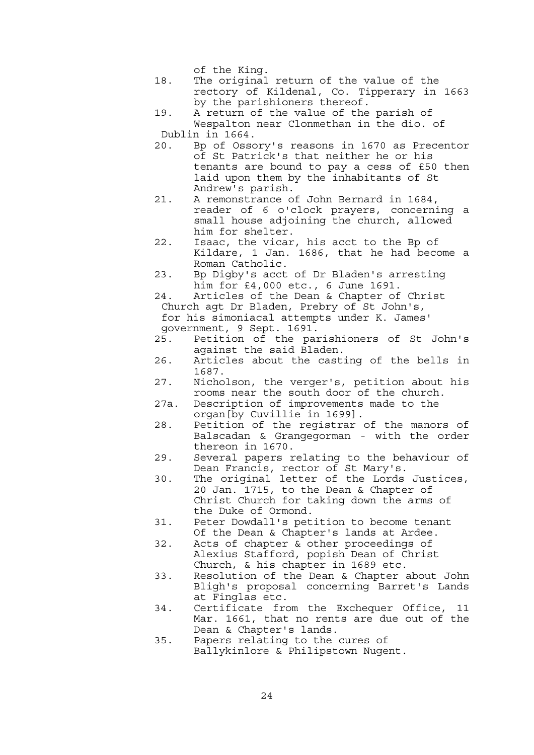of the King.

18. The original return of the value of the rectory of Kildenal, Co. Tipperary in 1663 by the parishioners thereof.
19. A return of the value of the parish of Wespalton near Clonmethan in the dio. of Dublin in 1664.
20. Bp of Ossory's reasons in 1670 as Precentor of St Patrick's that neither he or his tenants are bound to pay a cess of £50 then laid upon them by the inhabitants of St Andrew's parish.
21. A remonstrance of John Bernard in 1684, reader of 6 o'clock prayers, concerning a small house adjoining the church, allowed him for shelter.
22. Isaac, the vicar, his acct to the Bp of Kildare, 1 Jan. 1686, that he had become a Roman Catholic.
23. Bp Digby's acct of Dr Bladen's arresting him for £4,000 etc., 6 June 1691.
24. Articles of the Dean & Chapter of Christ Church agt Dr Bladen, Prebry of St John's, for his simoniacal attempts under K. James' government, 9 Sept. 1691.
25. Petition of the parishioners of St John's against the said Bladen.
26. Articles about the casting of the bells in 1687.
27. Nicholson, the verger's, petition about his rooms near the south door of the church.

27a. Description of improvements made to the organ[by Cuvillie in 1699].

28. Petition of the registrar of the manors of Balscadan & Grangegorman - with the order thereon in 1670.
29. Several papers relating to the behaviour of Dean Francis, rector of St Mary's.
30. The original letter of the Lords Justices, 20 Jan. 1715, to the Dean & Chapter of Christ Church for taking down the arms of the Duke of Ormond.
31. Peter Dowdall's petition to become tenant Of the Dean & Chapter's lands at Ardee.
32. Acts of chapter & other proceedings of Alexius Stafford, popish Dean of Christ Church, & his chapter in 1689 etc.
33. Resolution of the Dean & Chapter about John Bligh's proposal concerning Barret's Lands at Finglas etc.
34. Certificate from the Exchequer Office, 11 Mar. 1661, that no rents are due out of the Dean & Chapter's lands.
35. Papers relating to the cures of Ballykinlore & Philipstown Nugent.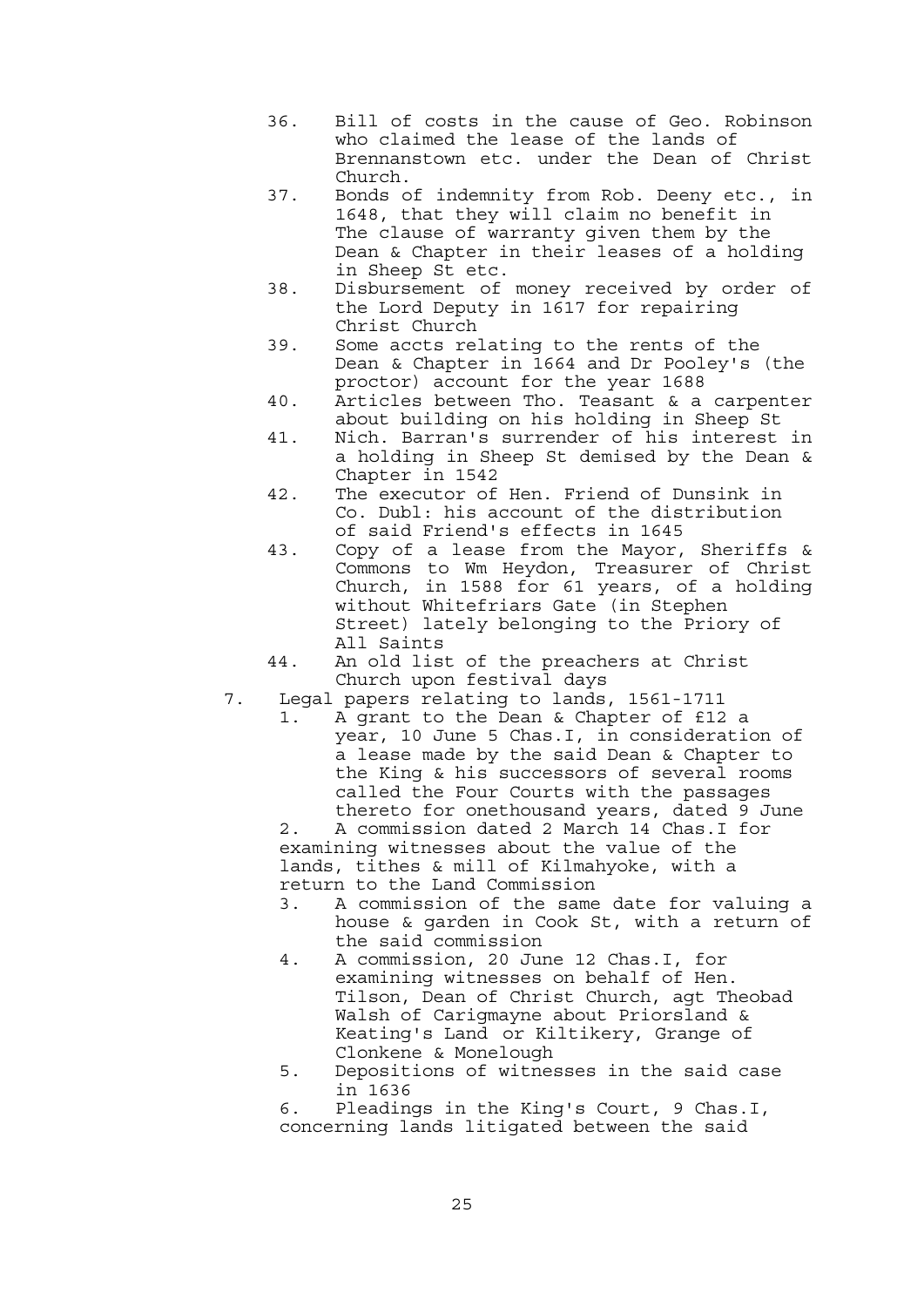36. Bill of costs in the cause of Geo. Robinson who claimed the lease of the lands of Brennanstown etc. under the Dean of Christ Church.
37. Bonds of indemnity from Rob. Deeny etc., in 1648, that they will claim no benefit in The clause of warranty given them by the Dean & Chapter in their leases of a holding in Sheep St etc.
38. Disbursement of money received by order of the Lord Deputy in 1617 for repairing Christ Church
39. Some accts relating to the rents of the Dean & Chapter in 1664 and Dr Pooley's (the proctor) account for the year 1688
40. Articles between Tho. Teasant & a carpenter about building on his holding in Sheep St
41. Nich. Barran's surrender of his interest in a holding in Sheep St demised by the Dean & Chapter in 1542
42. The executor of Hen. Friend of Dunsink in Co. Dubl: his account of the distribution of said Friend's effects in 1645
43. Copy of a lease from the Mayor, Sheriffs & Commons to Wm Heydon, Treasurer of Christ Church, in 1588 for 61 years, of a holding without Whitefriars Gate (in Stephen Street) lately belonging to the Priory of All Saints
44. An old list of the preachers at Christ Church upon festival days

7. Legal papers relating to lands, 1561-1711
   1. A grant to the Dean & Chapter of £12 a year, 10 June 5 Chas.I, in consideration of a lease made by the said Dean & Chapter to the King & his successors of several rooms called the Four Courts with the passages thereto for onethousand years, dated 9 June
   2. A commission dated 2 March 14 Chas.I for examining witnesses about the value of the lands, tithes & mill of Kilmahyoke, with a return to the Land Commission
   3. A commission of the same date for valuing a house & garden in Cook St, with a return of the said commission
   4. A commission, 20 June 12 Chas.I, for examining witnesses on behalf of Hen. Tilson, Dean of Christ Church, agt Theobad Walsh of Carigmayne about Priorsland & Keating's Land or Kiltikery, Grange of Clonkene & Monelough
   5. Depositions of witnesses in the said case in 1636
   6. Pleadings in the King's Court, 9 Chas.I, concerning lands litigated between the said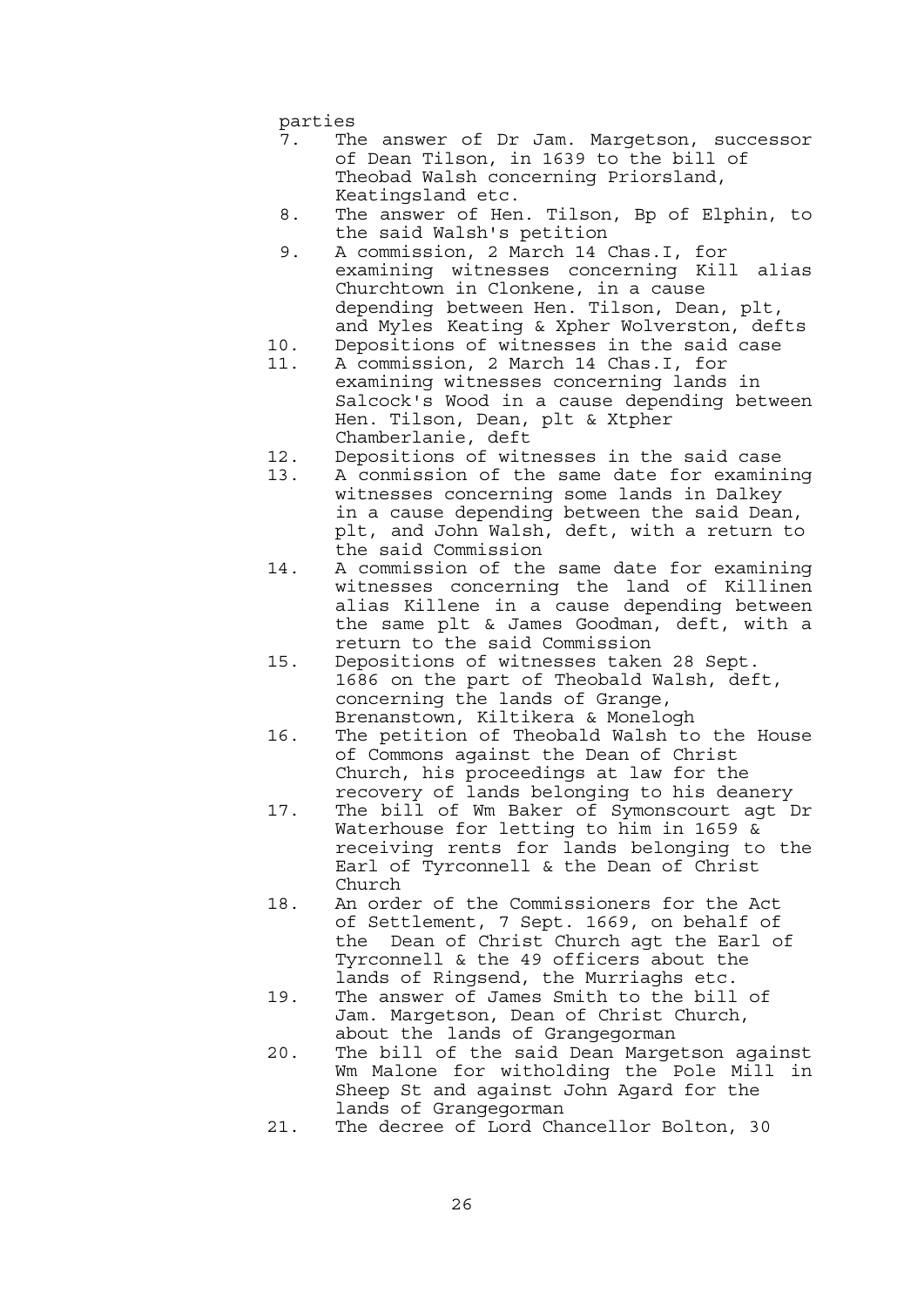parties

7. The answer of Dr Jam. Margetson, successor of Dean Tilson, in 1639 to the bill of Theobad Walsh concerning Priorsland, Keatingsland etc.
8. The answer of Hen. Tilson, Bp of Elphin, to the said Walsh's petition
9. A commission, 2 March 14 Chas.I, for examining witnesses concerning Kill alias Churchtown in Clonkene, in a cause depending between Hen. Tilson, Dean, plt, and Myles Keating & Xpher Wolverston, defts
10. Depositions of witnesses in the said case
11. A commission, 2 March 14 Chas.I, for examining witnesses concerning lands in Salcock's Wood in a cause depending between Hen. Tilson, Dean, plt & Xtpher Chamberlanie, deft
12. Depositions of witnesses in the said case
13. A conmission of the same date for examining witnesses concerning some lands in Dalkey in a cause depending between the said Dean, plt, and John Walsh, deft, with a return to the said Commission
14. A commission of the same date for examining witnesses concerning the land of Killinen alias Killene in a cause depending between the same plt & James Goodman, deft, with a return to the said Commission
15. Depositions of witnesses taken 28 Sept. 1686 on the part of Theobald Walsh, deft, concerning the lands of Grange, Brenanstown, Kiltikera & Monelogh
16. The petition of Theobald Walsh to the House of Commons against the Dean of Christ Church, his proceedings at law for the recovery of lands belonging to his deanery
17. The bill of Wm Baker of Symonscourt agt Dr Waterhouse for letting to him in 1659 & receiving rents for lands belonging to the Earl of Tyrconnell & the Dean of Christ Church
18. An order of the Commissioners for the Act of Settlement, 7 Sept. 1669, on behalf of the Dean of Christ Church agt the Earl of Tyrconnell & the 49 officers about the lands of Ringsend, the Murriaghs etc.
19. The answer of James Smith to the bill of Jam. Margetson, Dean of Christ Church, about the lands of Grangegorman
20. The bill of the said Dean Margetson against Wm Malone for witholding the Pole Mill in Sheep St and against John Agard for the lands of Grangegorman
21. The decree of Lord Chancellor Bolton, 30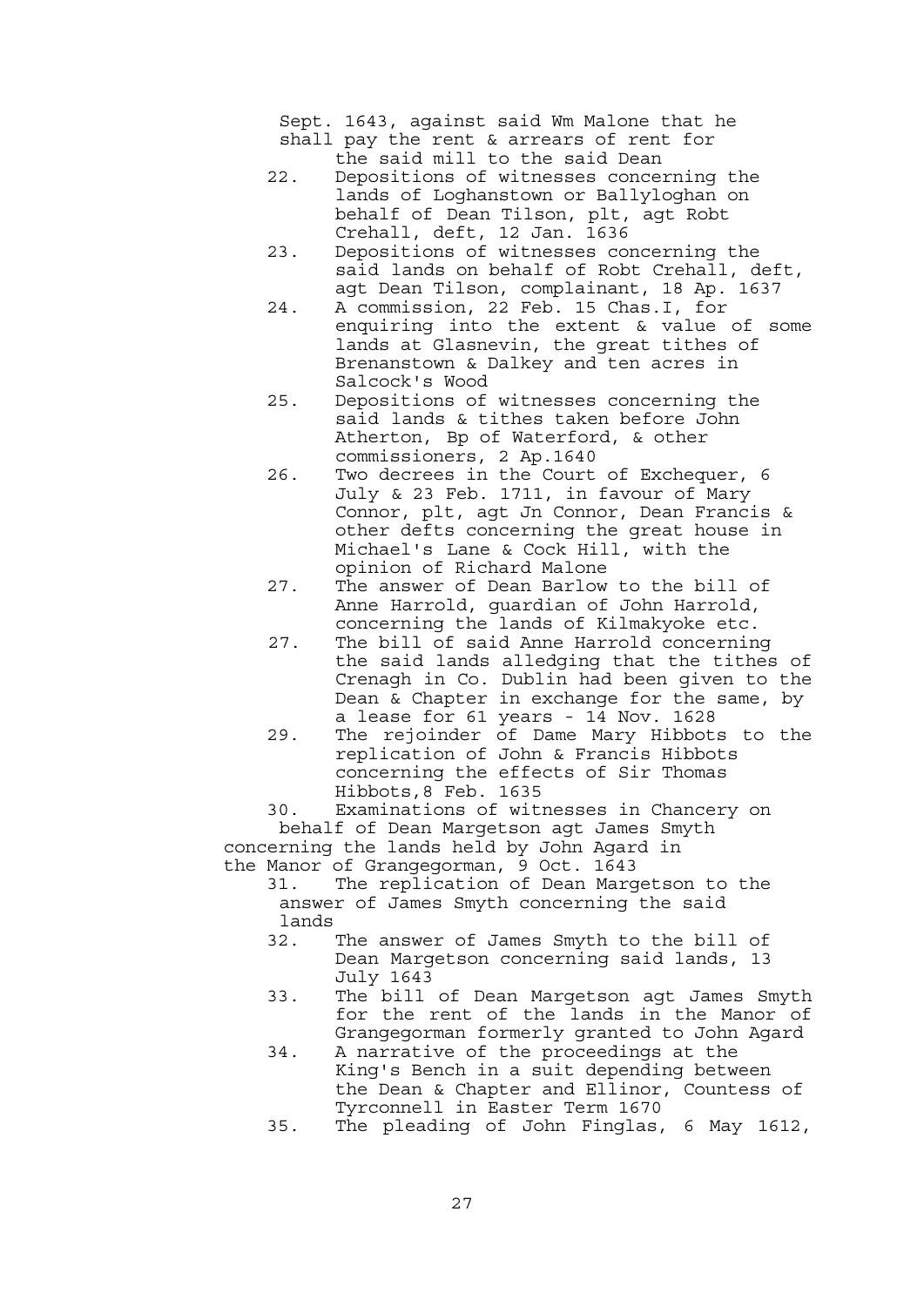Sept. 1643, against said Wm Malone that he shall pay the rent & arrears of rent for the said mill to the said Dean

22. Depositions of witnesses concerning the lands of Loghanstown or Ballyloghan on behalf of Dean Tilson, plt, agt Robt Crehall, deft, 12 Jan. 1636
23. Depositions of witnesses concerning the said lands on behalf of Robt Crehall, deft, agt Dean Tilson, complainant, 18 Ap. 1637
24. A commission, 22 Feb. 15 Chas.I, for enquiring into the extent & value of some lands at Glasnevin, the great tithes of Brenanstown & Dalkey and ten acres in Salcock's Wood
25. Depositions of witnesses concerning the said lands & tithes taken before John Atherton, Bp of Waterford, & other commissioners, 2 Ap.1640
26. Two decrees in the Court of Exchequer, 6 July & 23 Feb. 1711, in favour of Mary Connor, plt, agt Jn Connor, Dean Francis & other defts concerning the great house in Michael's Lane & Cock Hill, with the opinion of Richard Malone
27. The answer of Dean Barlow to the bill of Anne Harrold, guardian of John Harrold, concerning the lands of Kilmakyoke etc.
27. The bill of said Anne Harrold concerning the said lands alledging that the tithes of Crenagh in Co. Dublin had been given to the Dean & Chapter in exchange for the same, by a lease for 61 years - 14 Nov. 1628
29. The rejoinder of Dame Mary Hibbots to the replication of John & Francis Hibbots concerning the effects of Sir Thomas Hibbots,8 Feb. 1635
30. Examinations of witnesses in Chancery on behalf of Dean Margetson agt James Smyth concerning the lands held by John Agard in the Manor of Grangegorman, 9 Oct. 1643
31. The replication of Dean Margetson to the answer of James Smyth concerning the said lands
32. The answer of James Smyth to the bill of Dean Margetson concerning said lands, 13 July 1643
33. The bill of Dean Margetson agt James Smyth for the rent of the lands in the Manor of Grangegorman formerly granted to John Agard
34. A narrative of the proceedings at the King's Bench in a suit depending between the Dean & Chapter and Ellinor, Countess of Tyrconnell in Easter Term 1670
35. The pleading of John Finglas, 6 May 1612,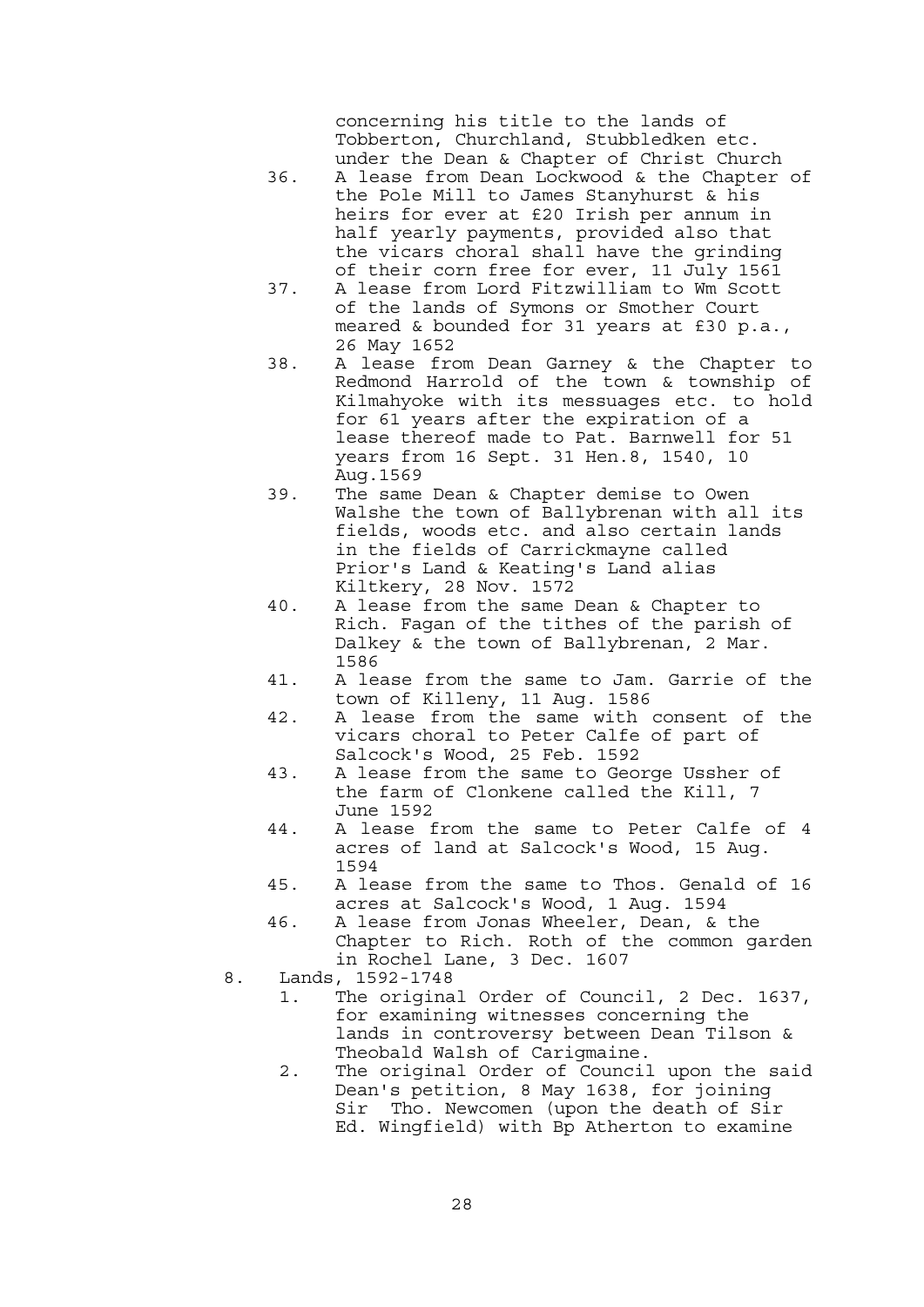concerning his title to the lands of Tobberton, Churchland, Stubbledken etc. under the Dean & Chapter of Christ Church

36. A lease from Dean Lockwood & the Chapter of the Pole Mill to James Stanyhurst & his heirs for ever at £20 Irish per annum in half yearly payments, provided also that the vicars choral shall have the grinding of their corn free for ever, 11 July 1561
37. A lease from Lord Fitzwilliam to Wm Scott of the lands of Symons or Smother Court meared & bounded for 31 years at £30 p.a., 26 May 1652
38. A lease from Dean Garney & the Chapter to Redmond Harrold of the town & township of Kilmahyoke with its messuages etc. to hold for 61 years after the expiration of a lease thereof made to Pat. Barnwell for 51 years from 16 Sept. 31 Hen.8, 1540, 10 Aug.1569
39. The same Dean & Chapter demise to Owen Walshe the town of Ballybrenan with all its fields, woods etc. and also certain lands in the fields of Carrickmayne called Prior's Land & Keating's Land alias Kiltkery, 28 Nov. 1572
40. A lease from the same Dean & Chapter to Rich. Fagan of the tithes of the parish of Dalkey & the town of Ballybrenan, 2 Mar. 1586
41. A lease from the same to Jam. Garrie of the town of Killeny, 11 Aug. 1586
42. A lease from the same with consent of the vicars choral to Peter Calfe of part of Salcock's Wood, 25 Feb. 1592
43. A lease from the same to George Ussher of the farm of Clonkene called the Kill, 7 June 1592
44. A lease from the same to Peter Calfe of 4 acres of land at Salcock's Wood, 15 Aug. 1594
45. A lease from the same to Thos. Genald of 16 acres at Salcock's Wood, 1 Aug. 1594
46. A lease from Jonas Wheeler, Dean, & the Chapter to Rich. Roth of the common garden in Rochel Lane, 3 Dec. 1607

8. Lands, 1592-1748
   1. The original Order of Council, 2 Dec. 1637, for examining witnesses concerning the lands in controversy between Dean Tilson & Theobald Walsh of Carigmaine.
   2. The original Order of Council upon the said Dean's petition, 8 May 1638, for joining Sir Tho. Newcomen (upon the death of Sir Ed. Wingfield) with Bp Atherton to examine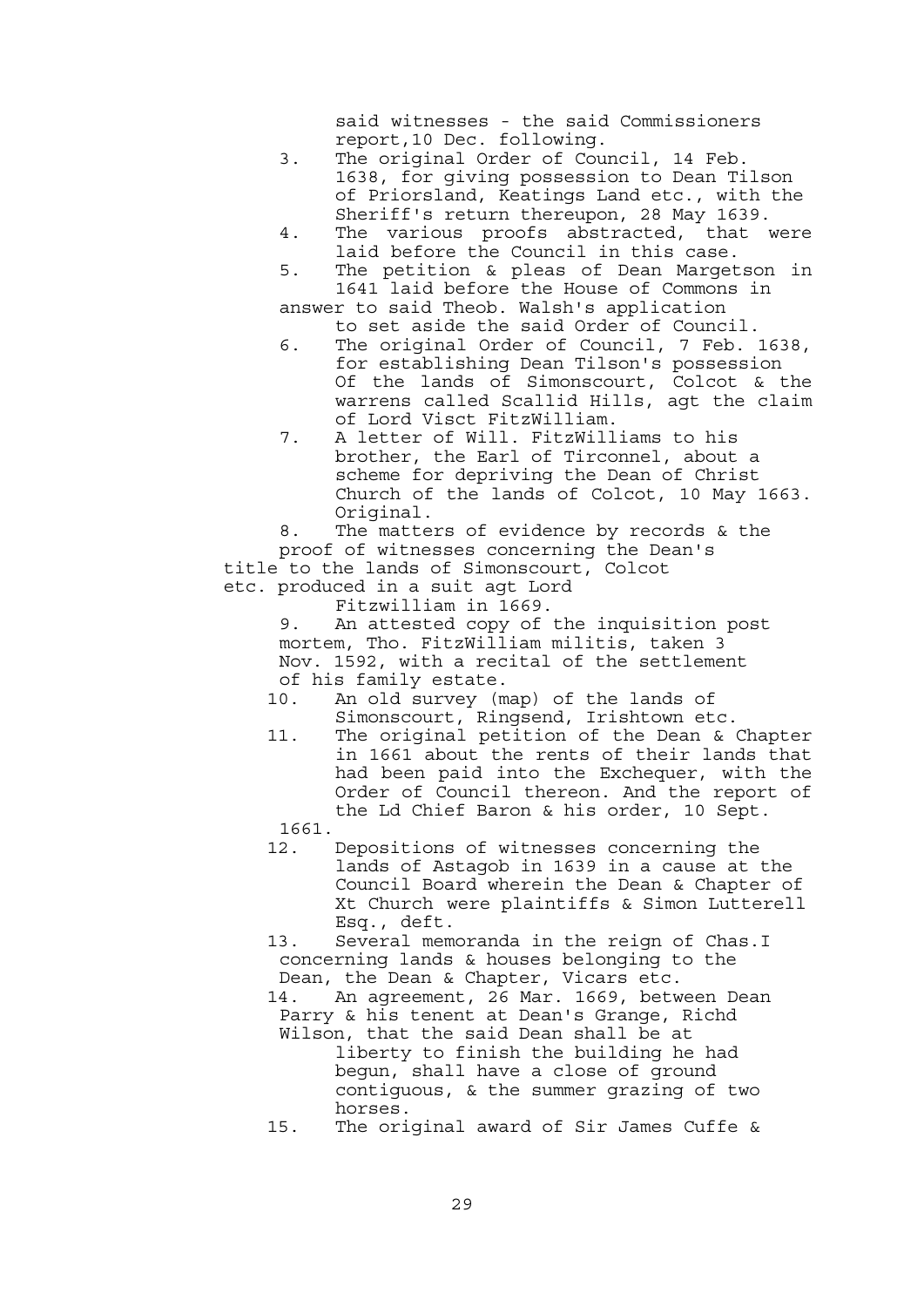said witnesses - the said Commissioners report,10 Dec. following.

3. The original Order of Council, 14 Feb. 1638, for giving possession to Dean Tilson of Priorsland, Keatings Land etc., with the Sheriff's return thereupon, 28 May 1639.
4. The various proofs abstracted, that were laid before the Council in this case.
5. The petition & pleas of Dean Margetson in 1641 laid before the House of Commons in answer to said Theob. Walsh's application to set aside the said Order of Council.
6. The original Order of Council, 7 Feb. 1638, for establishing Dean Tilson's possession Of the lands of Simonscourt, Colcot & the warrens called Scallid Hills, agt the claim of Lord Visct FitzWilliam.
7. A letter of Will. FitzWilliams to his brother, the Earl of Tirconnel, about a scheme for depriving the Dean of Christ Church of the lands of Colcot, 10 May 1663. Original.
8. The matters of evidence by records & the proof of witnesses concerning the Dean's title to the lands of Simonscourt, Colcot etc. produced in a suit agt Lord Fitzwilliam in 1669.
9. An attested copy of the inquisition post mortem, Tho. FitzWilliam militis, taken 3 Nov. 1592, with a recital of the settlement of his family estate.
10. An old survey (map) of the lands of Simonscourt, Ringsend, Irishtown etc.
11. The original petition of the Dean & Chapter in 1661 about the rents of their lands that had been paid into the Exchequer, with the Order of Council thereon. And the report of the Ld Chief Baron & his order, 10 Sept. 1661.
12. Depositions of witnesses concerning the lands of Astagob in 1639 in a cause at the Council Board wherein the Dean & Chapter of Xt Church were plaintiffs & Simon Lutterell Esq., deft.
13. Several memoranda in the reign of Chas.I concerning lands & houses belonging to the Dean, the Dean & Chapter, Vicars etc.
14. An agreement, 26 Mar. 1669, between Dean Parry & his tenent at Dean's Grange, Richd Wilson, that the said Dean shall be at liberty to finish the building he had begun, shall have a close of ground contiguous, & the summer grazing of two horses.
15. The original award of Sir James Cuffe &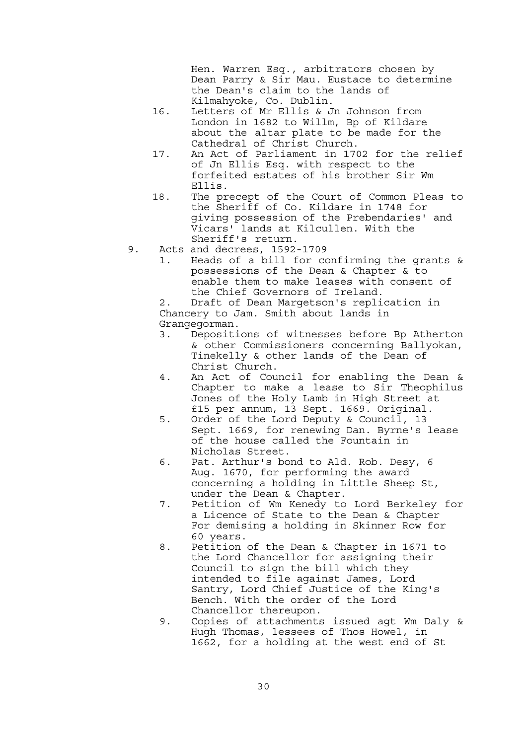Hen. Warren Esq., arbitrators chosen by Dean Parry & Sir Mau. Eustace to determine the Dean's claim to the lands of Kilmahyoke, Co. Dublin.

16. Letters of Mr Ellis & Jn Johnson from London in 1682 to Willm, Bp of Kildare about the altar plate to be made for the Cathedral of Christ Church.
17. An Act of Parliament in 1702 for the relief of Jn Ellis Esq. with respect to the forfeited estates of his brother Sir Wm Ellis.
18. The precept of the Court of Common Pleas to the Sheriff of Co. Kildare in 1748 for giving possession of the Prebendaries' and Vicars' lands at Kilcullen. With the Sheriff's return.

9. Acts and decrees, 1592-1709
    1. Heads of a bill for confirming the grants & possessions of the Dean & Chapter & to enable them to make leases with consent of the Chief Governors of Ireland.
    2. Draft of Dean Margetson's replication in Chancery to Jam. Smith about lands in Grangegorman.
    3. Depositions of witnesses before Bp Atherton & other Commissioners concerning Ballyokan, Tinekelly & other lands of the Dean of Christ Church.
    4. An Act of Council for enabling the Dean & Chapter to make a lease to Sir Theophilus Jones of the Holy Lamb in High Street at £15 per annum, 13 Sept. 1669. Original.
    5. Order of the Lord Deputy & Council, 13 Sept. 1669, for renewing Dan. Byrne's lease of the house called the Fountain in Nicholas Street.
    6. Pat. Arthur's bond to Ald. Rob. Desy, 6 Aug. 1670, for performing the award concerning a holding in Little Sheep St, under the Dean & Chapter.
    7. Petition of Wm Kenedy to Lord Berkeley for a Licence of State to the Dean & Chapter For demising a holding in Skinner Row for 60 years.
    8. Petition of the Dean & Chapter in 1671 to the Lord Chancellor for assigning their Council to sign the bill which they intended to file against James, Lord Santry, Lord Chief Justice of the King's Bench. With the order of the Lord Chancellor thereupon.
    9. Copies of attachments issued agt Wm Daly & Hugh Thomas, lessees of Thos Howel, in 1662, for a holding at the west end of St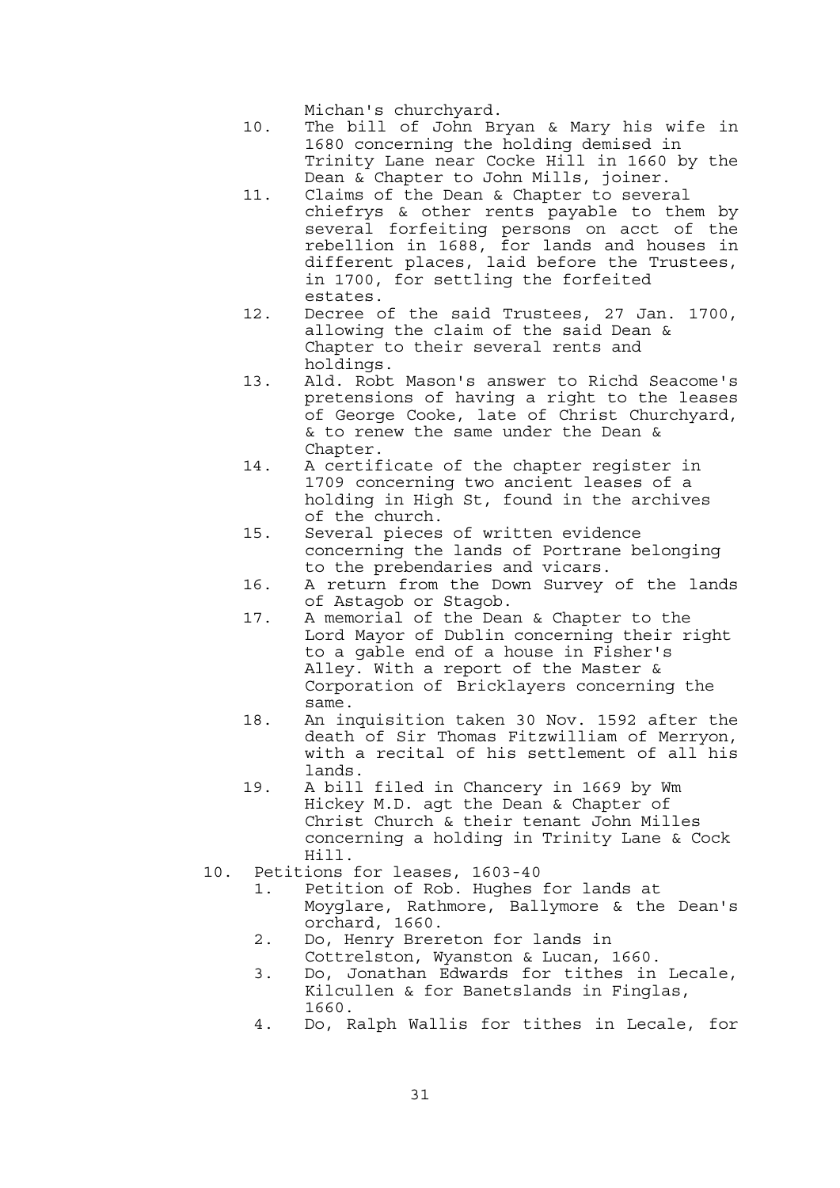Michan's churchyard.

   10. The bill of John Bryan & Mary his wife in 1680 concerning the holding demised in Trinity Lane near Cocke Hill in 1660 by the Dean & Chapter to John Mills, joiner.
   11. Claims of the Dean & Chapter to several chiefrys & other rents payable to them by several forfeiting persons on acct of the rebellion in 1688, for lands and houses in different places, laid before the Trustees, in 1700, for settling the forfeited estates.
   12. Decree of the said Trustees, 27 Jan. 1700, allowing the claim of the said Dean & Chapter to their several rents and holdings.
   13. Ald. Robt Mason's answer to Richd Seacome's pretensions of having a right to the leases of George Cooke, late of Christ Churchyard, & to renew the same under the Dean & Chapter.
   14. A certificate of the chapter register in 1709 concerning two ancient leases of a holding in High St, found in the archives of the church.
   15. Several pieces of written evidence concerning the lands of Portrane belonging to the prebendaries and vicars.
   16. A return from the Down Survey of the lands of Astagob or Stagob.
   17. A memorial of the Dean & Chapter to the Lord Mayor of Dublin concerning their right to a gable end of a house in Fisher's Alley. With a report of the Master & Corporation of Bricklayers concerning the same.
   18. An inquisition taken 30 Nov. 1592 after the death of Sir Thomas Fitzwilliam of Merryon, with a recital of his settlement of all his lands.
   19. A bill filed in Chancery in 1669 by Wm Hickey M.D. agt the Dean & Chapter of Christ Church & their tenant John Milles concerning a holding in Trinity Lane & Cock Hill.

10. Petitions for leases, 1603-40
   1. Petition of Rob. Hughes for lands at Moyglare, Rathmore, Ballymore & the Dean's orchard, 1660.
   2. Do, Henry Brereton for lands in Cottrelston, Wyanston & Lucan, 1660.
   3. Do, Jonathan Edwards for tithes in Lecale, Kilcullen & for Banetslands in Finglas, 1660.
   4. Do, Ralph Wallis for tithes in Lecale, for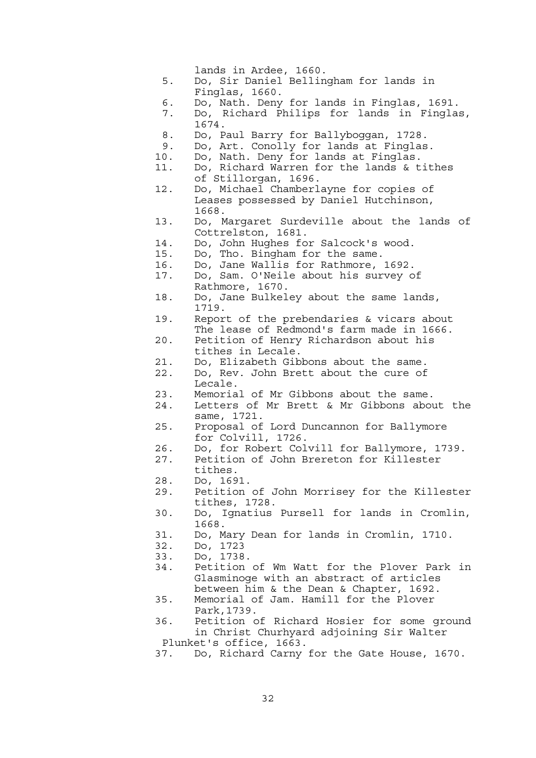lands in Ardee, 1660.

5. Do, Sir Daniel Bellingham for lands in Finglas, 1660.
6. Do, Nath. Deny for lands in Finglas, 1691.
7. Do, Richard Philips for lands in Finglas, 1674.
8. Do, Paul Barry for Ballyboggan, 1728.
9. Do, Art. Conolly for lands at Finglas.
10. Do, Nath. Deny for lands at Finglas.
11. Do, Richard Warren for the lands & tithes of Stillorgan, 1696.
12. Do, Michael Chamberlayne for copies of Leases possessed by Daniel Hutchinson, 1668.
13. Do, Margaret Surdeville about the lands of Cottrelston, 1681.
14. Do, John Hughes for Salcock's wood.
15. Do, Tho. Bingham for the same.
16. Do, Jane Wallis for Rathmore, 1692.
17. Do, Sam. O'Neile about his survey of Rathmore, 1670.
18. Do, Jane Bulkeley about the same lands, 1719.
19. Report of the prebendaries & vicars about The lease of Redmond's farm made in 1666.
20. Petition of Henry Richardson about his tithes in Lecale.
21. Do, Elizabeth Gibbons about the same.
22. Do, Rev. John Brett about the cure of Lecale.
23. Memorial of Mr Gibbons about the same.
24. Letters of Mr Brett & Mr Gibbons about the same, 1721.
25. Proposal of Lord Duncannon for Ballymore for Colvill, 1726.
26. Do, for Robert Colvill for Ballymore, 1739.
27. Petition of John Brereton for Killester tithes.
28. Do, 1691.
29. Petition of John Morrisey for the Killester tithes, 1728.
30. Do, Ignatius Pursell for lands in Cromlin, 1668.
31. Do, Mary Dean for lands in Cromlin, 1710.
32. Do, 1723
33. Do, 1738.
34. Petition of Wm Watt for the Plover Park in Glasminoge with an abstract of articles between him & the Dean & Chapter, 1692.
35. Memorial of Jam. Hamill for the Plover Park,1739.
36. Petition of Richard Hosier for some ground in Christ Churhyard adjoining Sir Walter Plunket's office, 1663.
37. Do, Richard Carny for the Gate House, 1670.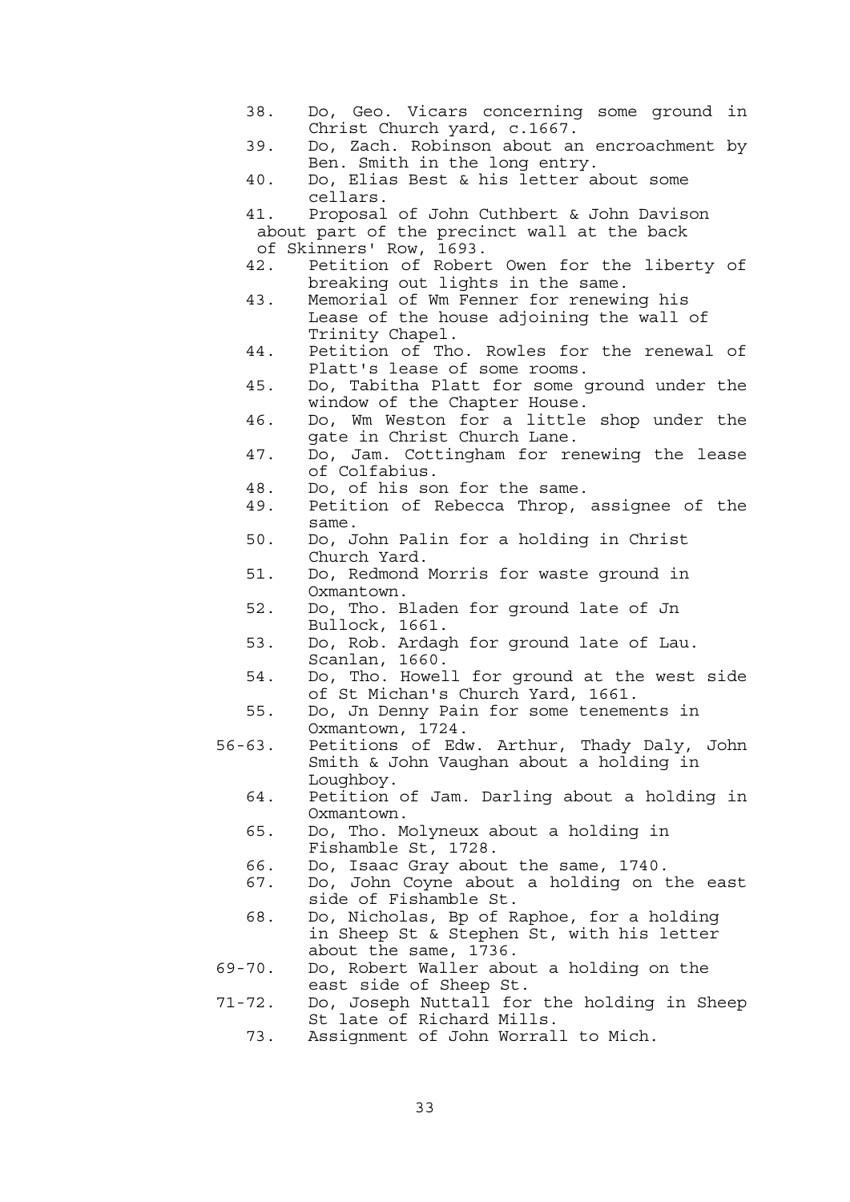38. Do, Geo. Vicars concerning some ground in Christ Church yard, c.1667.
39. Do, Zach. Robinson about an encroachment by Ben. Smith in the long entry.
40. Do, Elias Best & his letter about some cellars.
41. Proposal of John Cuthbert & John Davison about part of the precinct wall at the back of Skinners' Row, 1693.
42. Petition of Robert Owen for the liberty of breaking out lights in the same.
43. Memorial of Wm Fenner for renewing his Lease of the house adjoining the wall of Trinity Chapel.
44. Petition of Tho. Rowles for the renewal of Platt's lease of some rooms.
45. Do, Tabitha Platt for some ground under the window of the Chapter House.
46. Do, Wm Weston for a little shop under the gate in Christ Church Lane.
47. Do, Jam. Cottingham for renewing the lease of Colfabius.
48. Do, of his son for the same.
49. Petition of Rebecca Throp, assignee of the same.
50. Do, John Palin for a holding in Christ Church Yard.
51. Do, Redmond Morris for waste ground in Oxmantown.
52. Do, Tho. Bladen for ground late of Jn Bullock, 1661.
53. Do, Rob. Ardagh for ground late of Lau. Scanlan, 1660.
54. Do, Tho. Howell for ground at the west side of St Michan's Church Yard, 1661.
55. Do, Jn Denny Pain for some tenements in Oxmantown, 1724.

56-63. Petitions of Edw. Arthur, Thady Daly, John Smith & John Vaughan about a holding in Loughboy.

64. Petition of Jam. Darling about a holding in Oxmantown.
65. Do, Tho. Molyneux about a holding in Fishamble St, 1728.
66. Do, Isaac Gray about the same, 1740.
67. Do, John Coyne about a holding on the east side of Fishamble St.
68. Do, Nicholas, Bp of Raphoe, for a holding in Sheep St & Stephen St, with his letter about the same, 1736.

69-70. Do, Robert Waller about a holding on the east side of Sheep St.

71-72. Do, Joseph Nuttall for the holding in Sheep St late of Richard Mills.

73. Assignment of John Worrall to Mich.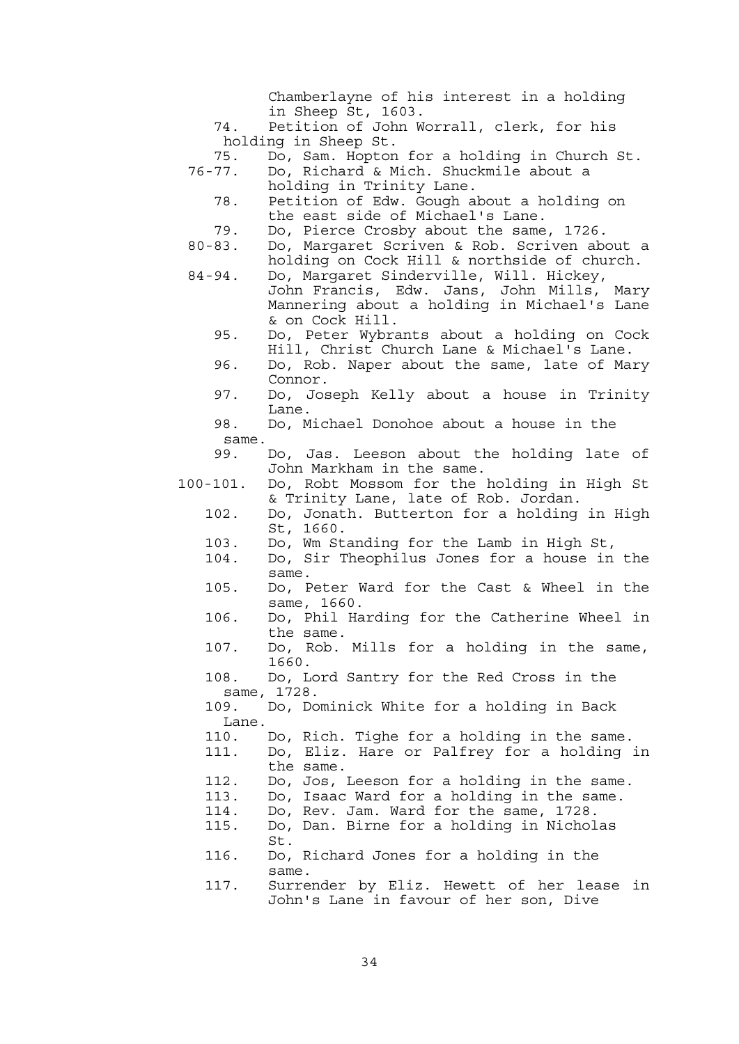Chamberlayne of his interest in a holding in Sheep St, 1603.

74. Petition of John Worrall, clerk, for his holding in Sheep St.

75. Do, Sam. Hopton for a holding in Church St.

76-77. Do, Richard & Mich. Shuckmile about a holding in Trinity Lane.

78. Petition of Edw. Gough about a holding on the east side of Michael's Lane.

79. Do, Pierce Crosby about the same, 1726.

80-83. Do, Margaret Scriven & Rob. Scriven about a holding on Cock Hill & northside of church.

84-94. Do, Margaret Sinderville, Will. Hickey, John Francis, Edw. Jans, John Mills, Mary Mannering about a holding in Michael's Lane & on Cock Hill.

95. Do, Peter Wybrants about a holding on Cock Hill, Christ Church Lane & Michael's Lane.

96. Do, Rob. Naper about the same, late of Mary Connor.

97. Do, Joseph Kelly about a house in Trinity Lane.

98. Do, Michael Donohoe about a house in the same.

99. Do, Jas. Leeson about the holding late of John Markham in the same.

100-101. Do, Robt Mossom for the holding in High St & Trinity Lane, late of Rob. Jordan.

102. Do, Jonath. Butterton for a holding in High St, 1660.

103. Do, Wm Standing for the Lamb in High St,

104. Do, Sir Theophilus Jones for a house in the same.

105. Do, Peter Ward for the Cast & Wheel in the same, 1660.

106. Do, Phil Harding for the Catherine Wheel in the same.

107. Do, Rob. Mills for a holding in the same, 1660.

108. Do, Lord Santry for the Red Cross in the same, 1728.

109. Do, Dominick White for a holding in Back Lane.

110. Do, Rich. Tighe for a holding in the same.

111. Do, Eliz. Hare or Palfrey for a holding in the same.

112. Do, Jos, Leeson for a holding in the same.

113. Do, Isaac Ward for a holding in the same.

114. Do, Rev. Jam. Ward for the same, 1728.

115. Do, Dan. Birne for a holding in Nicholas St.

116. Do, Richard Jones for a holding in the same.

117. Surrender by Eliz. Hewett of her lease in John's Lane in favour of her son, Dive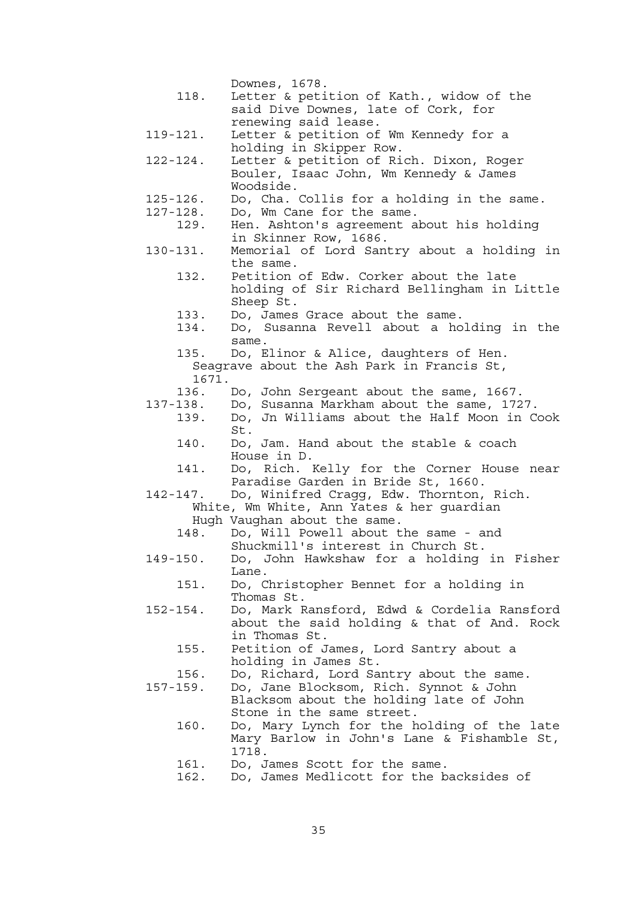Downes, 1678.

118. Letter & petition of Kath., widow of the said Dive Downes, late of Cork, for renewing said lease.

119-121. Letter & petition of Wm Kennedy for a holding in Skipper Row.

122-124. Letter & petition of Rich. Dixon, Roger Bouler, Isaac John, Wm Kennedy & James Woodside.

125-126. Do, Cha. Collis for a holding in the same.

127-128. Do, Wm Cane for the same.

129. Hen. Ashton's agreement about his holding in Skinner Row, 1686.

130-131. Memorial of Lord Santry about a holding in the same.

132. Petition of Edw. Corker about the late holding of Sir Richard Bellingham in Little Sheep St.

133. Do, James Grace about the same.

134. Do, Susanna Revell about a holding in the same.

135. Do, Elinor & Alice, daughters of Hen. Seagrave about the Ash Park in Francis St, 1671.

136. Do, John Sergeant about the same, 1667.

137-138. Do, Susanna Markham about the same, 1727.

139. Do, Jn Williams about the Half Moon in Cook St.

140. Do, Jam. Hand about the stable & coach House in D.

141. Do, Rich. Kelly for the Corner House near Paradise Garden in Bride St, 1660.

142-147. Do, Winifred Cragg, Edw. Thornton, Rich. White, Wm White, Ann Yates & her guardian Hugh Vaughan about the same.

148. Do, Will Powell about the same - and Shuckmill's interest in Church St.

149-150. Do, John Hawkshaw for a holding in Fisher Lane.

151. Do, Christopher Bennet for a holding in Thomas St.

152-154. Do, Mark Ransford, Edwd & Cordelia Ransford about the said holding & that of And. Rock in Thomas St.

155. Petition of James, Lord Santry about a holding in James St.

156. Do, Richard, Lord Santry about the same.

157-159. Do, Jane Blocksom, Rich. Synnot & John Blacksom about the holding late of John Stone in the same street.

160. Do, Mary Lynch for the holding of the late Mary Barlow in John's Lane & Fishamble St, 1718.

161. Do, James Scott for the same.

162. Do, James Medlicott for the backsides of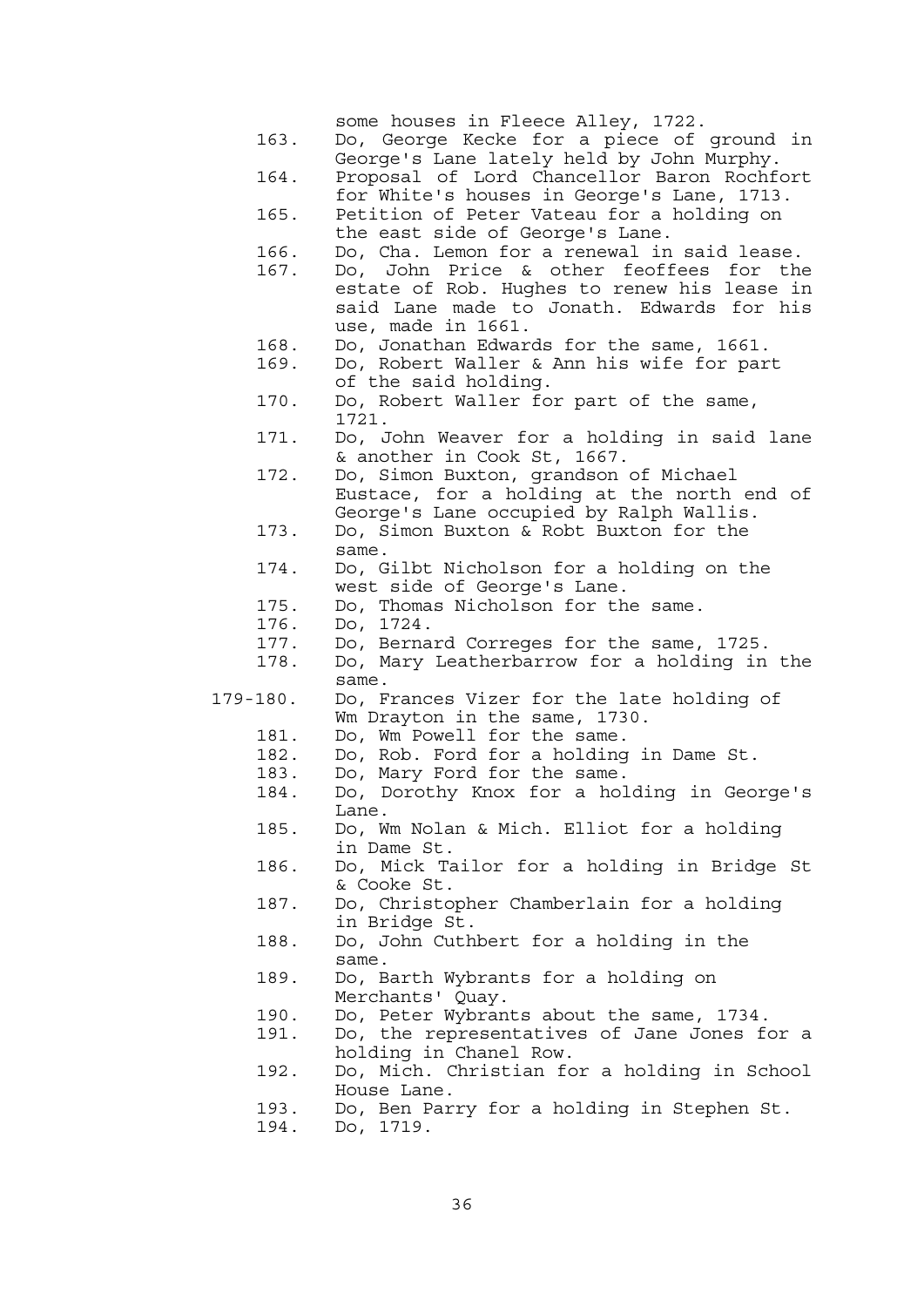some houses in Fleece Alley, 1722.

163. Do, George Kecke for a piece of ground in George's Lane lately held by John Murphy.
164. Proposal of Lord Chancellor Baron Rochfort for White's houses in George's Lane, 1713.
165. Petition of Peter Vateau for a holding on the east side of George's Lane.
166. Do, Cha. Lemon for a renewal in said lease.
167. Do, John Price & other feoffees for the estate of Rob. Hughes to renew his lease in said Lane made to Jonath. Edwards for his use, made in 1661.
168. Do, Jonathan Edwards for the same, 1661.
169. Do, Robert Waller & Ann his wife for part of the said holding.
170. Do, Robert Waller for part of the same, 1721.
171. Do, John Weaver for a holding in said lane & another in Cook St, 1667.
172. Do, Simon Buxton, grandson of Michael Eustace, for a holding at the north end of George's Lane occupied by Ralph Wallis.
173. Do, Simon Buxton & Robt Buxton for the same.
174. Do, Gilbt Nicholson for a holding on the west side of George's Lane.
175. Do, Thomas Nicholson for the same.
176. Do, 1724.
177. Do, Bernard Correges for the same, 1725.
178. Do, Mary Leatherbarrow for a holding in the same.

179-180. Do, Frances Vizer for the late holding of Wm Drayton in the same, 1730.

181. Do, Wm Powell for the same.
182. Do, Rob. Ford for a holding in Dame St.
183. Do, Mary Ford for the same.
184. Do, Dorothy Knox for a holding in George's Lane.
185. Do, Wm Nolan & Mich. Elliot for a holding in Dame St.
186. Do, Mick Tailor for a holding in Bridge St & Cooke St.
187. Do, Christopher Chamberlain for a holding in Bridge St.
188. Do, John Cuthbert for a holding in the same.
189. Do, Barth Wybrants for a holding on Merchants' Quay.
190. Do, Peter Wybrants about the same, 1734.
191. Do, the representatives of Jane Jones for a holding in Chanel Row.
192. Do, Mich. Christian for a holding in School House Lane.
193. Do, Ben Parry for a holding in Stephen St.
194. Do, 1719.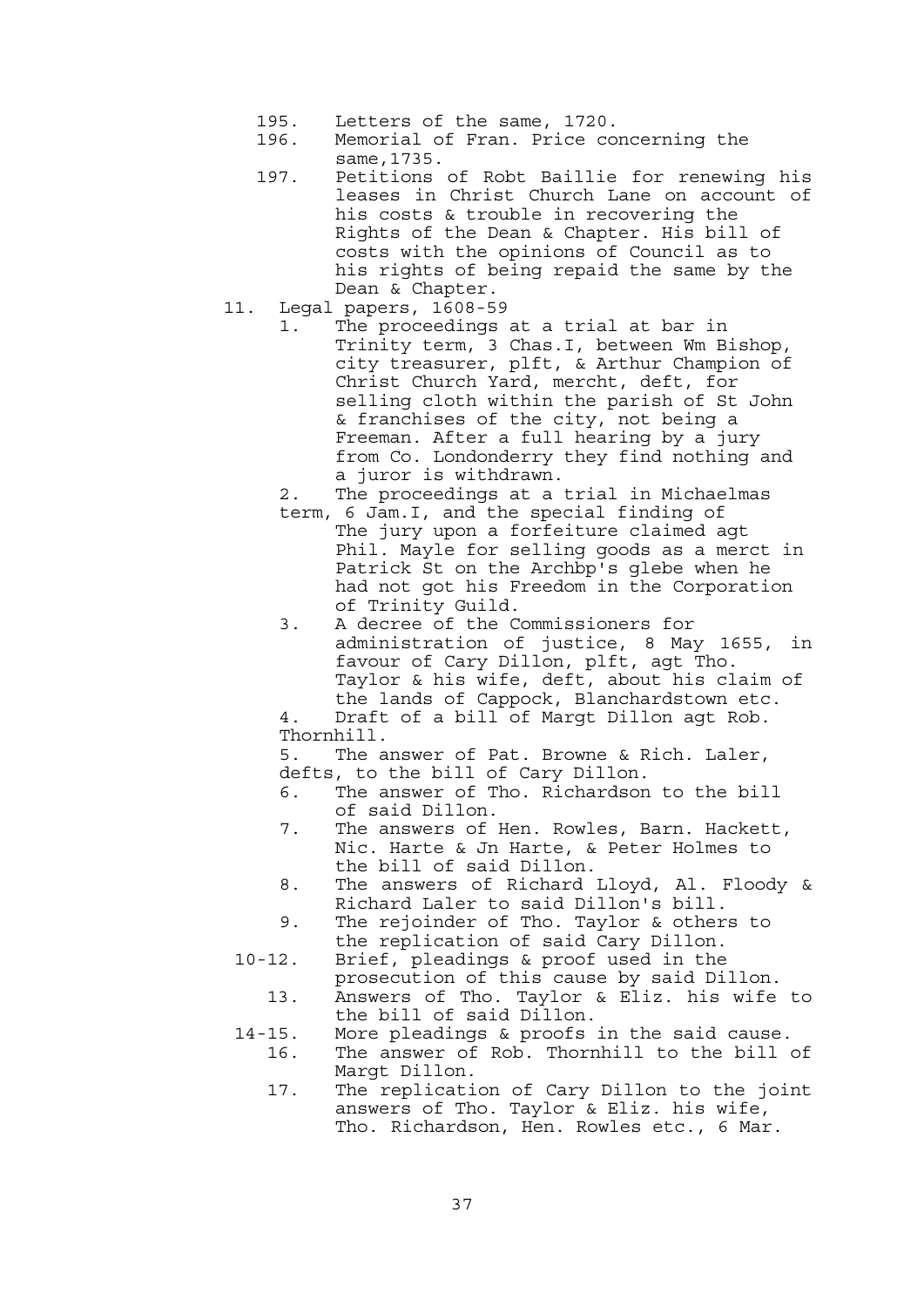195. Letters of the same, 1720.
196. Memorial of Fran. Price concerning the same,1735.
197. Petitions of Robt Baillie for renewing his leases in Christ Church Lane on account of his costs & trouble in recovering the Rights of the Dean & Chapter. His bill of costs with the opinions of Council as to his rights of being repaid the same by the Dean & Chapter.

11. Legal papers, 1608-59
    1. The proceedings at a trial at bar in Trinity term, 3 Chas.I, between Wm Bishop, city treasurer, plft, & Arthur Champion of Christ Church Yard, mercht, deft, for selling cloth within the parish of St John & franchises of the city, not being a Freeman. After a full hearing by a jury from Co. Londonderry they find nothing and a juror is withdrawn.
    2. The proceedings at a trial in Michaelmas term, 6 Jam.I, and the special finding of The jury upon a forfeiture claimed agt Phil. Mayle for selling goods as a merct in Patrick St on the Archbp's glebe when he had not got his Freedom in the Corporation of Trinity Guild.
    3. A decree of the Commissioners for administration of justice, 8 May 1655, in favour of Cary Dillon, plft, agt Tho. Taylor & his wife, deft, about his claim of the lands of Cappock, Blanchardstown etc.
    4. Draft of a bill of Margt Dillon agt Rob. Thornhill.
    5. The answer of Pat. Browne & Rich. Laler, defts, to the bill of Cary Dillon.
    6. The answer of Tho. Richardson to the bill of said Dillon.
    7. The answers of Hen. Rowles, Barn. Hackett, Nic. Harte & Jn Harte, & Peter Holmes to the bill of said Dillon.
    8. The answers of Richard Lloyd, Al. Floody & Richard Laler to said Dillon's bill.
    9. The rejoinder of Tho. Taylor & others to the replication of said Cary Dillon.
    10-12. Brief, pleadings & proof used in the prosecution of this cause by said Dillon.
    13. Answers of Tho. Taylor & Eliz. his wife to the bill of said Dillon.
    14-15. More pleadings & proofs in the said cause.
    16. The answer of Rob. Thornhill to the bill of Margt Dillon.
    17. The replication of Cary Dillon to the joint answers of Tho. Taylor & Eliz. his wife, Tho. Richardson, Hen. Rowles etc., 6 Mar.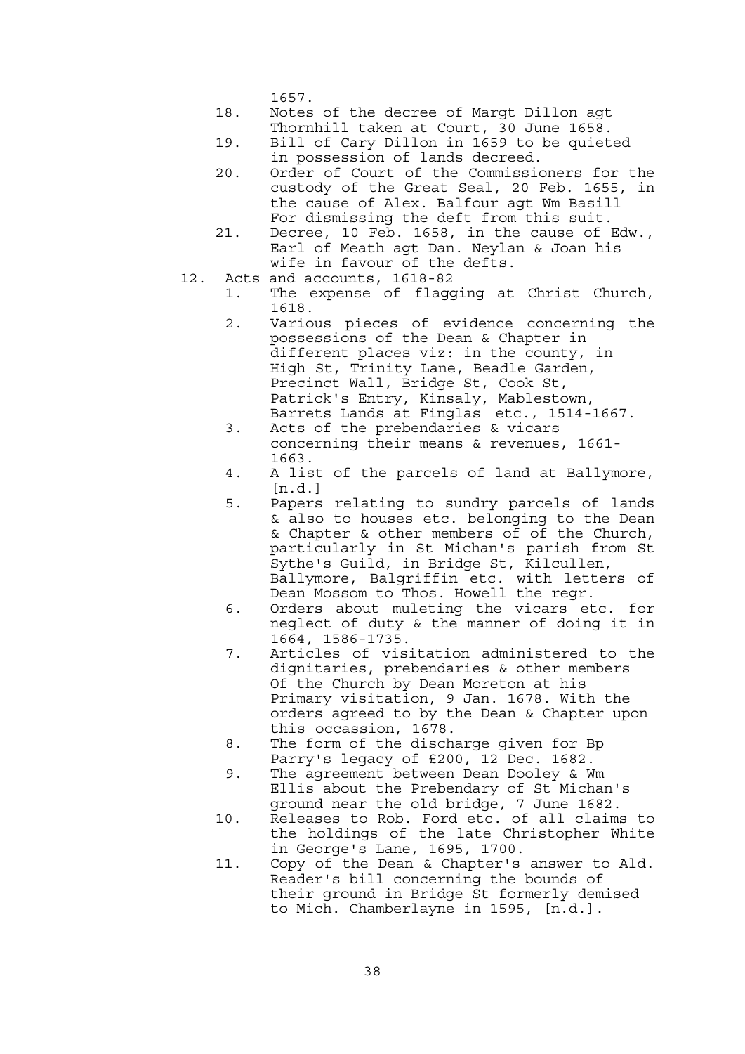1657.

18. Notes of the decree of Margt Dillon agt Thornhill taken at Court, 30 June 1658.
19. Bill of Cary Dillon in 1659 to be quieted in possession of lands decreed.
20. Order of Court of the Commissioners for the custody of the Great Seal, 20 Feb. 1655, in the cause of Alex. Balfour agt Wm Basill For dismissing the deft from this suit.
21. Decree, 10 Feb. 1658, in the cause of Edw., Earl of Meath agt Dan. Neylan & Joan his wife in favour of the defts.

12. Acts and accounts, 1618-82
    1. The expense of flagging at Christ Church, 1618.
    2. Various pieces of evidence concerning the possessions of the Dean & Chapter in different places viz: in the county, in High St, Trinity Lane, Beadle Garden, Precinct Wall, Bridge St, Cook St, Patrick's Entry, Kinsaly, Mablestown, Barrets Lands at Finglas etc., 1514-1667.
    3. Acts of the prebendaries & vicars concerning their means & revenues, 1661-1663.
    4. A list of the parcels of land at Ballymore, [n.d.]
    5. Papers relating to sundry parcels of lands & also to houses etc. belonging to the Dean & Chapter & other members of of the Church, particularly in St Michan's parish from St Sythe's Guild, in Bridge St, Kilcullen, Ballymore, Balgriffin etc. with letters of Dean Mossom to Thos. Howell the regr.
    6. Orders about muleting the vicars etc. for neglect of duty & the manner of doing it in 1664, 1586-1735.
    7. Articles of visitation administered to the dignitaries, prebendaries & other members Of the Church by Dean Moreton at his Primary visitation, 9 Jan. 1678. With the orders agreed to by the Dean & Chapter upon this occassion, 1678.
    8. The form of the discharge given for Bp Parry's legacy of £200, 12 Dec. 1682.
    9. The agreement between Dean Dooley & Wm Ellis about the Prebendary of St Michan's ground near the old bridge, 7 June 1682.
    10. Releases to Rob. Ford etc. of all claims to the holdings of the late Christopher White in George's Lane, 1695, 1700.
    11. Copy of the Dean & Chapter's answer to Ald. Reader's bill concerning the bounds of their ground in Bridge St formerly demised to Mich. Chamberlayne in 1595, [n.d.].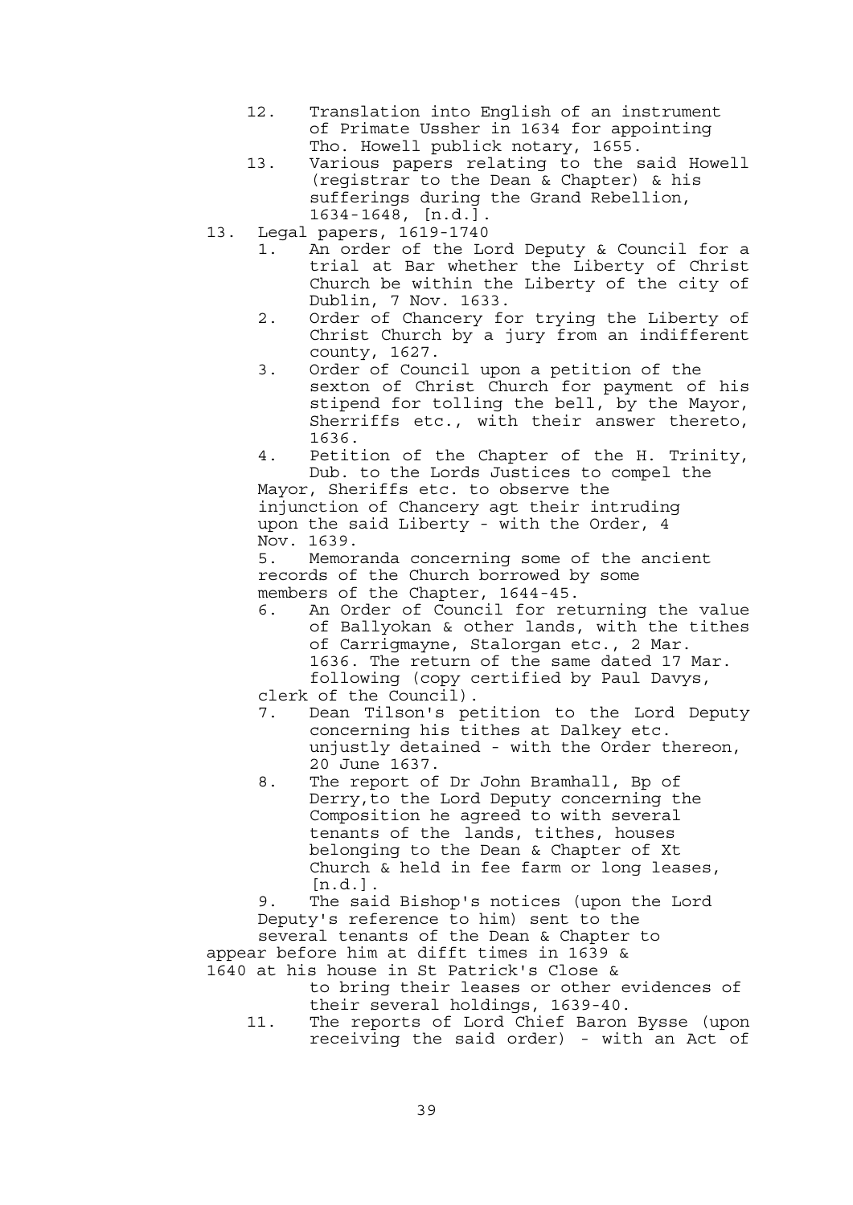12. Translation into English of an instrument of Primate Ussher in 1634 for appointing Tho. Howell publick notary, 1655.
13. Various papers relating to the said Howell (registrar to the Dean & Chapter) & his sufferings during the Grand Rebellion, 1634-1648, [n.d.].

13. Legal papers, 1619-1740
    1. An order of the Lord Deputy & Council for a trial at Bar whether the Liberty of Christ Church be within the Liberty of the city of Dublin, 7 Nov. 1633.
    2. Order of Chancery for trying the Liberty of Christ Church by a jury from an indifferent county, 1627.
    3. Order of Council upon a petition of the sexton of Christ Church for payment of his stipend for tolling the bell, by the Mayor, Sherriffs etc., with their answer thereto, 1636.
    4. Petition of the Chapter of the H. Trinity, Dub. to the Lords Justices to compel the Mayor, Sheriffs etc. to observe the injunction of Chancery agt their intruding upon the said Liberty - with the Order, 4 Nov. 1639.
    5. Memoranda concerning some of the ancient records of the Church borrowed by some members of the Chapter, 1644-45.
    6. An Order of Council for returning the value of Ballyokan & other lands, with the tithes of Carrigmayne, Stalorgan etc., 2 Mar. 1636. The return of the same dated 17 Mar. following (copy certified by Paul Davys, clerk of the Council).
    7. Dean Tilson's petition to the Lord Deputy concerning his tithes at Dalkey etc. unjustly detained - with the Order thereon, 20 June 1637.
    8. The report of Dr John Bramhall, Bp of Derry,to the Lord Deputy concerning the Composition he agreed to with several tenants of the lands, tithes, houses belonging to the Dean & Chapter of Xt Church & held in fee farm or long leases, [n.d.].
    9. The said Bishop's notices (upon the Lord Deputy's reference to him) sent to the several tenants of the Dean & Chapter to appear before him at difft times in 1639 & 1640 at his house in St Patrick's Close & to bring their leases or other evidences of their several holdings, 1639-40.
    11. The reports of Lord Chief Baron Bysse (upon receiving the said order) - with an Act of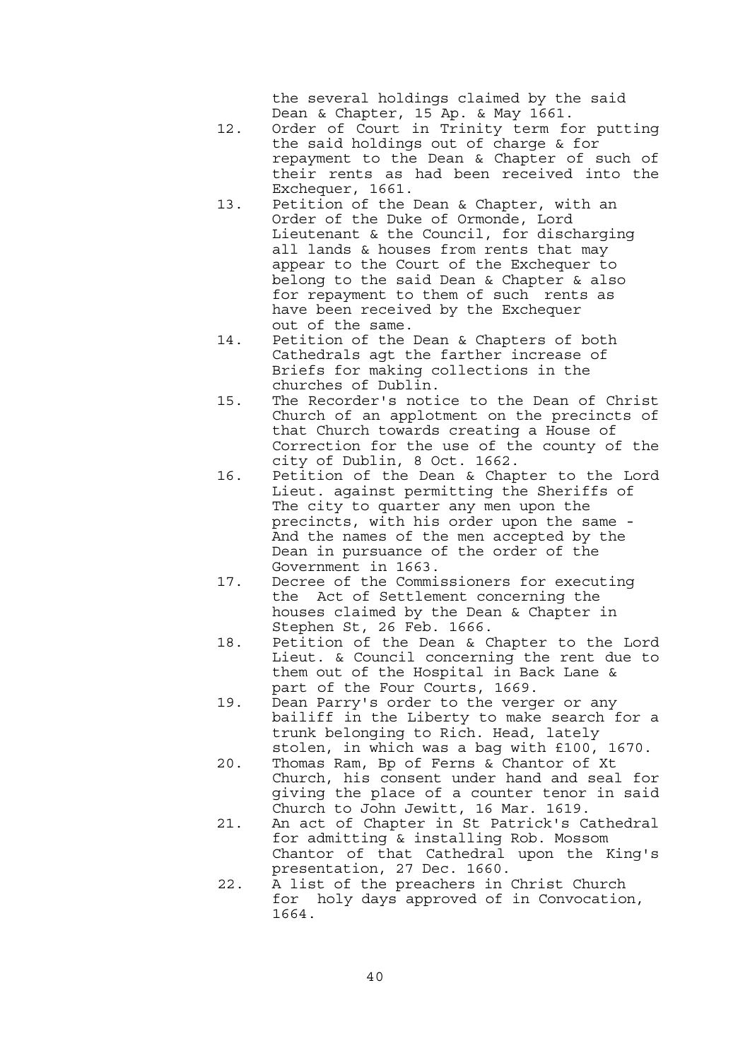the several holdings claimed by the said Dean & Chapter, 15 Ap. & May 1661.

12. Order of Court in Trinity term for putting the said holdings out of charge & for repayment to the Dean & Chapter of such of their rents as had been received into the Exchequer, 1661.
13. Petition of the Dean & Chapter, with an Order of the Duke of Ormonde, Lord Lieutenant & the Council, for discharging all lands & houses from rents that may appear to the Court of the Exchequer to belong to the said Dean & Chapter & also for repayment to them of such rents as have been received by the Exchequer out of the same.
14. Petition of the Dean & Chapters of both Cathedrals agt the farther increase of Briefs for making collections in the churches of Dublin.
15. The Recorder's notice to the Dean of Christ Church of an applotment on the precincts of that Church towards creating a House of Correction for the use of the county of the city of Dublin, 8 Oct. 1662.
16. Petition of the Dean & Chapter to the Lord Lieut. against permitting the Sheriffs of The city to quarter any men upon the precincts, with his order upon the same - And the names of the men accepted by the Dean in pursuance of the order of the Government in 1663.
17. Decree of the Commissioners for executing the Act of Settlement concerning the houses claimed by the Dean & Chapter in Stephen St, 26 Feb. 1666.
18. Petition of the Dean & Chapter to the Lord Lieut. & Council concerning the rent due to them out of the Hospital in Back Lane & part of the Four Courts, 1669.
19. Dean Parry's order to the verger or any bailiff in the Liberty to make search for a trunk belonging to Rich. Head, lately stolen, in which was a bag with £100, 1670.
20. Thomas Ram, Bp of Ferns & Chantor of Xt Church, his consent under hand and seal for giving the place of a counter tenor in said Church to John Jewitt, 16 Mar. 1619.
21. An act of Chapter in St Patrick's Cathedral for admitting & installing Rob. Mossom Chantor of that Cathedral upon the King's presentation, 27 Dec. 1660.
22. A list of the preachers in Christ Church for holy days approved of in Convocation, 1664.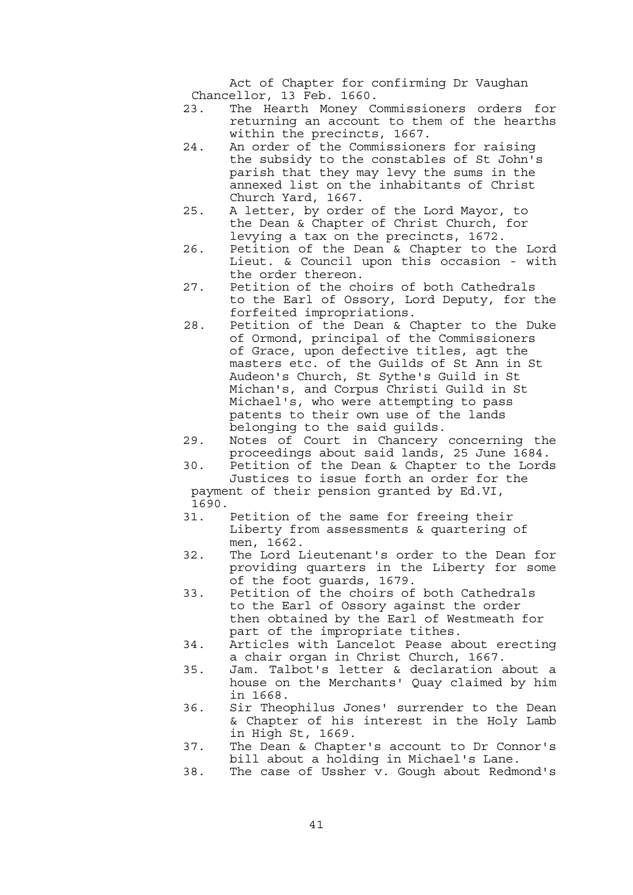Act of Chapter for confirming Dr Vaughan Chancellor, 13 Feb. 1660.

23. The Hearth Money Commissioners orders for returning an account to them of the hearths within the precincts, 1667.
24. An order of the Commissioners for raising the subsidy to the constables of St John's parish that they may levy the sums in the annexed list on the inhabitants of Christ Church Yard, 1667.
25. A letter, by order of the Lord Mayor, to the Dean & Chapter of Christ Church, for levying a tax on the precincts, 1672.
26. Petition of the Dean & Chapter to the Lord Lieut. & Council upon this occasion - with the order thereon.
27. Petition of the choirs of both Cathedrals to the Earl of Ossory, Lord Deputy, for the forfeited impropriations.
28. Petition of the Dean & Chapter to the Duke of Ormond, principal of the Commissioners of Grace, upon defective titles, agt the masters etc. of the Guilds of St Ann in St Audeon's Church, St Sythe's Guild in St Michan's, and Corpus Christi Guild in St Michael's, who were attempting to pass patents to their own use of the lands belonging to the said guilds.
29. Notes of Court in Chancery concerning the proceedings about said lands, 25 June 1684.
30. Petition of the Dean & Chapter to the Lords Justices to issue forth an order for the payment of their pension granted by Ed.VI, 1690.
31. Petition of the same for freeing their Liberty from assessments & quartering of men, 1662.
32. The Lord Lieutenant's order to the Dean for providing quarters in the Liberty for some of the foot guards, 1679.
33. Petition of the choirs of both Cathedrals to the Earl of Ossory against the order then obtained by the Earl of Westmeath for part of the impropriate tithes.
34. Articles with Lancelot Pease about erecting a chair organ in Christ Church, 1667.
35. Jam. Talbot's letter & declaration about a house on the Merchants' Quay claimed by him in 1668.
36. Sir Theophilus Jones' surrender to the Dean & Chapter of his interest in the Holy Lamb in High St, 1669.
37. The Dean & Chapter's account to Dr Connor's bill about a holding in Michael's Lane.
38. The case of Ussher v. Gough about Redmond's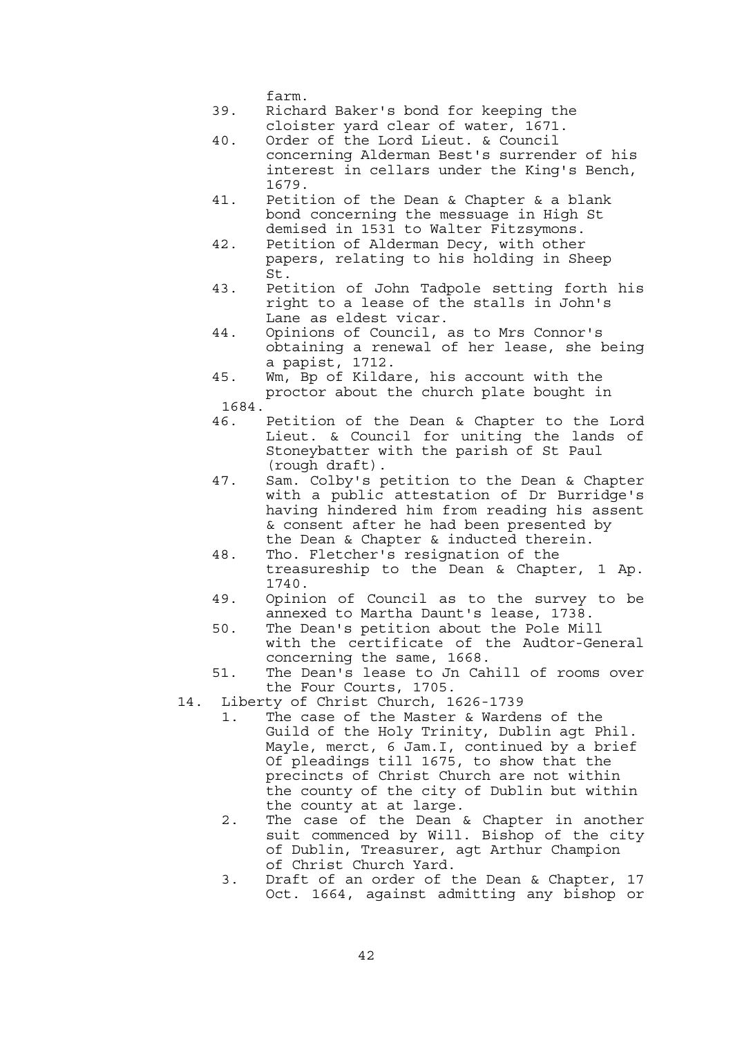farm.

39. Richard Baker's bond for keeping the cloister yard clear of water, 1671.
40. Order of the Lord Lieut. & Council concerning Alderman Best's surrender of his interest in cellars under the King's Bench, 1679.
41. Petition of the Dean & Chapter & a blank bond concerning the messuage in High St demised in 1531 to Walter Fitzsymons.
42. Petition of Alderman Decy, with other papers, relating to his holding in Sheep St.
43. Petition of John Tadpole setting forth his right to a lease of the stalls in John's Lane as eldest vicar.
44. Opinions of Council, as to Mrs Connor's obtaining a renewal of her lease, she being a papist, 1712.
45. Wm, Bp of Kildare, his account with the proctor about the church plate bought in 1684.
46. Petition of the Dean & Chapter to the Lord Lieut. & Council for uniting the lands of Stoneybatter with the parish of St Paul (rough draft).
47. Sam. Colby's petition to the Dean & Chapter with a public attestation of Dr Burridge's having hindered him from reading his assent & consent after he had been presented by the Dean & Chapter & inducted therein.
48. Tho. Fletcher's resignation of the treasureship to the Dean & Chapter, 1 Ap. 1740.
49. Opinion of Council as to the survey to be annexed to Martha Daunt's lease, 1738.
50. The Dean's petition about the Pole Mill with the certificate of the Audtor-General concerning the same, 1668.
51. The Dean's lease to Jn Cahill of rooms over the Four Courts, 1705.

14. Liberty of Christ Church, 1626-1739
    1. The case of the Master & Wardens of the Guild of the Holy Trinity, Dublin agt Phil. Mayle, merct, 6 Jam.I, continued by a brief Of pleadings till 1675, to show that the precincts of Christ Church are not within the county of the city of Dublin but within the county at at large.
    2. The case of the Dean & Chapter in another suit commenced by Will. Bishop of the city of Dublin, Treasurer, agt Arthur Champion of Christ Church Yard.
    3. Draft of an order of the Dean & Chapter, 17 Oct. 1664, against admitting any bishop or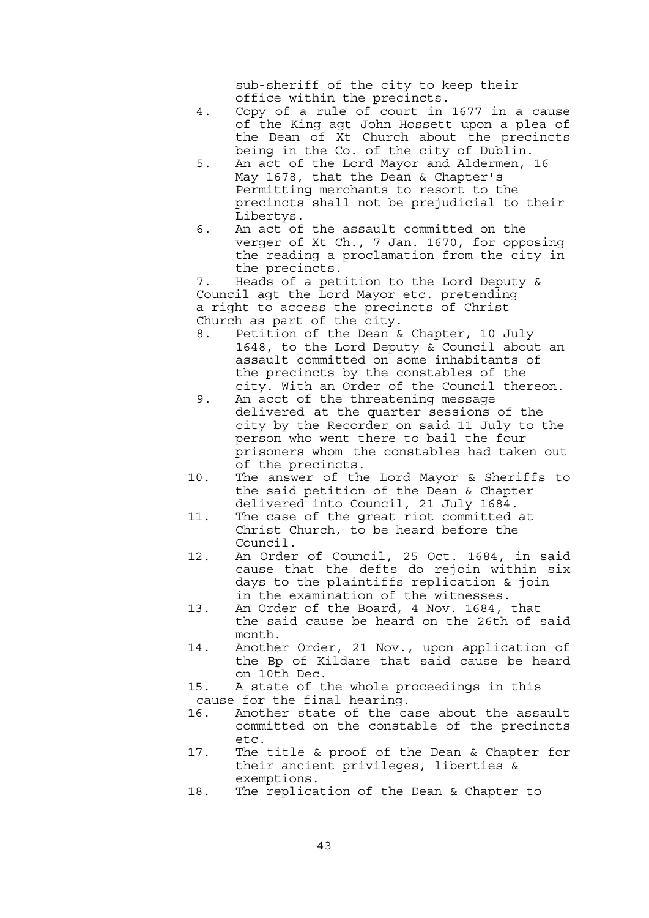sub-sheriff of the city to keep their office within the precincts.

4. Copy of a rule of court in 1677 in a cause of the King agt John Hossett upon a plea of the Dean of Xt Church about the precincts being in the Co. of the city of Dublin.
5. An act of the Lord Mayor and Aldermen, 16 May 1678, that the Dean & Chapter's Permitting merchants to resort to the precincts shall not be prejudicial to their Libertys.
6. An act of the assault committed on the verger of Xt Ch., 7 Jan. 1670, for opposing the reading a proclamation from the city in the precincts.
7. Heads of a petition to the Lord Deputy & Council agt the Lord Mayor etc. pretending a right to access the precincts of Christ Church as part of the city.
8. Petition of the Dean & Chapter, 10 July 1648, to the Lord Deputy & Council about an assault committed on some inhabitants of the precincts by the constables of the city. With an Order of the Council thereon.
9. An acct of the threatening message delivered at the quarter sessions of the city by the Recorder on said 11 July to the person who went there to bail the four prisoners whom the constables had taken out of the precincts.
10. The answer of the Lord Mayor & Sheriffs to the said petition of the Dean & Chapter delivered into Council, 21 July 1684.
11. The case of the great riot committed at Christ Church, to be heard before the Council.
12. An Order of Council, 25 Oct. 1684, in said cause that the defts do rejoin within six days to the plaintiffs replication & join in the examination of the witnesses.
13. An Order of the Board, 4 Nov. 1684, that the said cause be heard on the 26th of said month.
14. Another Order, 21 Nov., upon application of the Bp of Kildare that said cause be heard on 10th Dec.
15. A state of the whole proceedings in this cause for the final hearing.
16. Another state of the case about the assault committed on the constable of the precincts etc.
17. The title & proof of the Dean & Chapter for their ancient privileges, liberties & exemptions.
18. The replication of the Dean & Chapter to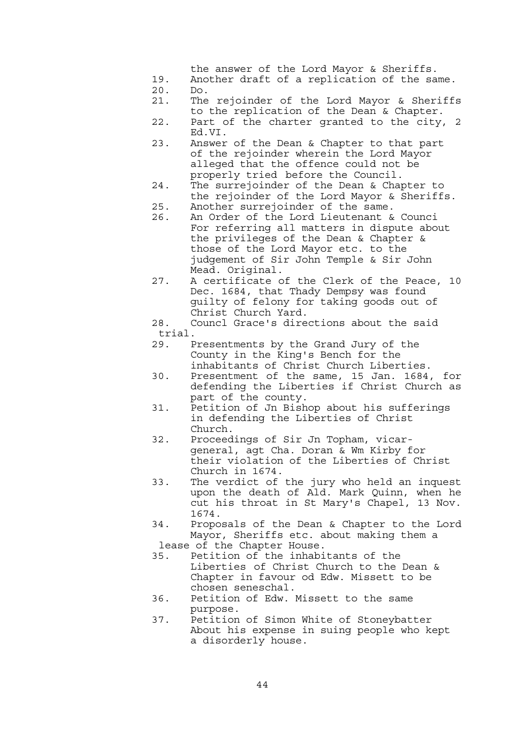the answer of the Lord Mayor & Sheriffs.

19. Another draft of a replication of the same.
20. Do.
21. The rejoinder of the Lord Mayor & Sheriffs to the replication of the Dean & Chapter.
22. Part of the charter granted to the city, 2 Ed.VI.
23. Answer of the Dean & Chapter to that part of the rejoinder wherein the Lord Mayor alleged that the offence could not be properly tried before the Council.
24. The surrejoinder of the Dean & Chapter to the rejoinder of the Lord Mayor & Sheriffs.
25. Another surrejoinder of the same.
26. An Order of the Lord Lieutenant & Counci For referring all matters in dispute about the privileges of the Dean & Chapter & those of the Lord Mayor etc. to the judgement of Sir John Temple & Sir John Mead. Original.
27. A certificate of the Clerk of the Peace, 10 Dec. 1684, that Thady Dempsy was found guilty of felony for taking goods out of Christ Church Yard.
28. Councl Grace's directions about the said trial.
29. Presentments by the Grand Jury of the County in the King's Bench for the inhabitants of Christ Church Liberties.
30. Presentment of the same, 15 Jan. 1684, for defending the Liberties if Christ Church as part of the county.
31. Petition of Jn Bishop about his sufferings in defending the Liberties of Christ Church.
32. Proceedings of Sir Jn Topham, vicar-general, agt Cha. Doran & Wm Kirby for their violation of the Liberties of Christ Church in 1674.
33. The verdict of the jury who held an inquest upon the death of Ald. Mark Quinn, when he cut his throat in St Mary's Chapel, 13 Nov. 1674.
34. Proposals of the Dean & Chapter to the Lord Mayor, Sheriffs etc. about making them a lease of the Chapter House.
35. Petition of the inhabitants of the Liberties of Christ Church to the Dean & Chapter in favour od Edw. Missett to be chosen seneschal.
36. Petition of Edw. Missett to the same purpose.
37. Petition of Simon White of Stoneybatter About his expense in suing people who kept a disorderly house.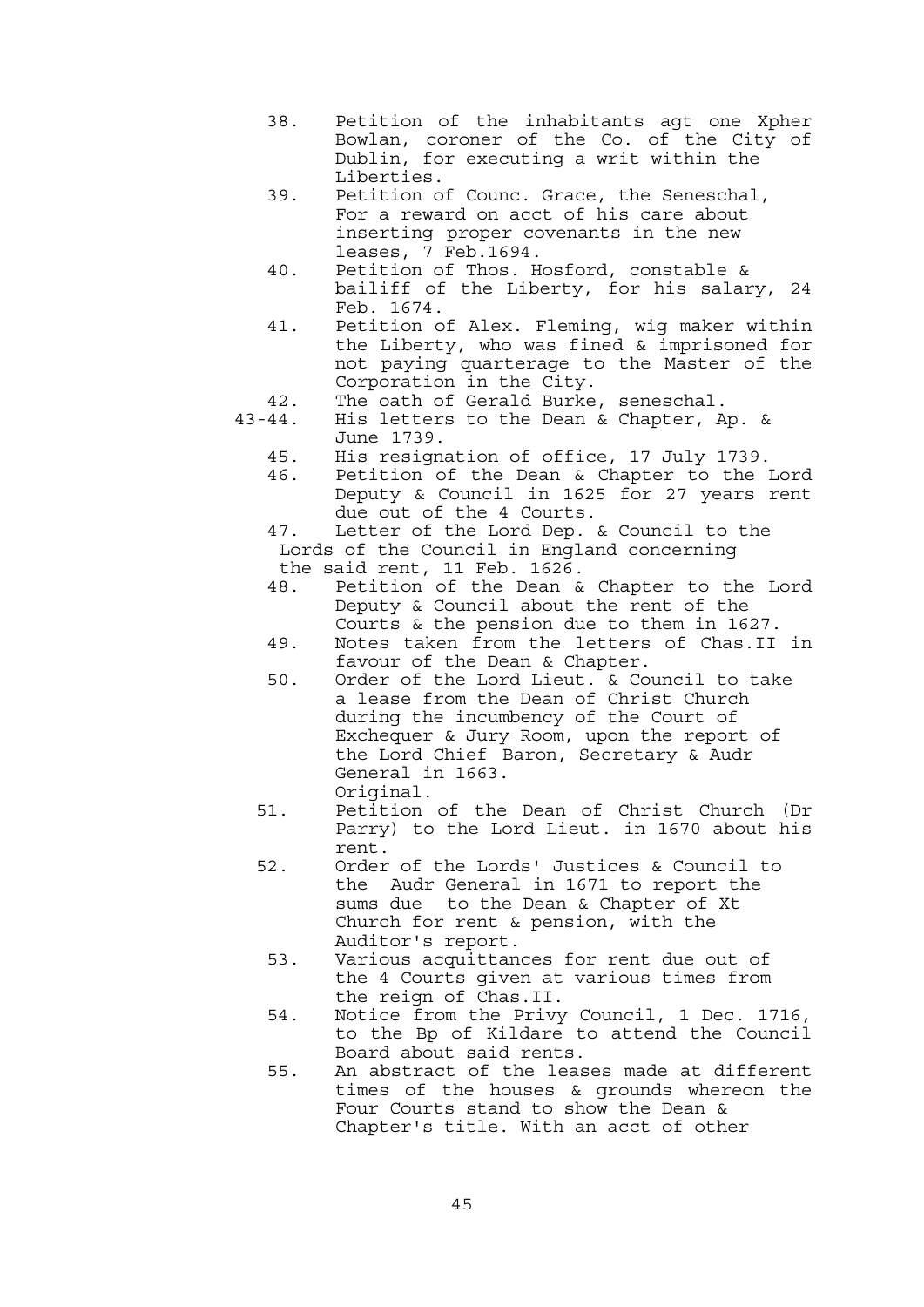38. Petition of the inhabitants agt one Xpher Bowlan, coroner of the Co. of the City of Dublin, for executing a writ within the Liberties.

39. Petition of Counc. Grace, the Seneschal, For a reward on acct of his care about inserting proper covenants in the new leases, 7 Feb.1694.

40. Petition of Thos. Hosford, constable & bailiff of the Liberty, for his salary, 24 Feb. 1674.

41. Petition of Alex. Fleming, wig maker within the Liberty, who was fined & imprisoned for not paying quarterage to the Master of the Corporation in the City.

42. The oath of Gerald Burke, seneschal.

43-44. His letters to the Dean & Chapter, Ap. & June 1739.

45. His resignation of office, 17 July 1739.

46. Petition of the Dean & Chapter to the Lord Deputy & Council in 1625 for 27 years rent due out of the 4 Courts.

47. Letter of the Lord Dep. & Council to the Lords of the Council in England concerning the said rent, 11 Feb. 1626.

48. Petition of the Dean & Chapter to the Lord Deputy & Council about the rent of the Courts & the pension due to them in 1627.

49. Notes taken from the letters of Chas.II in favour of the Dean & Chapter.

50. Order of the Lord Lieut. & Council to take a lease from the Dean of Christ Church during the incumbency of the Court of Exchequer & Jury Room, upon the report of the Lord Chief Baron, Secretary & Audr General in 1663.
Original.

51. Petition of the Dean of Christ Church (Dr Parry) to the Lord Lieut. in 1670 about his rent.

52. Order of the Lords' Justices & Council to the Audr General in 1671 to report the sums due to the Dean & Chapter of Xt Church for rent & pension, with the Auditor's report.

53. Various acquittances for rent due out of the 4 Courts given at various times from the reign of Chas.II.

54. Notice from the Privy Council, 1 Dec. 1716, to the Bp of Kildare to attend the Council Board about said rents.

55. An abstract of the leases made at different times of the houses & grounds whereon the Four Courts stand to show the Dean & Chapter's title. With an acct of other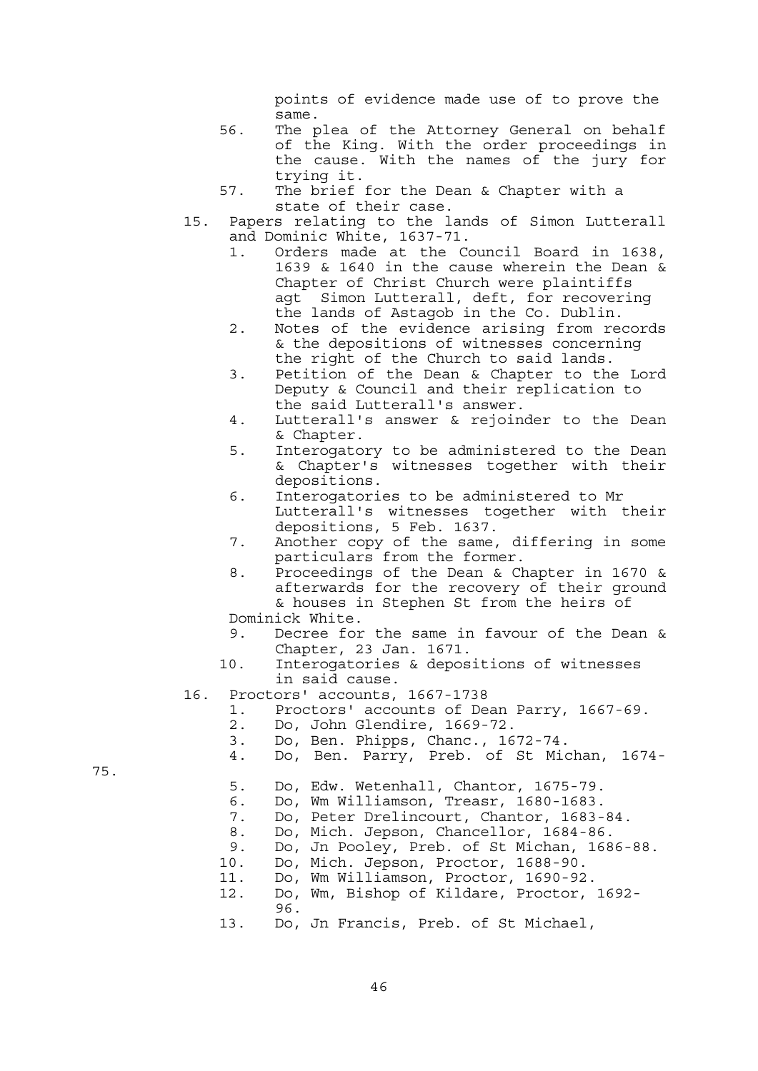points of evidence made use of to prove the same.

56. The plea of the Attorney General on behalf of the King. With the order proceedings in the cause. With the names of the jury for trying it.
57. The brief for the Dean & Chapter with a state of their case.

15. Papers relating to the lands of Simon Lutterall and Dominic White, 1637-71.
    1. Orders made at the Council Board in 1638, 1639 & 1640 in the cause wherein the Dean & Chapter of Christ Church were plaintiffs agt Simon Lutterall, deft, for recovering the lands of Astagob in the Co. Dublin.
    2. Notes of the evidence arising from records & the depositions of witnesses concerning the right of the Church to said lands.
    3. Petition of the Dean & Chapter to the Lord Deputy & Council and their replication to the said Lutterall's answer.
    4. Lutterall's answer & rejoinder to the Dean & Chapter.
    5. Interogatory to be administered to the Dean & Chapter's witnesses together with their depositions.
    6. Interogatories to be administered to Mr Lutterall's witnesses together with their depositions, 5 Feb. 1637.
    7. Another copy of the same, differing in some particulars from the former.
    8. Proceedings of the Dean & Chapter in 1670 & afterwards for the recovery of their ground & houses in Stephen St from the heirs of Dominick White.
    9. Decree for the same in favour of the Dean & Chapter, 23 Jan. 1671.
    10. Interogatories & depositions of witnesses in said cause.

16. Proctors' accounts, 1667-1738
    1. Proctors' accounts of Dean Parry, 1667-69.
    2. Do, John Glendire, 1669-72.
    3. Do, Ben. Phipps, Chanc., 1672-74.
    4. Do, Ben. Parry, Preb. of St Michan, 1674-75.
    5. Do, Edw. Wetenhall, Chantor, 1675-79.
    6. Do, Wm Williamson, Treasr, 1680-1683.
    7. Do, Peter Drelincourt, Chantor, 1683-84.
    8. Do, Mich. Jepson, Chancellor, 1684-86.
    9. Do, Jn Pooley, Preb. of St Michan, 1686-88.
    10. Do, Mich. Jepson, Proctor, 1688-90.
    11. Do, Wm Williamson, Proctor, 1690-92.
    12. Do, Wm, Bishop of Kildare, Proctor, 1692-96.
    13. Do, Jn Francis, Preb. of St Michael,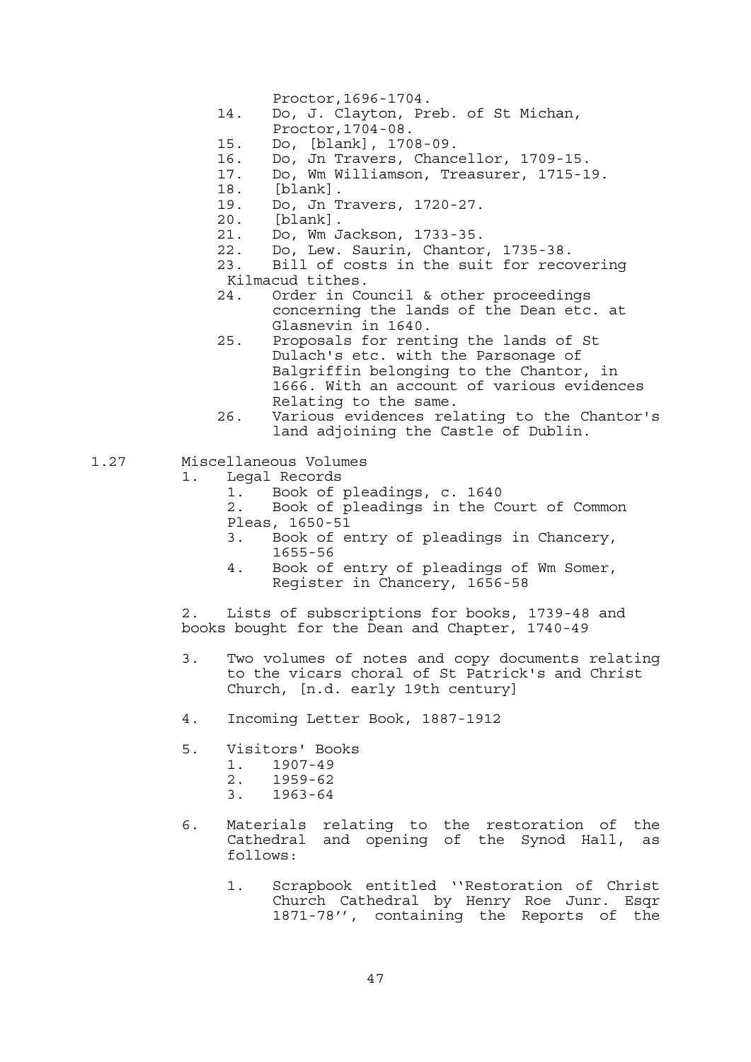Proctor,1696-1704.

14. Do, J. Clayton, Preb. of St Michan, Proctor,1704-08.
15. Do, [blank], 1708-09.
16. Do, Jn Travers, Chancellor, 1709-15.
17. Do, Wm Williamson, Treasurer, 1715-19.
18. [blank].
19. Do, Jn Travers, 1720-27.
20. [blank].
21. Do, Wm Jackson, 1733-35.
22. Do, Lew. Saurin, Chantor, 1735-38.
23. Bill of costs in the suit for recovering Kilmacud tithes.
24. Order in Council & other proceedings concerning the lands of the Dean etc. at Glasnevin in 1640.
25. Proposals for renting the lands of St Dulach's etc. with the Parsonage of Balgriffin belonging to the Chantor, in 1666. With an account of various evidences Relating to the same.
26. Various evidences relating to the Chantor's land adjoining the Castle of Dublin.

1.27 Miscellaneous Volumes

1. Legal Records
   1. Book of pleadings, c. 1640
   2. Book of pleadings in the Court of Common Pleas, 1650-51
   3. Book of entry of pleadings in Chancery, 1655-56
   4. Book of entry of pleadings of Wm Somer, Register in Chancery, 1656-58

2. Lists of subscriptions for books, 1739-48 and books bought for the Dean and Chapter, 1740-49

3. Two volumes of notes and copy documents relating to the vicars choral of St Patrick's and Christ Church, [n.d. early 19th century]

4. Incoming Letter Book, 1887-1912

5. Visitors' Books
   1. 1907-49
   2. 1959-62
   3. 1963-64

6. Materials relating to the restoration of the Cathedral and opening of the Synod Hall, as follows:

   1. Scrapbook entitled ''Restoration of Christ Church Cathedral by Henry Roe Junr. Esqr 1871-78'', containing the Reports of the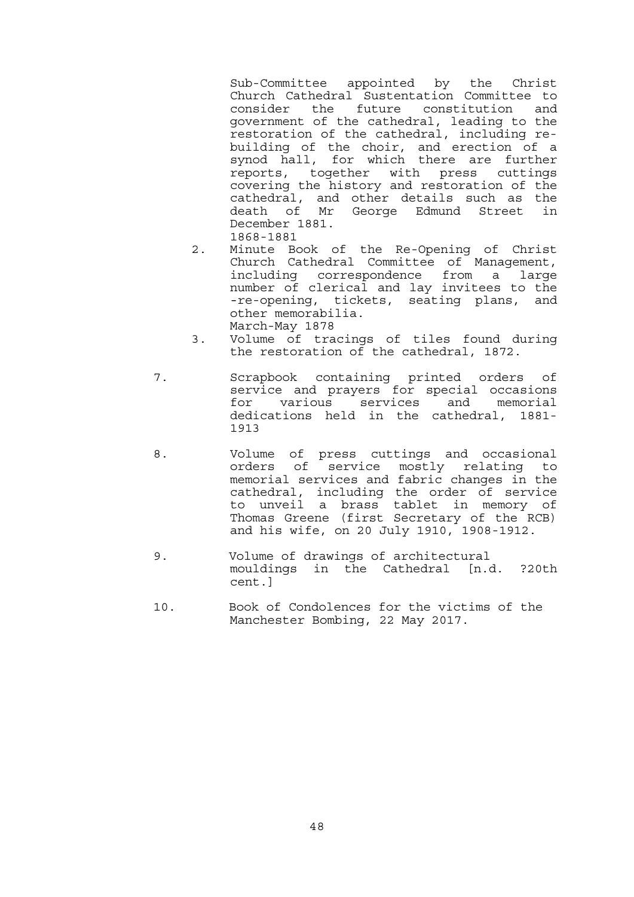Sub-Committee appointed by the Christ Church Cathedral Sustentation Committee to consider the future constitution and government of the cathedral, leading to the restoration of the cathedral, including re-building of the choir, and erection of a synod hall, for which there are further reports, together with press cuttings covering the history and restoration of the cathedral, and other details such as the death of Mr George Edmund Street in December 1881.
1868-1881

2. Minute Book of the Re-Opening of Christ Church Cathedral Committee of Management, including correspondence from a large number of clerical and lay invitees to the -re-opening, tickets, seating plans, and other memorabilia.
March-May 1878

3. Volume of tracings of tiles found during the restoration of the cathedral, 1872.

7. Scrapbook containing printed orders of service and prayers for special occasions for various services and memorial dedications held in the cathedral, 1881-1913

8. Volume of press cuttings and occasional orders of service mostly relating to memorial services and fabric changes in the cathedral, including the order of service to unveil a brass tablet in memory of Thomas Greene (first Secretary of the RCB) and his wife, on 20 July 1910, 1908-1912.

9. Volume of drawings of architectural mouldings in the Cathedral [n.d. ?20th cent.]

10. Book of Condolences for the victims of the Manchester Bombing, 22 May 2017.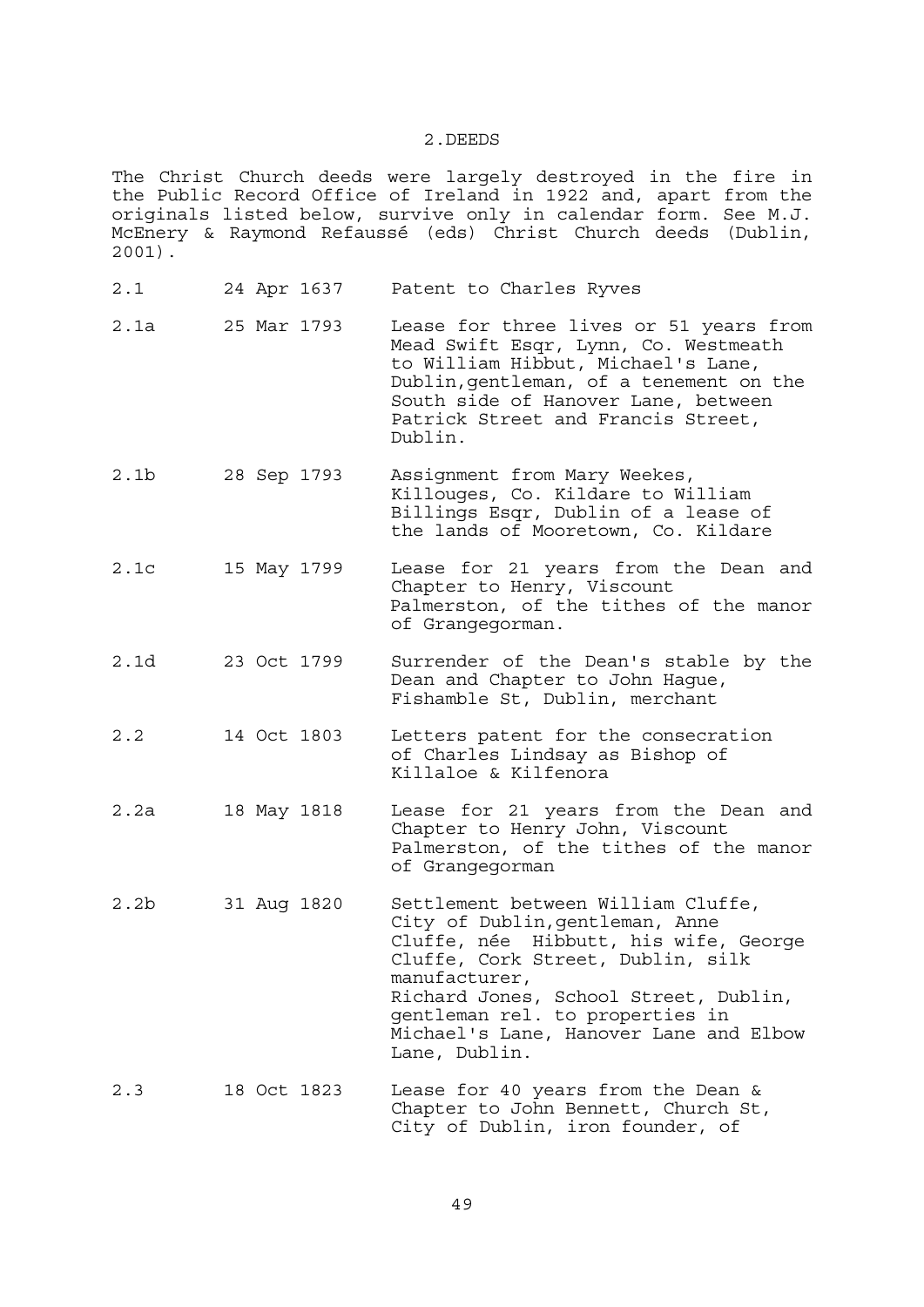## 2.DEEDS

The Christ Church deeds were largely destroyed in the fire in the Public Record Office of Ireland in 1922 and, apart from the originals listed below, survive only in calendar form. See M.J. McEnery & Raymond Refaussé (eds) Christ Church deeds (Dublin, 2001).

| | | |
|---|---|---|
| 2.1 | 24 Apr 1637 | Patent to Charles Ryves |
| 2.1a | 25 Mar 1793 | Lease for three lives or 51 years from Mead Swift Esqr, Lynn, Co. Westmeath to William Hibbut, Michael's Lane, Dublin,gentleman, of a tenement on the South side of Hanover Lane, between Patrick Street and Francis Street, Dublin. |
| 2.1b | 28 Sep 1793 | Assignment from Mary Weekes, Killouges, Co. Kildare to William Billings Esqr, Dublin of a lease of the lands of Mooretown, Co. Kildare |
| 2.1c | 15 May 1799 | Lease for 21 years from the Dean and Chapter to Henry, Viscount Palmerston, of the tithes of the manor of Grangegorman. |
| 2.1d | 23 Oct 1799 | Surrender of the Dean's stable by the Dean and Chapter to John Hague, Fishamble St, Dublin, merchant |
| 2.2 | 14 Oct 1803 | Letters patent for the consecration of Charles Lindsay as Bishop of Killaloe & Kilfenora |
| 2.2a | 18 May 1818 | Lease for 21 years from the Dean and Chapter to Henry John, Viscount Palmerston, of the tithes of the manor of Grangegorman |
| 2.2b | 31 Aug 1820 | Settlement between William Cluffe, City of Dublin,gentleman, Anne Cluffe, née Hibbutt, his wife, George Cluffe, Cork Street, Dublin, silk manufacturer, Richard Jones, School Street, Dublin, gentleman rel. to properties in Michael's Lane, Hanover Lane and Elbow Lane, Dublin. |
| 2.3 | 18 Oct 1823 | Lease for 40 years from the Dean & Chapter to John Bennett, Church St, City of Dublin, iron founder, of |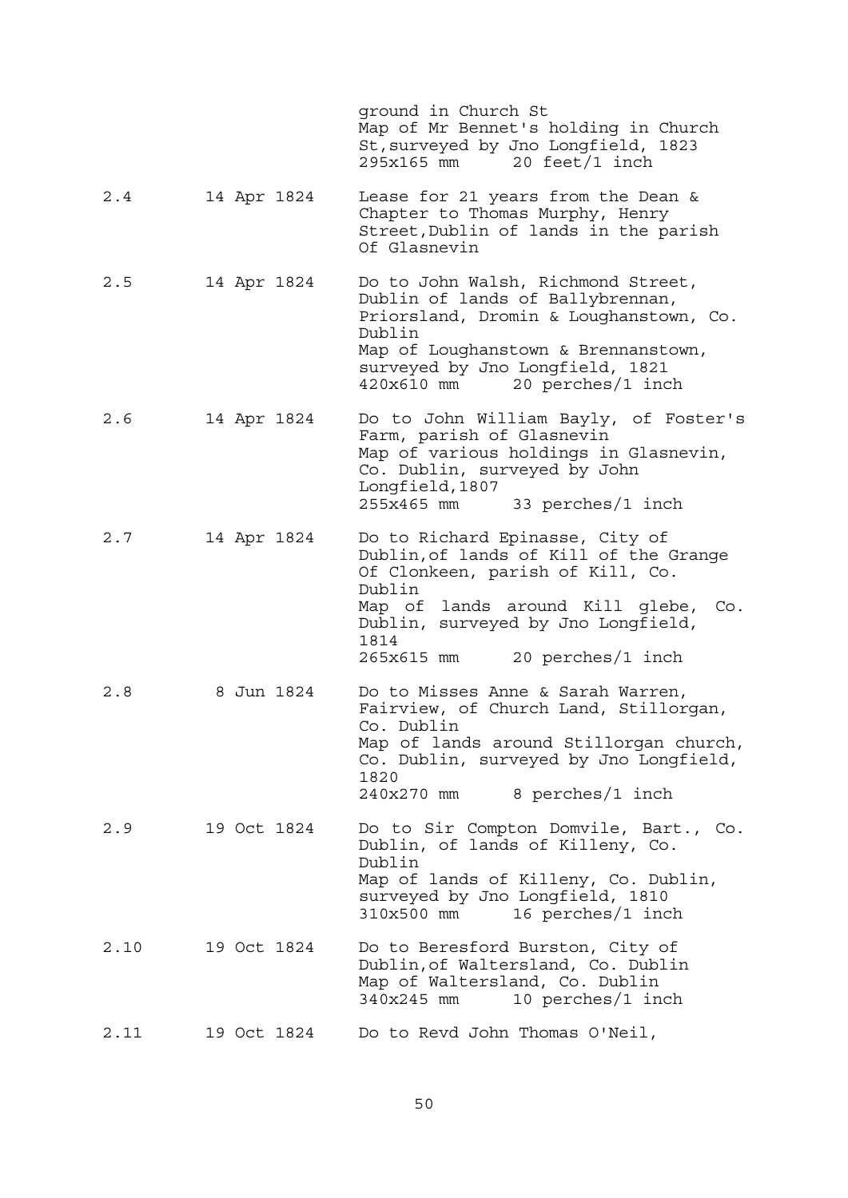| | | |
|---|---|---|
| | | ground in Church St<br>Map of Mr Bennet's holding in Church St, surveyed by Jno Longfield, 1823<br>295x165 mm     20 feet/1 inch |
| 2.4 | 14 Apr 1824 | Lease for 21 years from the Dean & Chapter to Thomas Murphy, Henry Street, Dublin of lands in the parish Of Glasnevin |
| 2.5 | 14 Apr 1824 | Do to John Walsh, Richmond Street, Dublin of lands of Ballybrennan, Priorsland, Dromin & Loughanstown, Co. Dublin<br>Map of Loughanstown & Brennanstown, surveyed by Jno Longfield, 1821<br>420x610 mm     20 perches/1 inch |
| 2.6 | 14 Apr 1824 | Do to John William Bayly, of Foster's Farm, parish of Glasnevin<br>Map of various holdings in Glasnevin, Co. Dublin, surveyed by John Longfield, 1807<br>255x465 mm     33 perches/1 inch |
| 2.7 | 14 Apr 1824 | Do to Richard Epinasse, City of Dublin, of lands of Kill of the Grange Of Clonkeen, parish of Kill, Co. Dublin<br>Map of lands around Kill glebe, Co. Dublin, surveyed by Jno Longfield, 1814<br>265x615 mm     20 perches/1 inch |
| 2.8 | 8 Jun 1824 | Do to Misses Anne & Sarah Warren, Fairview, of Church Land, Stillorgan, Co. Dublin<br>Map of lands around Stillorgan church, Co. Dublin, surveyed by Jno Longfield, 1820<br>240x270 mm     8 perches/1 inch |
| 2.9 | 19 Oct 1824 | Do to Sir Compton Domvile, Bart., Co. Dublin, of lands of Killeny, Co. Dublin<br>Map of lands of Killeny, Co. Dublin, surveyed by Jno Longfield, 1810<br>310x500 mm     16 perches/1 inch |
| 2.10 | 19 Oct 1824 | Do to Beresford Burston, City of Dublin, of Waltersland, Co. Dublin<br>Map of Waltersland, Co. Dublin<br>340x245 mm     10 perches/1 inch |
| 2.11 | 19 Oct 1824 | Do to Revd John Thomas O'Neil, |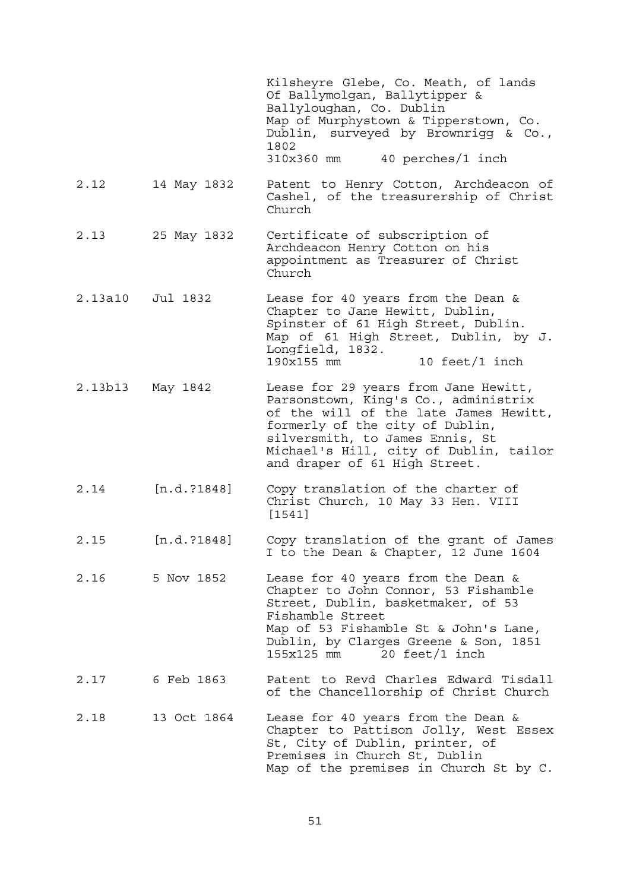| | | |
|---|---|---|
| | | Kilsheyre Glebe, Co. Meath, of lands Of Ballymolgan, Ballytipper & Ballyloughan, Co. Dublin<br>Map of Murphystown & Tipperstown, Co. Dublin, surveyed by Brownrigg & Co., 1802<br>310x360 mm 40 perches/1 inch |
| 2.12 | 14 May 1832 | Patent to Henry Cotton, Archdeacon of Cashel, of the treasurership of Christ Church |
| 2.13 | 25 May 1832 | Certificate of subscription of Archdeacon Henry Cotton on his appointment as Treasurer of Christ Church |
| 2.13a | 10 Jul 1832 | Lease for 40 years from the Dean & Chapter to Jane Hewitt, Dublin, Spinster of 61 High Street, Dublin.<br>Map of 61 High Street, Dublin, by J. Longfield, 1832.<br>190x155 mm 10 feet/1 inch |
| 2.13b | 13 May 1842 | Lease for 29 years from Jane Hewitt, Parsonstown, King's Co., administrix of the will of the late James Hewitt, formerly of the city of Dublin, silversmith, to James Ennis, St Michael's Hill, city of Dublin, tailor and draper of 61 High Street. |
| 2.14 | [n.d.?1848] | Copy translation of the charter of Christ Church, 10 May 33 Hen. VIII [1541] |
| 2.15 | [n.d.?1848] | Copy translation of the grant of James I to the Dean & Chapter, 12 June 1604 |
| 2.16 | 5 Nov 1852 | Lease for 40 years from the Dean & Chapter to John Connor, 53 Fishamble Street, Dublin, basketmaker, of 53 Fishamble Street<br>Map of 53 Fishamble St & John's Lane, Dublin, by Clarges Greene & Son, 1851<br>155x125 mm 20 feet/1 inch |
| 2.17 | 6 Feb 1863 | Patent to Revd Charles Edward Tisdall of the Chancellorship of Christ Church |
| 2.18 | 13 Oct 1864 | Lease for 40 years from the Dean & Chapter to Pattison Jolly, West Essex St, City of Dublin, printer, of Premises in Church St, Dublin<br>Map of the premises in Church St by C. |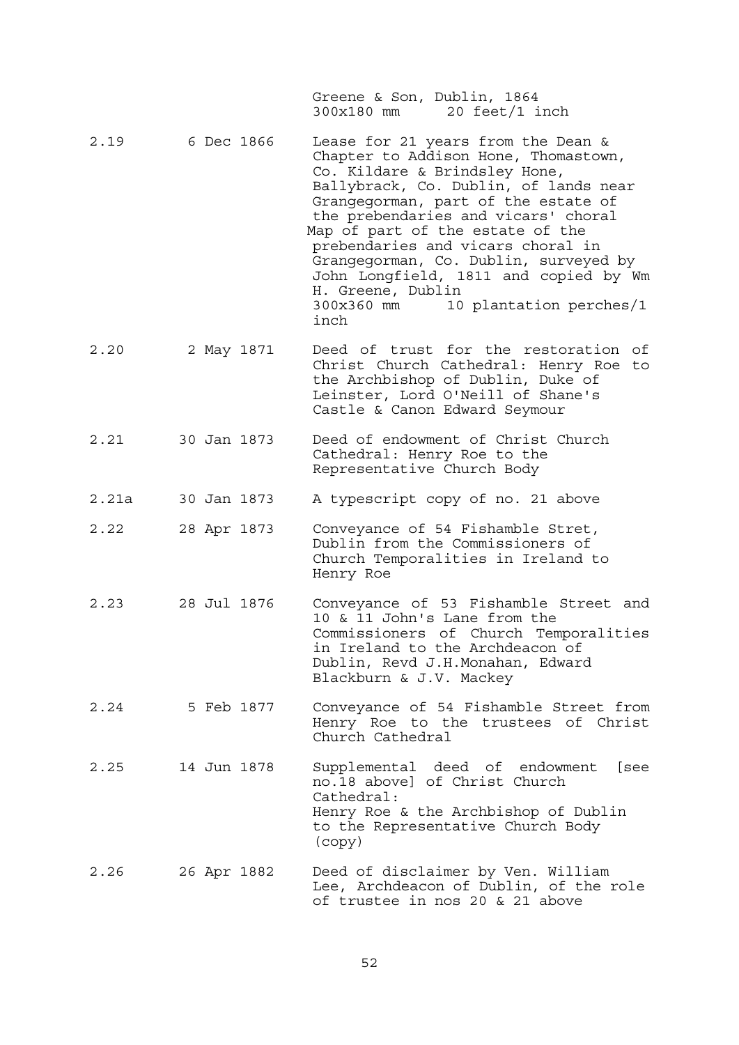| | | |
|---|---|---|
| | | Greene & Son, Dublin, 1864<br>300x180 mm 20 feet/1 inch |
| 2.19 | 6 Dec 1866 | Lease for 21 years from the Dean & Chapter to Addison Hone, Thomastown, Co. Kildare & Brindsley Hone, Ballybrack, Co. Dublin, of lands near Grangegorman, part of the estate of the prebendaries and vicars' choral<br>Map of part of the estate of the prebendaries and vicars choral in Grangegorman, Co. Dublin, surveyed by John Longfield, 1811 and copied by Wm H. Greene, Dublin<br>300x360 mm 10 plantation perches/1 inch |
| 2.20 | 2 May 1871 | Deed of trust for the restoration of Christ Church Cathedral: Henry Roe to the Archbishop of Dublin, Duke of Leinster, Lord O'Neill of Shane's Castle & Canon Edward Seymour |
| 2.21 | 30 Jan 1873 | Deed of endowment of Christ Church Cathedral: Henry Roe to the Representative Church Body |
| 2.21a | 30 Jan 1873 | A typescript copy of no. 21 above |
| 2.22 | 28 Apr 1873 | Conveyance of 54 Fishamble Stret, Dublin from the Commissioners of Church Temporalities in Ireland to Henry Roe |
| 2.23 | 28 Jul 1876 | Conveyance of 53 Fishamble Street and 10 & 11 John's Lane from the Commissioners of Church Temporalities in Ireland to the Archdeacon of Dublin, Revd J.H.Monahan, Edward Blackburn & J.V. Mackey |
| 2.24 | 5 Feb 1877 | Conveyance of 54 Fishamble Street from Henry Roe to the trustees of Christ Church Cathedral |
| 2.25 | 14 Jun 1878 | Supplemental deed of endowment [see no.18 above] of Christ Church Cathedral:<br>Henry Roe & the Archbishop of Dublin to the Representative Church Body (copy) |
| 2.26 | 26 Apr 1882 | Deed of disclaimer by Ven. William Lee, Archdeacon of Dublin, of the role of trustee in nos 20 & 21 above |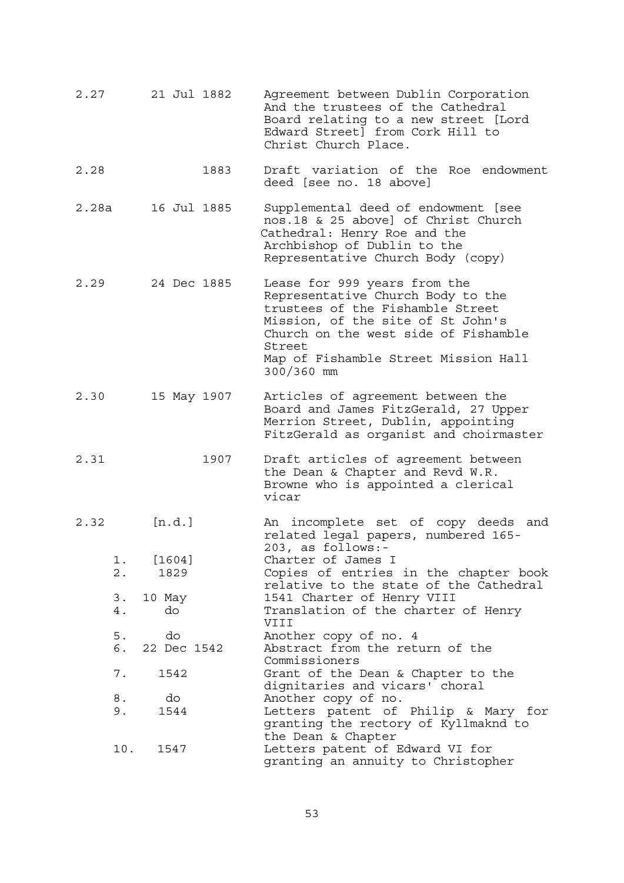| | | |
|---|---|---|
| 2.27 | 21 Jul 1882 | Agreement between Dublin Corporation And the trustees of the Cathedral Board relating to a new street [Lord Edward Street] from Cork Hill to Christ Church Place. |
| 2.28 | 1883 | Draft variation of the Roe endowment deed [see no. 18 above] |
| 2.28a | 16 Jul 1885 | Supplemental deed of endowment [see nos.18 & 25 above] of Christ Church Cathedral: Henry Roe and the Archbishop of Dublin to the Representative Church Body (copy) |
| 2.29 | 24 Dec 1885 | Lease for 999 years from the Representative Church Body to the trustees of the Fishamble Street Mission, of the site of St John's Church on the west side of Fishamble Street<br>Map of Fishamble Street Mission Hall 300/360 mm |
| 2.30 | 15 May 1907 | Articles of agreement between the Board and James FitzGerald, 27 Upper Merrion Street, Dublin, appointing FitzGerald as organist and choirmaster |
| 2.31 | 1907 | Draft articles of agreement between the Dean & Chapter and Revd W.R. Browne who is appointed a clerical vicar |
| 2.32 | [n.d.] | An incomplete set of copy deeds and related legal papers, numbered 165-203, as follows:- |
| 1. | [1604] | Charter of James I |
| 2. | 1829 | Copies of entries in the chapter book relative to the state of the Cathedral |
| 3. | 10 May | 1541 Charter of Henry VIII |
| 4. | do | Translation of the charter of Henry VIII |
| 5. | do | Another copy of no. 4 |
| 6. | 22 Dec 1542 | Abstract from the return of the Commissioners |
| 7. | 1542 | Grant of the Dean & Chapter to the dignitaries and vicars' choral |
| 8. | do | Another copy of no. |
| 9. | 1544 | Letters patent of Philip & Mary for granting the rectory of Kyllmaknd to the Dean & Chapter |
| 10. | 1547 | Letters patent of Edward VI for granting an annuity to Christopher |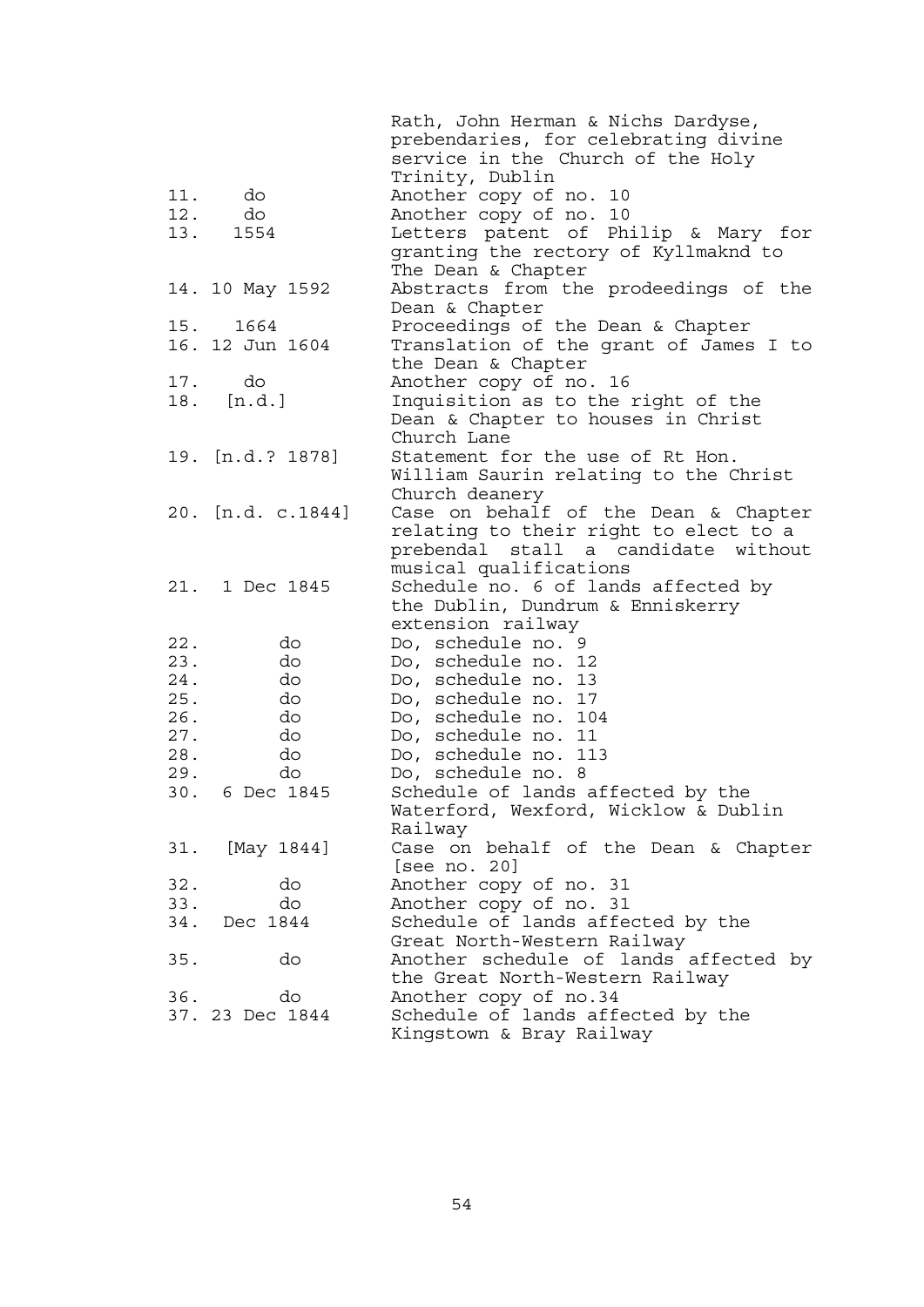| | |
|---|---|
| | Rath, John Herman & Nichs Dardyse, prebendaries, for celebrating divine service in the Church of the Holy Trinity, Dublin |
| 11. do | Another copy of no. 10 |
| 12. do | Another copy of no. 10 |
| 13. 1554 | Letters patent of Philip & Mary for granting the rectory of Kyllmaknd to The Dean & Chapter |
| 14. 10 May 1592 | Abstracts from the prodeedings of the Dean & Chapter |
| 15. 1664 | Proceedings of the Dean & Chapter |
| 16. 12 Jun 1604 | Translation of the grant of James I to the Dean & Chapter |
| 17. do | Another copy of no. 16 |
| 18. [n.d.] | Inquisition as to the right of the Dean & Chapter to houses in Christ Church Lane |
| 19. [n.d.? 1878] | Statement for the use of Rt Hon. William Saurin relating to the Christ Church deanery |
| 20. [n.d. c.1844] | Case on behalf of the Dean & Chapter relating to their right to elect to a prebendal stall a candidate without musical qualifications |
| 21. 1 Dec 1845 | Schedule no. 6 of lands affected by the Dublin, Dundrum & Enniskerry extension railway |
| 22. do | Do, schedule no. 9 |
| 23. do | Do, schedule no. 12 |
| 24. do | Do, schedule no. 13 |
| 25. do | Do, schedule no. 17 |
| 26. do | Do, schedule no. 104 |
| 27. do | Do, schedule no. 11 |
| 28. do | Do, schedule no. 113 |
| 29. do | Do, schedule no. 8 |
| 30. 6 Dec 1845 | Schedule of lands affected by the Waterford, Wexford, Wicklow & Dublin Railway |
| 31. [May 1844] | Case on behalf of the Dean & Chapter [see no. 20] |
| 32. do | Another copy of no. 31 |
| 33. do | Another copy of no. 31 |
| 34. Dec 1844 | Schedule of lands affected by the Great North-Western Railway |
| 35. do | Another schedule of lands affected by the Great North-Western Railway |
| 36. do | Another copy of no.34 |
| 37. 23 Dec 1844 | Schedule of lands affected by the Kingstown & Bray Railway |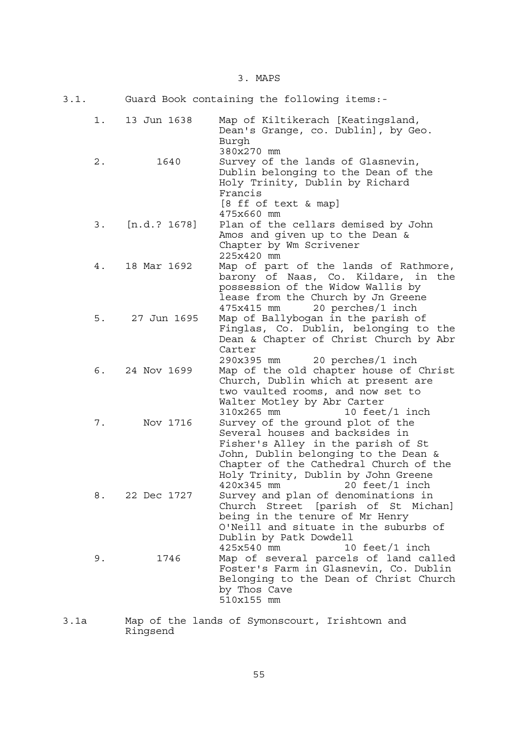# 3. MAPS

3.1. Guard Book containing the following items:-

| No. | Date | Description |
|---|---|---|
| 1. | 13 Jun 1638 | Map of Kiltikerach [Keatingsland, Dean's Grange, co. Dublin], by Geo. Burgh<br>380x270 mm |
| 2. | 1640 | Survey of the lands of Glasnevin, Dublin belonging to the Dean of the Holy Trinity, Dublin by Richard Francis<br>[8 ff of text & map]<br>475x660 mm |
| 3. | [n.d.? 1678] | Plan of the cellars demised by John Amos and given up to the Dean & Chapter by Wm Scrivener<br>225x420 mm |
| 4. | 18 Mar 1692 | Map of part of the lands of Rathmore, barony of Naas, Co. Kildare, in the possession of the Widow Wallis by lease from the Church by Jn Greene<br>475x415 mm 20 perches/1 inch |
| 5. | 27 Jun 1695 | Map of Ballybogan in the parish of Finglas, Co. Dublin, belonging to the Dean & Chapter of Christ Church by Abr Carter<br>290x395 mm 20 perches/1 inch |
| 6. | 24 Nov 1699 | Map of the old chapter house of Christ Church, Dublin which at present are two vaulted rooms, and now set to Walter Motley by Abr Carter<br>310x265 mm 10 feet/1 inch |
| 7. | Nov 1716 | Survey of the ground plot of the Several houses and backsides in Fisher's Alley in the parish of St John, Dublin belonging to the Dean & Chapter of the Cathedral Church of the Holy Trinity, Dublin by John Greene<br>420x345 mm 20 feet/1 inch |
| 8. | 22 Dec 1727 | Survey and plan of denominations in Church Street [parish of St Michan] being in the tenure of Mr Henry O'Neill and situate in the suburbs of Dublin by Patk Dowdell<br>425x540 mm 10 feet/1 inch |
| 9. | 1746 | Map of several parcels of land called Foster's Farm in Glasnevin, Co. Dublin Belonging to the Dean of Christ Church by Thos Cave<br>510x155 mm |

3.1a Map of the lands of Symonscourt, Irishtown and Ringsend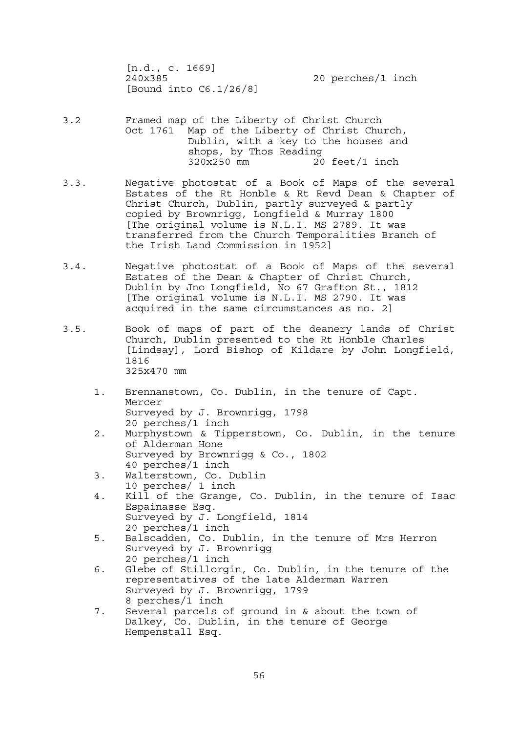[n.d., c. 1669]
240x385 20 perches/1 inch
[Bound into C6.1/26/8]

3.2 Framed map of the Liberty of Christ Church
Oct 1761 Map of the Liberty of Christ Church, Dublin, with a key to the houses and shops, by Thos Reading
320x250 mm 20 feet/1 inch

3.3. Negative photostat of a Book of Maps of the several Estates of the Rt Honble & Rt Revd Dean & Chapter of Christ Church, Dublin, partly surveyed & partly copied by Brownrigg, Longfield & Murray 1800
[The original volume is N.L.I. MS 2789. It was transferred from the Church Temporalities Branch of the Irish Land Commission in 1952]

3.4. Negative photostat of a Book of Maps of the several Estates of the Dean & Chapter of Christ Church, Dublin by Jno Longfield, No 67 Grafton St., 1812
[The original volume is N.L.I. MS 2790. It was acquired in the same circumstances as no. 2]

3.5. Book of maps of part of the deanery lands of Christ Church, Dublin presented to the Rt Honble Charles [Lindsay], Lord Bishop of Kildare by John Longfield, 1816
325x470 mm

1. Brennanstown, Co. Dublin, in the tenure of Capt. Mercer
   Surveyed by J. Brownrigg, 1798
   20 perches/1 inch
2. Murphystown & Tipperstown, Co. Dublin, in the tenure of Alderman Hone
   Surveyed by Brownrigg & Co., 1802
   40 perches/1 inch
3. Walterstown, Co. Dublin
   10 perches/ 1 inch
4. Kill of the Grange, Co. Dublin, in the tenure of Isac Espainasse Esq.
   Surveyed by J. Longfield, 1814
   20 perches/1 inch
5. Balscadden, Co. Dublin, in the tenure of Mrs Herron
   Surveyed by J. Brownrigg
   20 perches/1 inch
6. Glebe of Stillorgin, Co. Dublin, in the tenure of the representatives of the late Alderman Warren
   Surveyed by J. Brownrigg, 1799
   8 perches/1 inch
7. Several parcels of ground in & about the town of Dalkey, Co. Dublin, in the tenure of George Hempenstall Esq.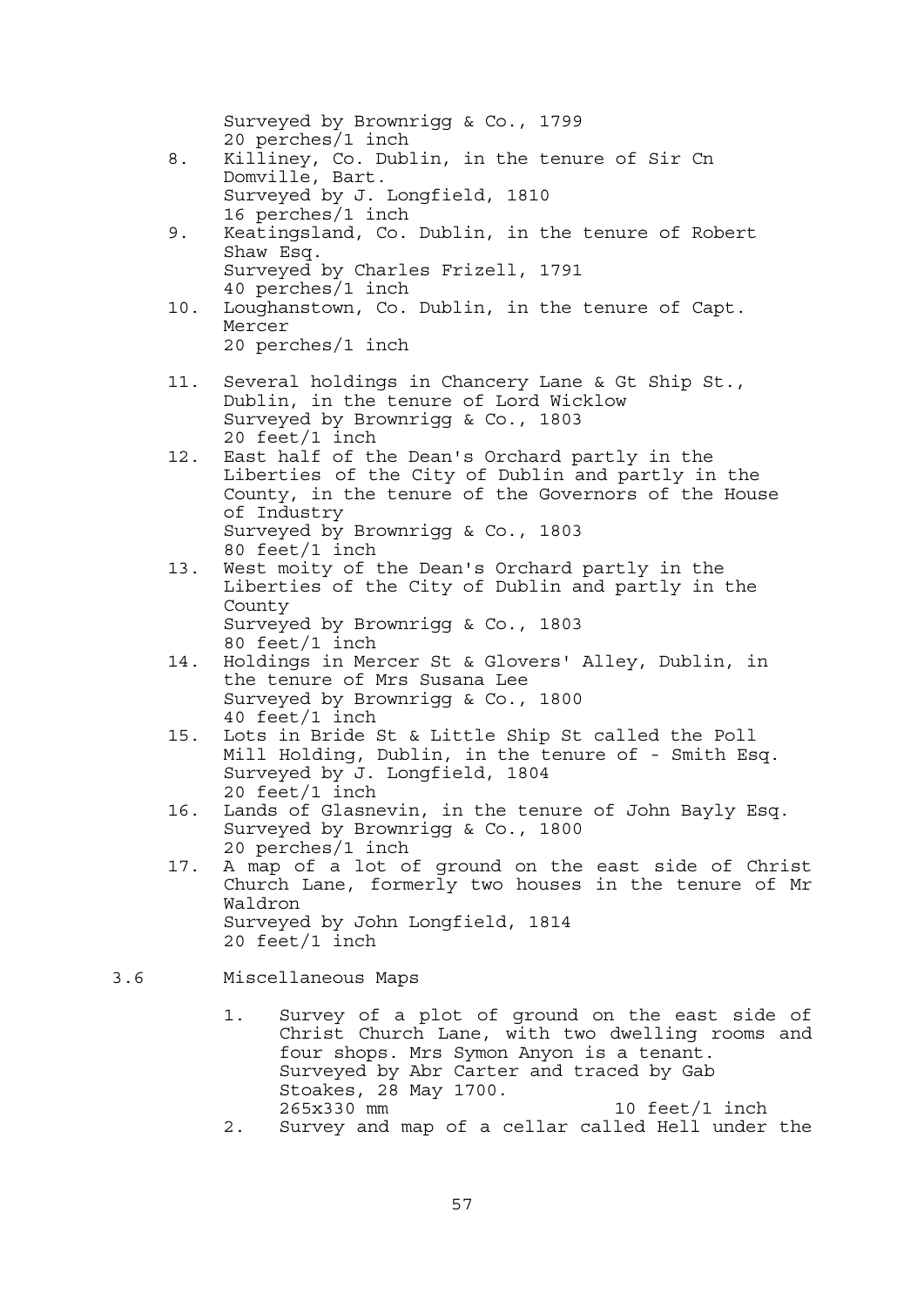Surveyed by Brownrigg & Co., 1799
20 perches/1 inch

8. Killiney, Co. Dublin, in the tenure of Sir Cn Domville, Bart.
   Surveyed by J. Longfield, 1810
   16 perches/1 inch
9. Keatingsland, Co. Dublin, in the tenure of Robert Shaw Esq.
   Surveyed by Charles Frizell, 1791
   40 perches/1 inch
10. Loughanstown, Co. Dublin, in the tenure of Capt. Mercer
    20 perches/1 inch
11. Several holdings in Chancery Lane & Gt Ship St., Dublin, in the tenure of Lord Wicklow
    Surveyed by Brownrigg & Co., 1803
    20 feet/1 inch
12. East half of the Dean's Orchard partly in the Liberties of the City of Dublin and partly in the County, in the tenure of the Governors of the House of Industry
    Surveyed by Brownrigg & Co., 1803
    80 feet/1 inch
13. West moity of the Dean's Orchard partly in the Liberties of the City of Dublin and partly in the County
    Surveyed by Brownrigg & Co., 1803
    80 feet/1 inch
14. Holdings in Mercer St & Glovers' Alley, Dublin, in the tenure of Mrs Susana Lee
    Surveyed by Brownrigg & Co., 1800
    40 feet/1 inch
15. Lots in Bride St & Little Ship St called the Poll Mill Holding, Dublin, in the tenure of - Smith Esq.
    Surveyed by J. Longfield, 1804
    20 feet/1 inch
16. Lands of Glasnevin, in the tenure of John Bayly Esq.
    Surveyed by Brownrigg & Co., 1800
    20 perches/1 inch
17. A map of a lot of ground on the east side of Christ Church Lane, formerly two houses in the tenure of Mr Waldron
    Surveyed by John Longfield, 1814
    20 feet/1 inch

## 3.6 Miscellaneous Maps

1. Survey of a plot of ground on the east side of Christ Church Lane, with two dwelling rooms and four shops. Mrs Symon Anyon is a tenant.
   Surveyed by Abr Carter and traced by Gab Stoakes, 28 May 1700.
   265x330 mm 10 feet/1 inch
2. Survey and map of a cellar called Hell under the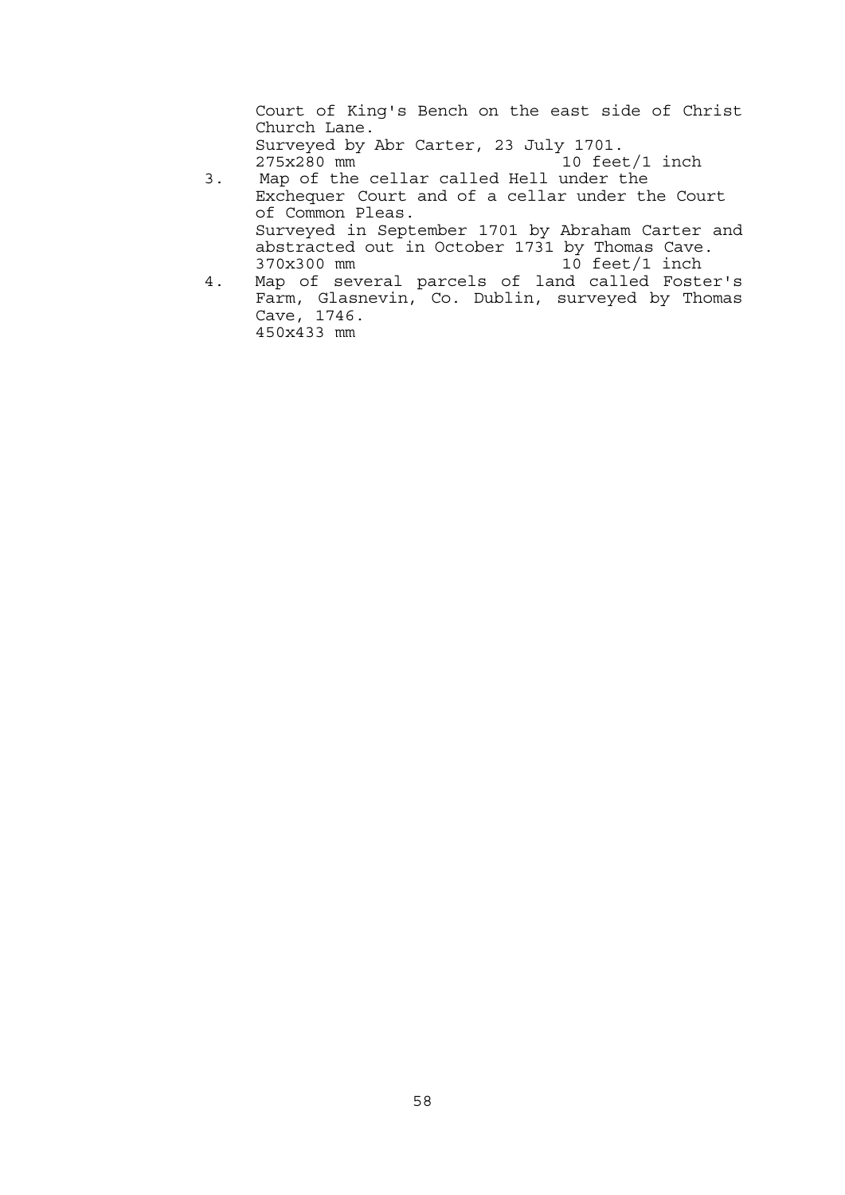Court of King's Bench on the east side of Christ Church Lane.
Surveyed by Abr Carter, 23 July 1701.
275x280 mm 10 feet/1 inch

3. Map of the cellar called Hell under the Exchequer Court and of a cellar under the Court of Common Pleas.
   Surveyed in September 1701 by Abraham Carter and abstracted out in October 1731 by Thomas Cave.
   370x300 mm 10 feet/1 inch

4. Map of several parcels of land called Foster's Farm, Glasnevin, Co. Dublin, surveyed by Thomas Cave, 1746.
   450x433 mm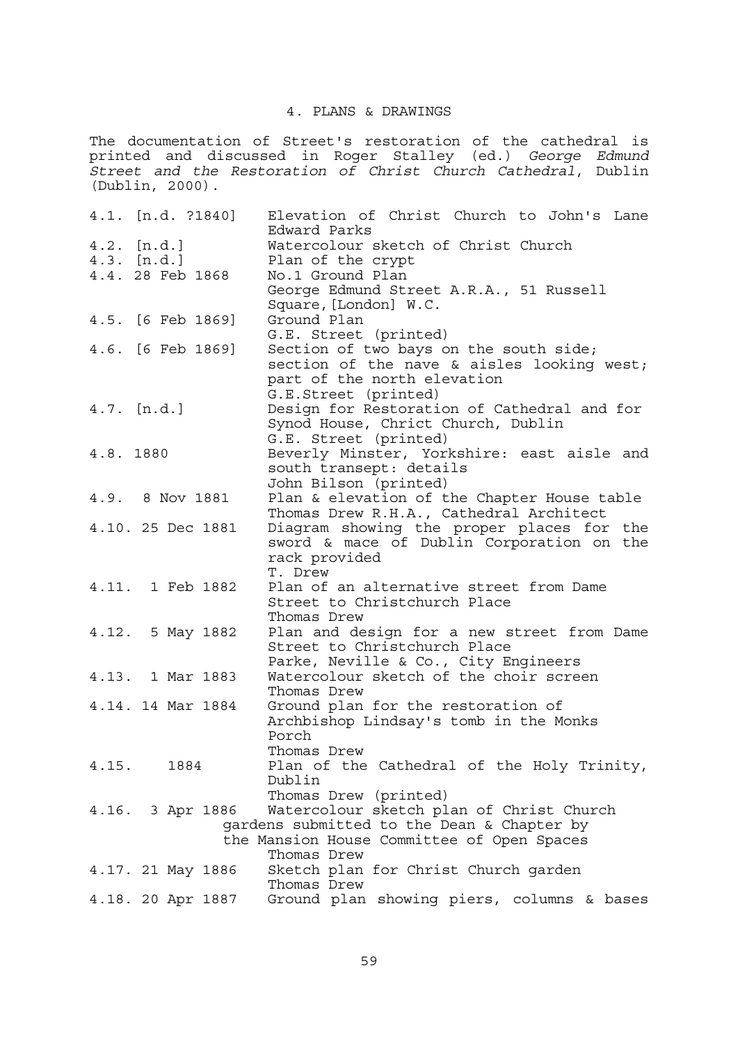## 4. PLANS & DRAWINGS

The documentation of Street's restoration of the cathedral is printed and discussed in Roger Stalley (ed.) *George Edmund Street and the Restoration of Christ Church Cathedral*, Dublin (Dublin, 2000).

| | |
|---|---|
| 4.1. [n.d. ?1840] | Elevation of Christ Church to John's Lane<br>Edward Parks |
| 4.2. [n.d.] | Watercolour sketch of Christ Church |
| 4.3. [n.d.] | Plan of the crypt |
| 4.4. 28 Feb 1868 | No.1 Ground Plan<br>George Edmund Street A.R.A., 51 Russell Square,[London] W.C. |
| 4.5. [6 Feb 1869] | Ground Plan<br>G.E. Street (printed) |
| 4.6. [6 Feb 1869] | Section of two bays on the south side; section of the nave & aisles looking west; part of the north elevation<br>G.E.Street (printed) |
| 4.7. [n.d.] | Design for Restoration of Cathedral and for Synod House, Chrict Church, Dublin<br>G.E. Street (printed) |
| 4.8. 1880 | Beverly Minster, Yorkshire: east aisle and south transept: details<br>John Bilson (printed) |
| 4.9. 8 Nov 1881 | Plan & elevation of the Chapter House table<br>Thomas Drew R.H.A., Cathedral Architect |
| 4.10. 25 Dec 1881 | Diagram showing the proper places for the sword & mace of Dublin Corporation on the rack provided<br>T. Drew |
| 4.11. 1 Feb 1882 | Plan of an alternative street from Dame Street to Christchurch Place<br>Thomas Drew |
| 4.12. 5 May 1882 | Plan and design for a new street from Dame Street to Christchurch Place<br>Parke, Neville & Co., City Engineers |
| 4.13. 1 Mar 1883 | Watercolour sketch of the choir screen<br>Thomas Drew |
| 4.14. 14 Mar 1884 | Ground plan for the restoration of Archbishop Lindsay's tomb in the Monks Porch<br>Thomas Drew |
| 4.15. 1884 | Plan of the Cathedral of the Holy Trinity, Dublin<br>Thomas Drew (printed) |
| 4.16. 3 Apr 1886 | Watercolour sketch plan of Christ Church gardens submitted to the Dean & Chapter by the Mansion House Committee of Open Spaces<br>Thomas Drew |
| 4.17. 21 May 1886 | Sketch plan for Christ Church garden<br>Thomas Drew |
| 4.18. 20 Apr 1887 | Ground plan showing piers, columns & bases |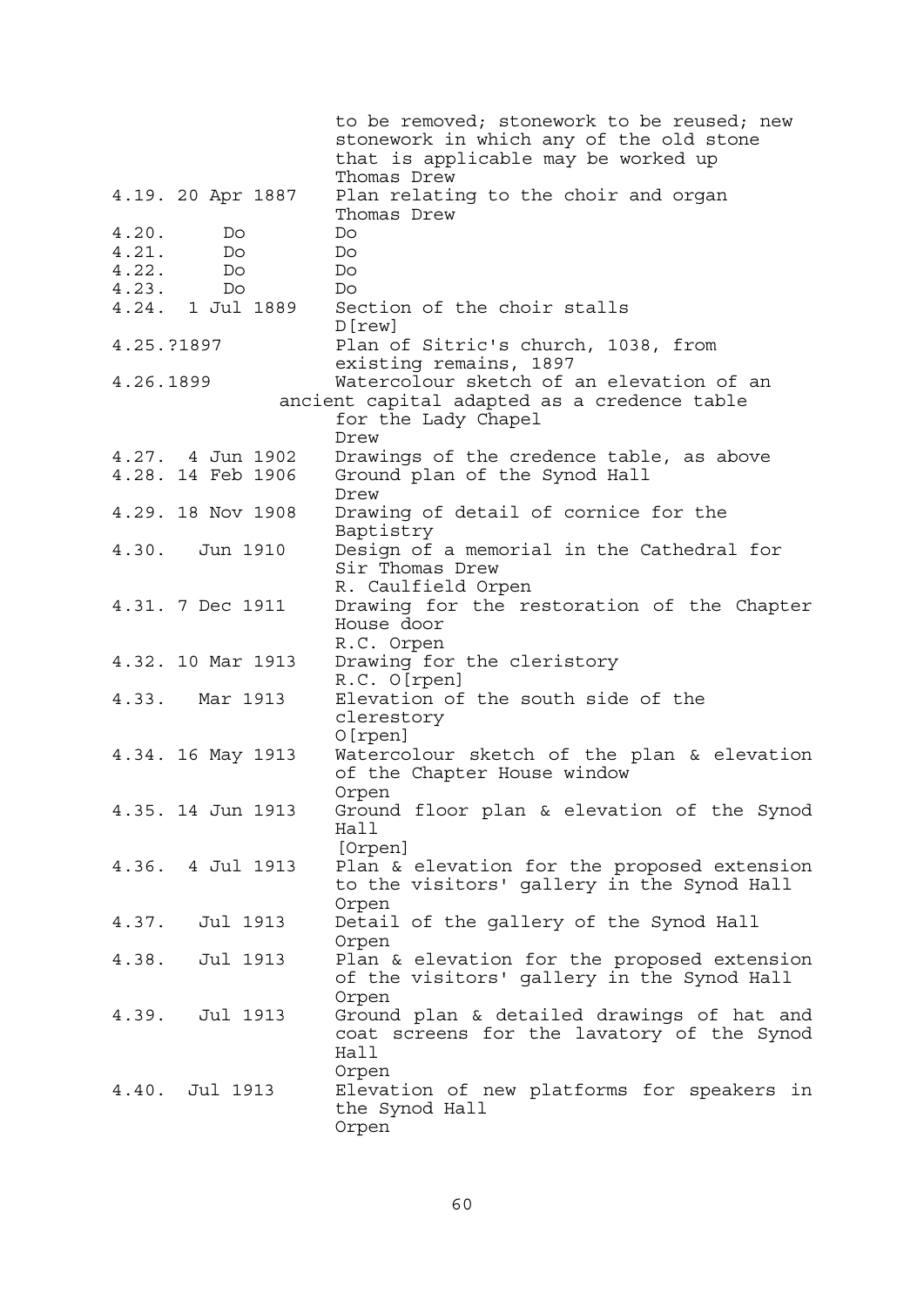| | |
|---|---|
| | to be removed; stonework to be reused; new stonework in which any of the old stone that is applicable may be worked up<br>Thomas Drew |
| 4.19. 20 Apr 1887 | Plan relating to the choir and organ<br>Thomas Drew |
| 4.20. Do | Do |
| 4.21. Do | Do |
| 4.22. Do | Do |
| 4.23. Do | Do |
| 4.24. 1 Jul 1889 | Section of the choir stalls<br>D[rew] |
| 4.25.?1897 | Plan of Sitric's church, 1038, from existing remains, 1897 |
| 4.26.1899 | Watercolour sketch of an elevation of an ancient capital adapted as a credence table for the Lady Chapel<br>Drew |
| 4.27. 4 Jun 1902 | Drawings of the credence table, as above |
| 4.28. 14 Feb 1906 | Ground plan of the Synod Hall<br>Drew |
| 4.29. 18 Nov 1908 | Drawing of detail of cornice for the Baptistry |
| 4.30. Jun 1910 | Design of a memorial in the Cathedral for Sir Thomas Drew<br>R. Caulfield Orpen |
| 4.31. 7 Dec 1911 | Drawing for the restoration of the Chapter House door<br>R.C. Orpen |
| 4.32. 10 Mar 1913 | Drawing for the cleristory<br>R.C. O[rpen] |
| 4.33. Mar 1913 | Elevation of the south side of the clerestory<br>O[rpen] |
| 4.34. 16 May 1913 | Watercolour sketch of the plan & elevation of the Chapter House window<br>Orpen |
| 4.35. 14 Jun 1913 | Ground floor plan & elevation of the Synod Hall<br>[Orpen] |
| 4.36. 4 Jul 1913 | Plan & elevation for the proposed extension to the visitors' gallery in the Synod Hall<br>Orpen |
| 4.37. Jul 1913 | Detail of the gallery of the Synod Hall<br>Orpen |
| 4.38. Jul 1913 | Plan & elevation for the proposed extension of the visitors' gallery in the Synod Hall<br>Orpen |
| 4.39. Jul 1913 | Ground plan & detailed drawings of hat and coat screens for the lavatory of the Synod Hall<br>Orpen |
| 4.40. Jul 1913 | Elevation of new platforms for speakers in the Synod Hall<br>Orpen |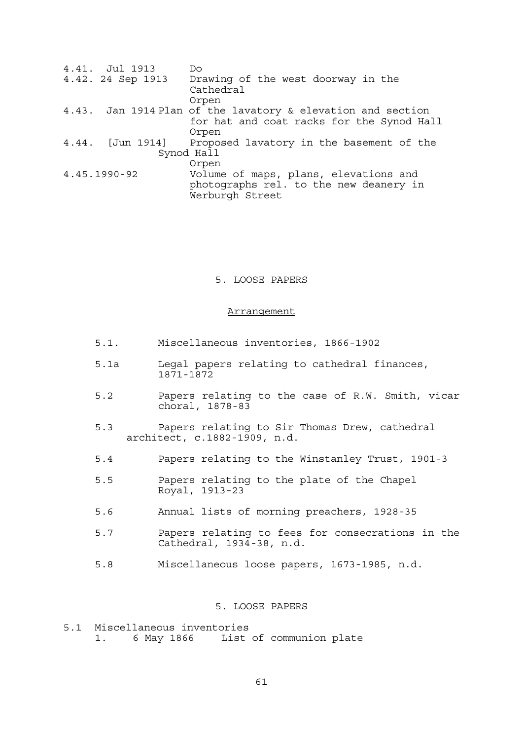4.41. Jul 1913 Do

4.42. 24 Sep 1913 Drawing of the west doorway in the Cathedral
Orpen

4.43. Jan 1914 Plan of the lavatory & elevation and section for hat and coat racks for the Synod Hall
Orpen

4.44. [Jun 1914] Proposed lavatory in the basement of the Synod Hall
Orpen

4.45. 1990-92 Volume of maps, plans, elevations and photographs rel. to the new deanery in Werburgh Street

## 5. LOOSE PAPERS

### Arrangement

5.1. Miscellaneous inventories, 1866-1902

5.1a Legal papers relating to cathedral finances, 1871-1872

5.2 Papers relating to the case of R.W. Smith, vicar choral, 1878-83

5.3 Papers relating to Sir Thomas Drew, cathedral architect, c.1882-1909, n.d.

5.4 Papers relating to the Winstanley Trust, 1901-3

5.5 Papers relating to the plate of the Chapel Royal, 1913-23

5.6 Annual lists of morning preachers, 1928-35

5.7 Papers relating to fees for consecrations in the Cathedral, 1934-38, n.d.

5.8 Miscellaneous loose papers, 1673-1985, n.d.

## 5. LOOSE PAPERS

5.1 Miscellaneous inventories

1. 6 May 1866 List of communion plate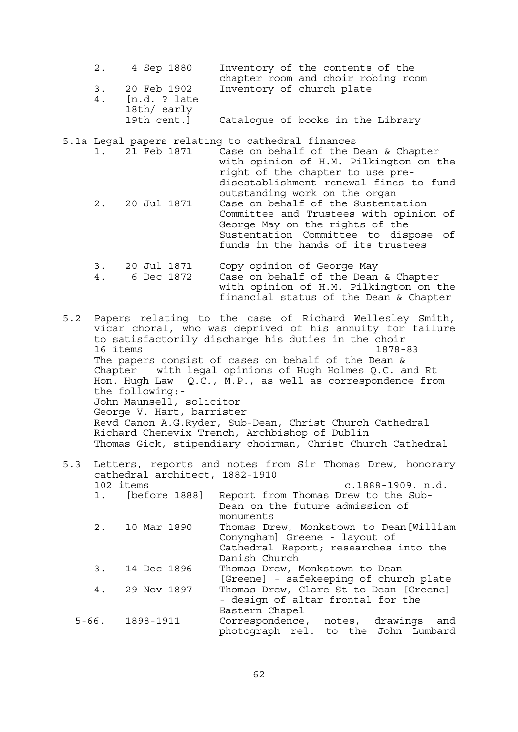| | | |
|---|---|---|
| 2. | 4 Sep 1880 | Inventory of the contents of the chapter room and choir robing room |
| 3. | 20 Feb 1902 | Inventory of church plate |
| 4. | [n.d. ? late 18th/ early 19th cent.] | Catalogue of books in the Library |

5.1a Legal papers relating to cathedral finances

| | | |
|---|---|---|
| 1. | 21 Feb 1871 | Case on behalf of the Dean & Chapter with opinion of H.M. Pilkington on the right of the chapter to use pre-disestablishment renewal fines to fund outstanding work on the organ |
| 2. | 20 Jul 1871 | Case on behalf of the Sustentation Committee and Trustees with opinion of George May on the rights of the Sustentation Committee to dispose of funds in the hands of its trustees |
| 3. | 20 Jul 1871 | Copy opinion of George May |
| 4. | 6 Dec 1872 | Case on behalf of the Dean & Chapter with opinion of H.M. Pilkington on the financial status of the Dean & Chapter |

5.2 Papers relating to the case of Richard Wellesley Smith, vicar choral, who was deprived of his annuity for failure to satisfactorily discharge his duties in the choir
16 items 1878-83
The papers consist of cases on behalf of the Dean & Chapter with legal opinions of Hugh Holmes Q.C. and Rt Hon. Hugh Law Q.C., M.P., as well as correspondence from the following:-
John Maunsell, solicitor
George V. Hart, barrister
Revd Canon A.G.Ryder, Sub-Dean, Christ Church Cathedral
Richard Chenevix Trench, Archbishop of Dublin
Thomas Gick, stipendiary choirman, Christ Church Cathedral

5.3 Letters, reports and notes from Sir Thomas Drew, honorary cathedral architect, 1882-1910
102 items c.1888-1909, n.d.

| | | |
|---|---|---|
| 1. | [before 1888] | Report from Thomas Drew to the Sub-Dean on the future admission of monuments |
| 2. | 10 Mar 1890 | Thomas Drew, Monkstown to Dean[William Conyngham] Greene - layout of Cathedral Report; researches into the Danish Church |
| 3. | 14 Dec 1896 | Thomas Drew, Monkstown to Dean [Greene] - safekeeping of church plate |
| 4. | 29 Nov 1897 | Thomas Drew, Clare St to Dean [Greene] - design of altar frontal for the Eastern Chapel |
| 5-66. | 1898-1911 | Correspondence, notes, drawings and photograph rel. to the John Lumbard |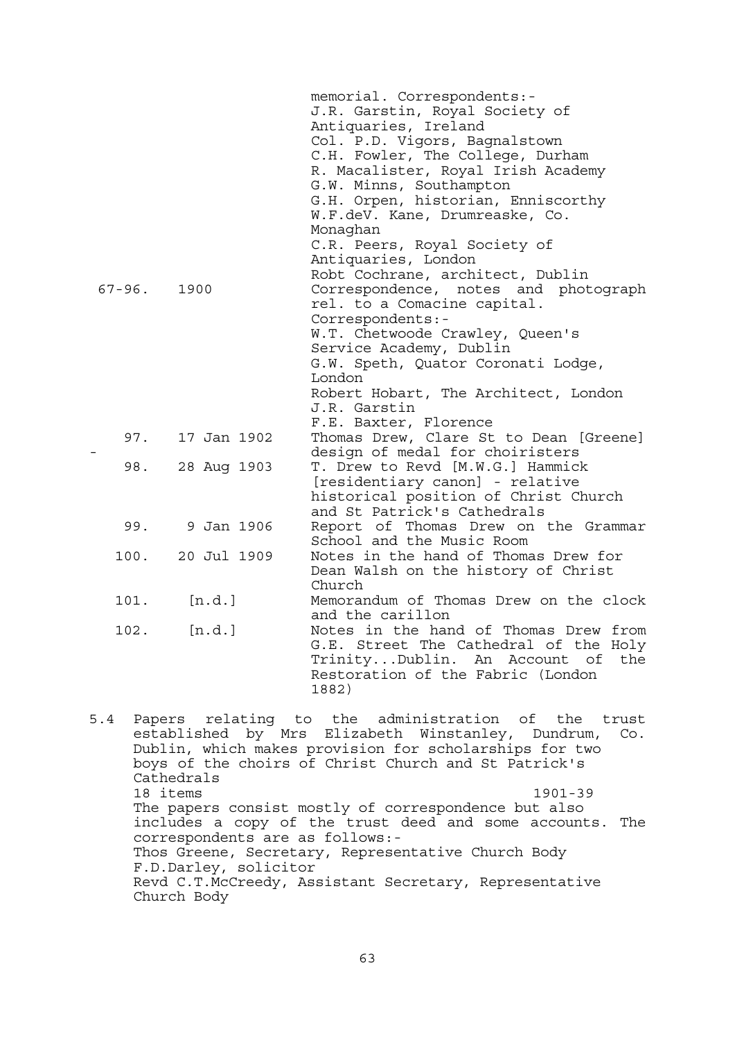| | | |
|---|---|---|
| | | memorial. Correspondents:-<br>J.R. Garstin, Royal Society of Antiquaries, Ireland<br>Col. P.D. Vigors, Bagnalstown<br>C.H. Fowler, The College, Durham<br>R. Macalister, Royal Irish Academy<br>G.W. Minns, Southampton<br>G.H. Orpen, historian, Enniscorthy<br>W.F.deV. Kane, Drumreaske, Co. Monaghan<br>C.R. Peers, Royal Society of Antiquaries, London<br>Robt Cochrane, architect, Dublin |
| 67-96. | 1900 | Correspondence, notes and photograph rel. to a Comacine capital.<br>Correspondents:-<br>W.T. Chetwoode Crawley, Queen's Service Academy, Dublin<br>G.W. Speth, Quator Coronati Lodge, London<br>Robert Hobart, The Architect, London<br>J.R. Garstin<br>F.E. Baxter, Florence |
| 97. | 17 Jan 1902 | Thomas Drew, Clare St to Dean [Greene] - design of medal for choiristers |
| 98. | 28 Aug 1903 | T. Drew to Revd [M.W.G.] Hammick [residentiary canon] - relative historical position of Christ Church and St Patrick's Cathedrals |
| 99. | 9 Jan 1906 | Report of Thomas Drew on the Grammar School and the Music Room |
| 100. | 20 Jul 1909 | Notes in the hand of Thomas Drew for Dean Walsh on the history of Christ Church |
| 101. | [n.d.] | Memorandum of Thomas Drew on the clock and the carillon |
| 102. | [n.d.] | Notes in the hand of Thomas Drew from G.E. Street The Cathedral of the Holy Trinity...Dublin. An Account of the Restoration of the Fabric (London 1882) |

5.4 Papers relating to the administration of the trust established by Mrs Elizabeth Winstanley, Dundrum, Co. Dublin, which makes provision for scholarships for two boys of the choirs of Christ Church and St Patrick's Cathedrals

18 items 1901-39

The papers consist mostly of correspondence but also includes a copy of the trust deed and some accounts. The correspondents are as follows:-

Thos Greene, Secretary, Representative Church Body
F.D.Darley, solicitor
Revd C.T.McCreedy, Assistant Secretary, Representative Church Body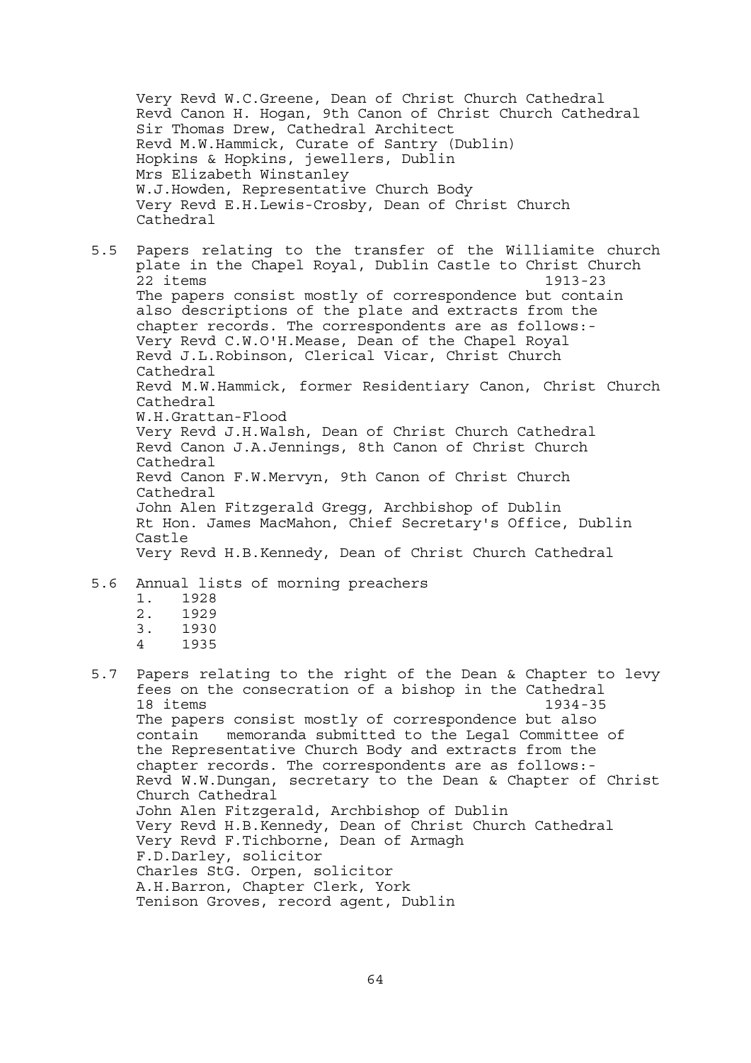Very Revd W.C.Greene, Dean of Christ Church Cathedral
Revd Canon H. Hogan, 9th Canon of Christ Church Cathedral
Sir Thomas Drew, Cathedral Architect
Revd M.W.Hammick, Curate of Santry (Dublin)
Hopkins & Hopkins, jewellers, Dublin
Mrs Elizabeth Winstanley
W.J.Howden, Representative Church Body
Very Revd E.H.Lewis-Crosby, Dean of Christ Church Cathedral

5.5 Papers relating to the transfer of the Williamite church plate in the Chapel Royal, Dublin Castle to Christ Church
22 items 1913-23
The papers consist mostly of correspondence but contain also descriptions of the plate and extracts from the chapter records. The correspondents are as follows:-
Very Revd C.W.O'H.Mease, Dean of the Chapel Royal
Revd J.L.Robinson, Clerical Vicar, Christ Church Cathedral
Revd M.W.Hammick, former Residentiary Canon, Christ Church Cathedral
W.H.Grattan-Flood
Very Revd J.H.Walsh, Dean of Christ Church Cathedral
Revd Canon J.A.Jennings, 8th Canon of Christ Church Cathedral
Revd Canon F.W.Mervyn, 9th Canon of Christ Church Cathedral
John Alen Fitzgerald Gregg, Archbishop of Dublin
Rt Hon. James MacMahon, Chief Secretary's Office, Dublin Castle
Very Revd H.B.Kennedy, Dean of Christ Church Cathedral

5.6 Annual lists of morning preachers
1. 1928
2. 1929
3. 1930
4 1935

5.7 Papers relating to the right of the Dean & Chapter to levy fees on the consecration of a bishop in the Cathedral
18 items 1934-35
The papers consist mostly of correspondence but also contain memoranda submitted to the Legal Committee of the Representative Church Body and extracts from the chapter records. The correspondents are as follows:-
Revd W.W.Dungan, secretary to the Dean & Chapter of Christ Church Cathedral
John Alen Fitzgerald, Archbishop of Dublin
Very Revd H.B.Kennedy, Dean of Christ Church Cathedral
Very Revd F.Tichborne, Dean of Armagh
F.D.Darley, solicitor
Charles StG. Orpen, solicitor
A.H.Barron, Chapter Clerk, York
Tenison Groves, record agent, Dublin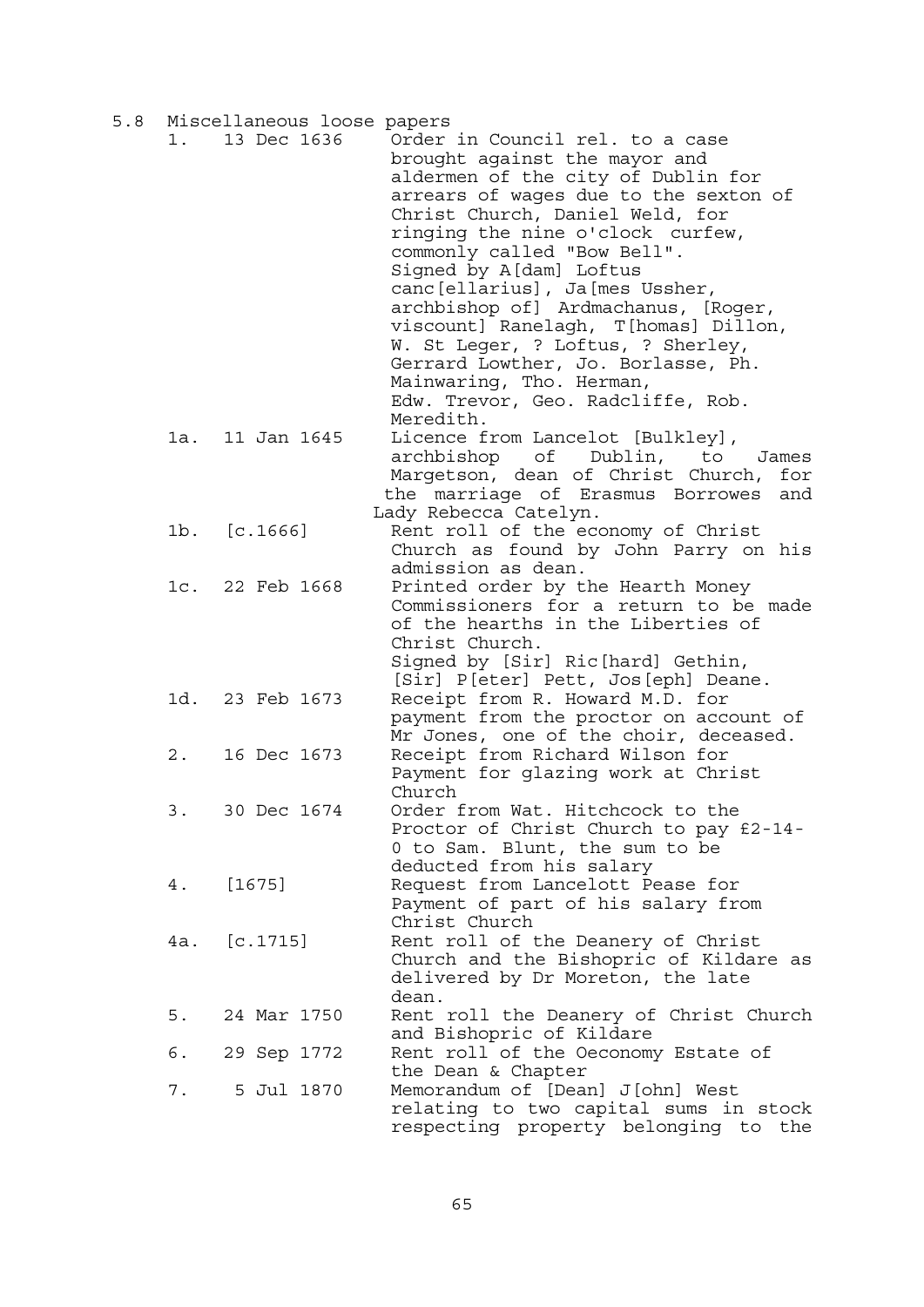## 5.8 Miscellaneous loose papers

| No. | Date | Description |
|---|---|---|
| 1. | 13 Dec 1636 | Order in Council rel. to a case brought against the mayor and aldermen of the city of Dublin for arrears of wages due to the sexton of Christ Church, Daniel Weld, for ringing the nine o'clock curfew, commonly called "Bow Bell". Signed by A[dam] Loftus canc[ellarius], Ja[mes Ussher, archbishop of] Ardmachanus, [Roger, viscount] Ranelagh, T[homas] Dillon, W. St Leger, ? Loftus, ? Sherley, Gerrard Lowther, Jo. Borlasse, Ph. Mainwaring, Tho. Herman, Edw. Trevor, Geo. Radcliffe, Rob. Meredith. |
| 1a. | 11 Jan 1645 | Licence from Lancelot [Bulkley], archbishop of Dublin, to James Margetson, dean of Christ Church, for the marriage of Erasmus Borrowes and Lady Rebecca Catelyn. |
| 1b. | [c.1666] | Rent roll of the economy of Christ Church as found by John Parry on his admission as dean. |
| 1c. | 22 Feb 1668 | Printed order by the Hearth Money Commissioners for a return to be made of the hearths in the Liberties of Christ Church. Signed by [Sir] Ric[hard] Gethin, [Sir] P[eter] Pett, Jos[eph] Deane. |
| 1d. | 23 Feb 1673 | Receipt from R. Howard M.D. for payment from the proctor on account of Mr Jones, one of the choir, deceased. |
| 2. | 16 Dec 1673 | Receipt from Richard Wilson for Payment for glazing work at Christ Church |
| 3. | 30 Dec 1674 | Order from Wat. Hitchcock to the Proctor of Christ Church to pay £2-14-0 to Sam. Blunt, the sum to be deducted from his salary |
| 4. | [1675] | Request from Lancelott Pease for Payment of part of his salary from Christ Church |
| 4a. | [c.1715] | Rent roll of the Deanery of Christ Church and the Bishopric of Kildare as delivered by Dr Moreton, the late dean. |
| 5. | 24 Mar 1750 | Rent roll the Deanery of Christ Church and Bishopric of Kildare |
| 6. | 29 Sep 1772 | Rent roll of the Oeconomy Estate of the Dean & Chapter |
| 7. | 5 Jul 1870 | Memorandum of [Dean] J[ohn] West relating to two capital sums in stock respecting property belonging to the |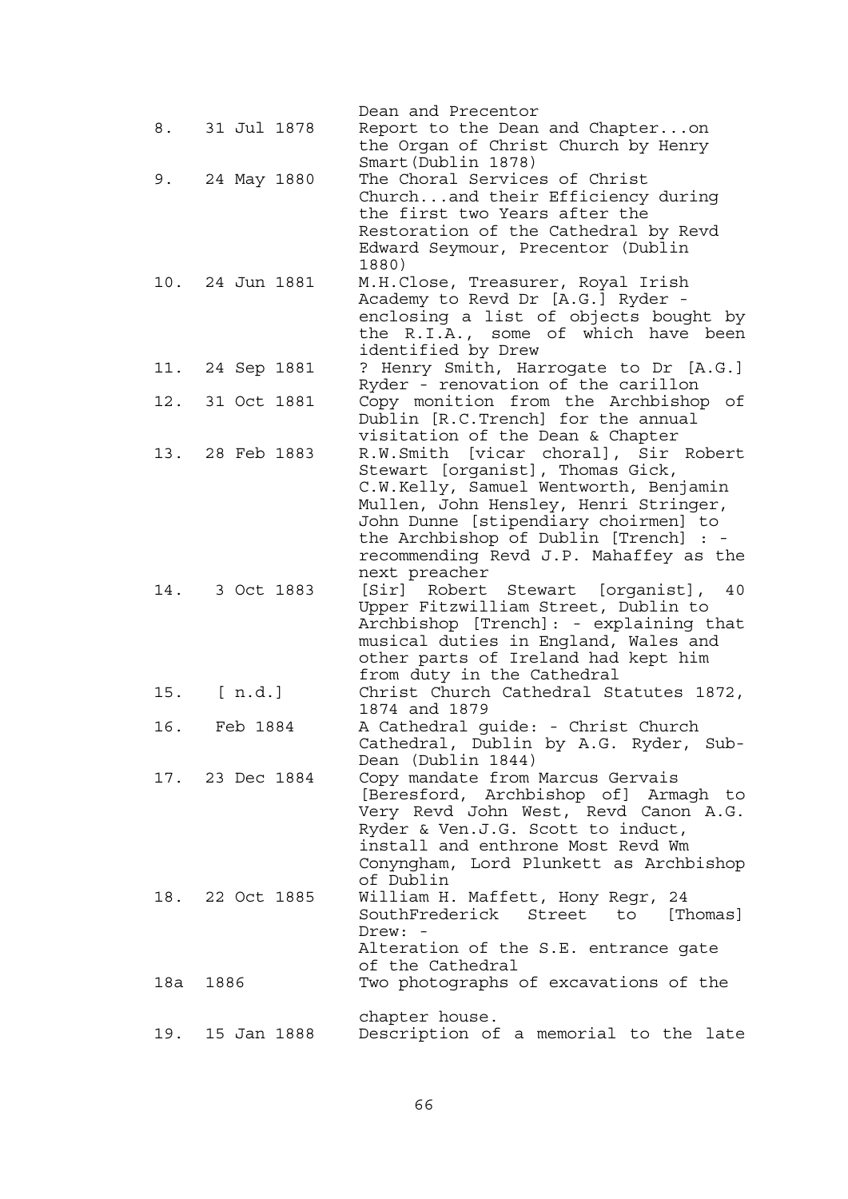| | | Dean and Precentor |
|---|---|---|
| 8. | 31 Jul 1878 | Report to the Dean and Chapter...on the Organ of Christ Church by Henry Smart(Dublin 1878) |
| 9. | 24 May 1880 | The Choral Services of Christ Church...and their Efficiency during the first two Years after the Restoration of the Cathedral by Revd Edward Seymour, Precentor (Dublin 1880) |
| 10. | 24 Jun 1881 | M.H.Close, Treasurer, Royal Irish Academy to Revd Dr [A.G.] Ryder - enclosing a list of objects bought by the R.I.A., some of which have been identified by Drew |
| 11. | 24 Sep 1881 | ? Henry Smith, Harrogate to Dr [A.G.] Ryder - renovation of the carillon |
| 12. | 31 Oct 1881 | Copy monition from the Archbishop of Dublin [R.C.Trench] for the annual visitation of the Dean & Chapter |
| 13. | 28 Feb 1883 | R.W.Smith [vicar choral], Sir Robert Stewart [organist], Thomas Gick, C.W.Kelly, Samuel Wentworth, Benjamin Mullen, John Hensley, Henri Stringer, John Dunne [stipendiary choirmen] to the Archbishop of Dublin [Trench] : - recommending Revd J.P. Mahaffey as the next preacher |
| 14. | 3 Oct 1883 | [Sir] Robert Stewart [organist], 40 Upper Fitzwilliam Street, Dublin to Archbishop [Trench]: - explaining that musical duties in England, Wales and other parts of Ireland had kept him from duty in the Cathedral |
| 15. | [ n.d.] | Christ Church Cathedral Statutes 1872, 1874 and 1879 |
| 16. | Feb 1884 | A Cathedral guide: - Christ Church Cathedral, Dublin by A.G. Ryder, Sub-Dean (Dublin 1844) |
| 17. | 23 Dec 1884 | Copy mandate from Marcus Gervais [Beresford, Archbishop of] Armagh to Very Revd John West, Revd Canon A.G. Ryder & Ven.J.G. Scott to induct, install and enthrone Most Revd Wm Conyngham, Lord Plunkett as Archbishop of Dublin |
| 18. | 22 Oct 1885 | William H. Maffett, Hony Regr, 24 SouthFrederick Street to [Thomas] Drew: - Alteration of the S.E. entrance gate of the Cathedral |
| 18a | 1886 | Two photographs of excavations of the chapter house. |
| 19. | 15 Jan 1888 | Description of a memorial to the late |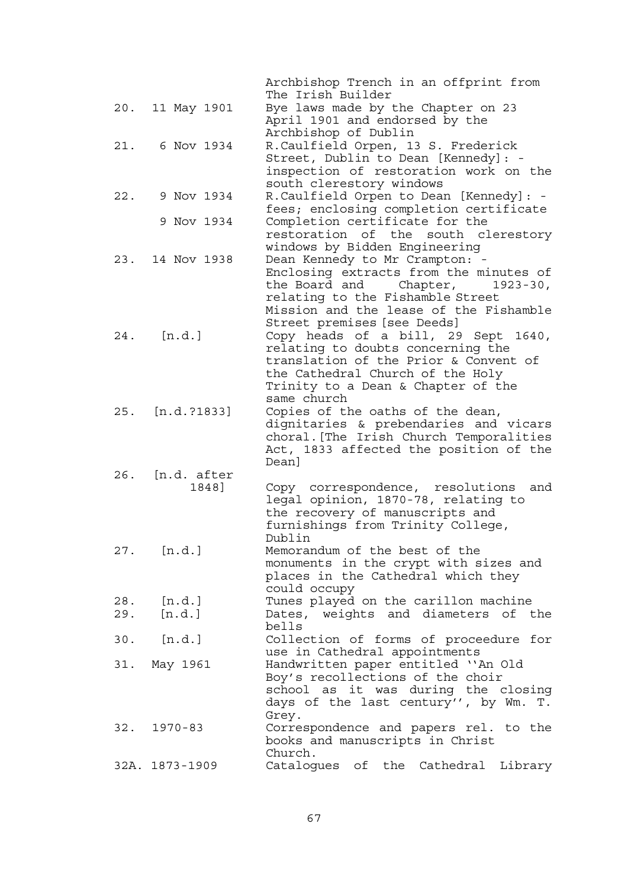| | | |
|---|---|---|
| | | Archbishop Trench in an offprint from The Irish Builder |
| 20. | 11 May 1901 | Bye laws made by the Chapter on 23 April 1901 and endorsed by the Archbishop of Dublin |
| 21. | 6 Nov 1934 | R.Caulfield Orpen, 13 S. Frederick Street, Dublin to Dean [Kennedy]: - inspection of restoration work on the south clerestory windows |
| 22. | 9 Nov 1934 | R.Caulfield Orpen to Dean [Kennedy]: - fees; enclosing completion certificate |
| | 9 Nov 1934 | Completion certificate for the restoration of the south clerestory windows by Bidden Engineering |
| 23. | 14 Nov 1938 | Dean Kennedy to Mr Crampton: - Enclosing extracts from the minutes of the Board and Chapter, 1923-30, relating to the Fishamble Street Mission and the lease of the Fishamble Street premises [see Deeds] |
| 24. | [n.d.] | Copy heads of a bill, 29 Sept 1640, relating to doubts concerning the translation of the Prior & Convent of the Cathedral Church of the Holy Trinity to a Dean & Chapter of the same church |
| 25. | [n.d.?1833] | Copies of the oaths of the dean, dignitaries & prebendaries and vicars choral.[The Irish Church Temporalities Act, 1833 affected the position of the Dean] |
| 26. | [n.d. after 1848] | Copy correspondence, resolutions and legal opinion, 1870-78, relating to the recovery of manuscripts and furnishings from Trinity College, Dublin |
| 27. | [n.d.] | Memorandum of the best of the monuments in the crypt with sizes and places in the Cathedral which they could occupy |
| 28. | [n.d.] | Tunes played on the carillon machine |
| 29. | [n.d.] | Dates, weights and diameters of the bells |
| 30. | [n.d.] | Collection of forms of proceedure for use in Cathedral appointments |
| 31. | May 1961 | Handwritten paper entitled ''An Old Boy's recollections of the choir school as it was during the closing days of the last century'', by Wm. T. Grey. |
| 32. | 1970-83 | Correspondence and papers rel. to the books and manuscripts in Christ Church. |
| 32A. | 1873-1909 | Catalogues of the Cathedral Library |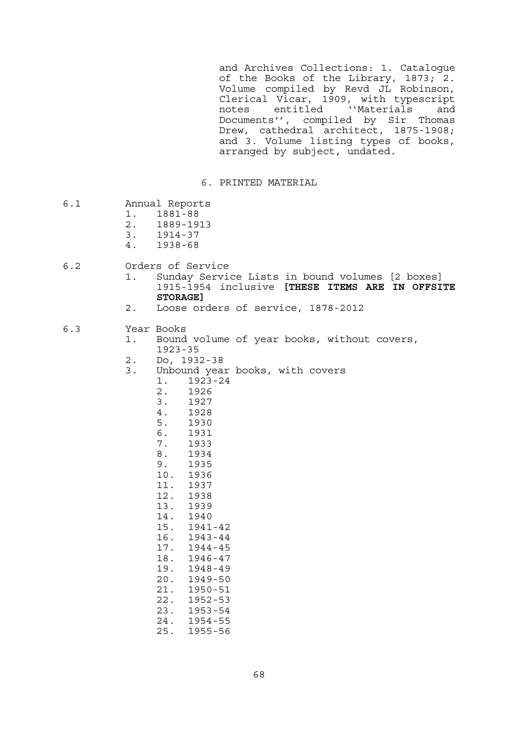and Archives Collections: 1. Catalogue of the Books of the Library, 1873; 2. Volume compiled by Revd JL Robinson, Clerical Vicar, 1909, with typescript notes entitled ''Materials and Documents'', compiled by Sir Thomas Drew, cathedral architect, 1875-1908; and 3. Volume listing types of books, arranged by subject, undated.

## 6. PRINTED MATERIAL

6.1 Annual Reports

1. 1881-88
2. 1889-1913
3. 1914-37
4. 1938-68

6.2 Orders of Service

1. Sunday Service Lists in bound volumes [2 boxes] 1915-1954 inclusive **[THESE ITEMS ARE IN OFFSITE STORAGE]**
2. Loose orders of service, 1878-2012

6.3 Year Books

1. Bound volume of year books, without covers, 1923-35
2. Do, 1932-38
3. Unbound year books, with covers
    1. 1923-24
    2. 1926
    3. 1927
    4. 1928
    5. 1930
    6. 1931
    7. 1933
    8. 1934
    9. 1935
    10. 1936
    11. 1937
    12. 1938
    13. 1939
    14. 1940
    15. 1941-42
    16. 1943-44
    17. 1944-45
    18. 1946-47
    19. 1948-49
    20. 1949-50
    21. 1950-51
    22. 1952-53
    23. 1953-54
    24. 1954-55
    25. 1955-56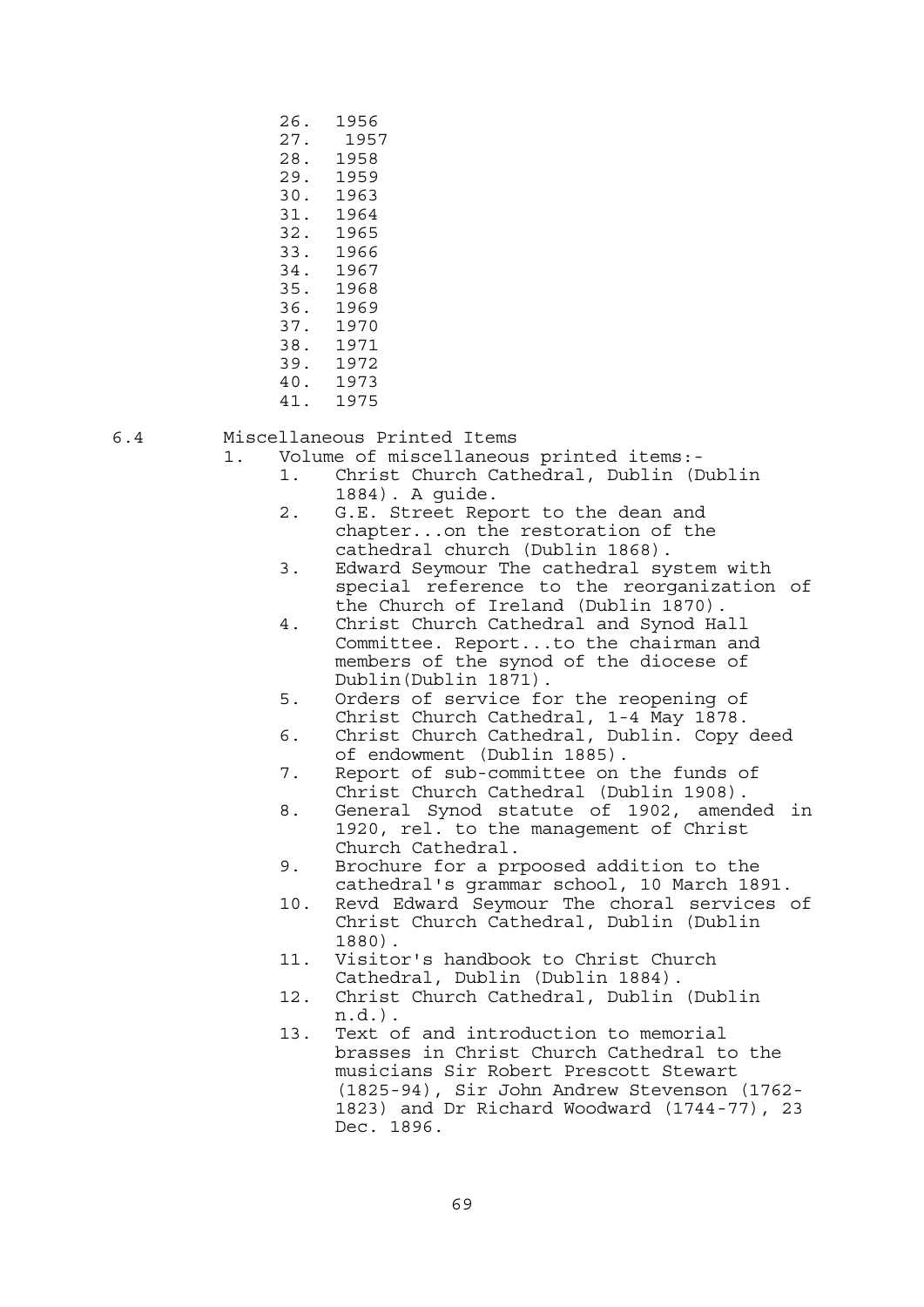26. 1956
27. 1957
28. 1958
29. 1959
30. 1963
31. 1964
32. 1965
33. 1966
34. 1967
35. 1968
36. 1969
37. 1970
38. 1971
39. 1972
40. 1973
41. 1975

6.4 Miscellaneous Printed Items

1. Volume of miscellaneous printed items:-
    1. Christ Church Cathedral, Dublin (Dublin 1884). A guide.
    2. G.E. Street Report to the dean and chapter...on the restoration of the cathedral church (Dublin 1868).
    3. Edward Seymour The cathedral system with special reference to the reorganization of the Church of Ireland (Dublin 1870).
    4. Christ Church Cathedral and Synod Hall Committee. Report...to the chairman and members of the synod of the diocese of Dublin(Dublin 1871).
    5. Orders of service for the reopening of Christ Church Cathedral, 1-4 May 1878.
    6. Christ Church Cathedral, Dublin. Copy deed of endowment (Dublin 1885).
    7. Report of sub-committee on the funds of Christ Church Cathedral (Dublin 1908).
    8. General Synod statute of 1902, amended in 1920, rel. to the management of Christ Church Cathedral.
    9. Brochure for a prpoosed addition to the cathedral's grammar school, 10 March 1891.
    10. Revd Edward Seymour The choral services of Christ Church Cathedral, Dublin (Dublin 1880).
    11. Visitor's handbook to Christ Church Cathedral, Dublin (Dublin 1884).
    12. Christ Church Cathedral, Dublin (Dublin n.d.).
    13. Text of and introduction to memorial brasses in Christ Church Cathedral to the musicians Sir Robert Prescott Stewart (1825-94), Sir John Andrew Stevenson (1762-1823) and Dr Richard Woodward (1744-77), 23 Dec. 1896.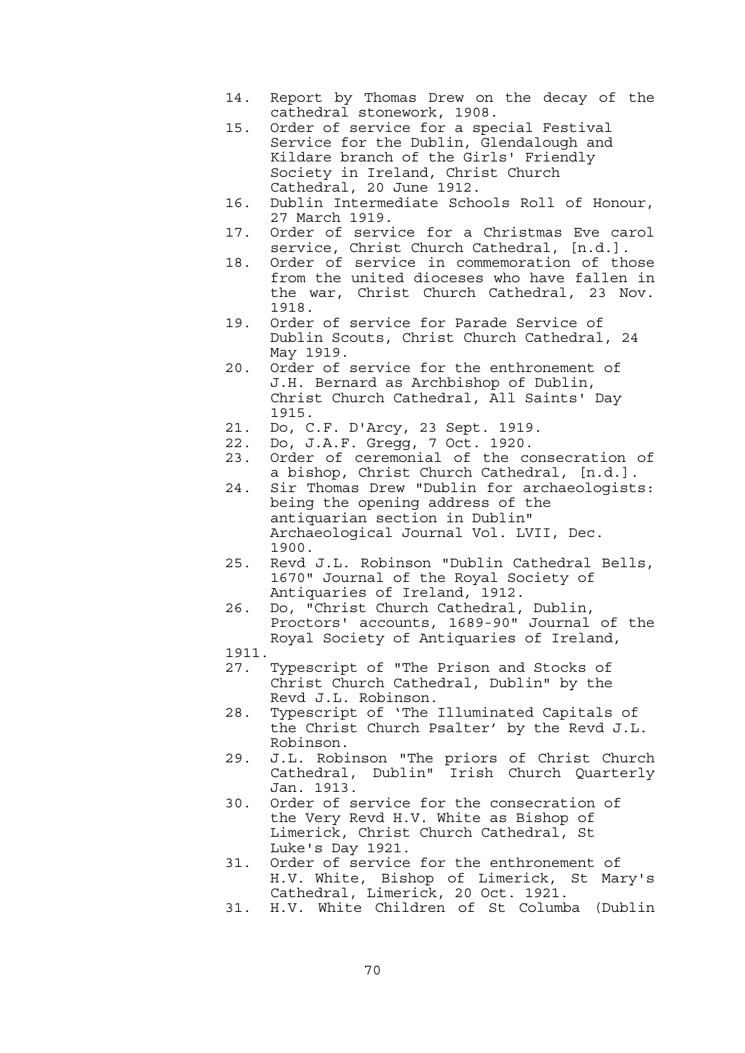14. Report by Thomas Drew on the decay of the cathedral stonework, 1908.
15. Order of service for a special Festival Service for the Dublin, Glendalough and Kildare branch of the Girls' Friendly Society in Ireland, Christ Church Cathedral, 20 June 1912.
16. Dublin Intermediate Schools Roll of Honour, 27 March 1919.
17. Order of service for a Christmas Eve carol service, Christ Church Cathedral, [n.d.].
18. Order of service in commemoration of those from the united dioceses who have fallen in the war, Christ Church Cathedral, 23 Nov. 1918.
19. Order of service for Parade Service of Dublin Scouts, Christ Church Cathedral, 24 May 1919.
20. Order of service for the enthronement of J.H. Bernard as Archbishop of Dublin, Christ Church Cathedral, All Saints' Day 1915.
21. Do, C.F. D'Arcy, 23 Sept. 1919.
22. Do, J.A.F. Gregg, 7 Oct. 1920.
23. Order of ceremonial of the consecration of a bishop, Christ Church Cathedral, [n.d.].
24. Sir Thomas Drew "Dublin for archaeologists: being the opening address of the antiquarian section in Dublin" Archaeological Journal Vol. LVII, Dec. 1900.
25. Revd J.L. Robinson "Dublin Cathedral Bells, 1670" Journal of the Royal Society of Antiquaries of Ireland, 1912.
26. Do, "Christ Church Cathedral, Dublin, Proctors' accounts, 1689-90" Journal of the Royal Society of Antiquaries of Ireland, 1911.
27. Typescript of "The Prison and Stocks of Christ Church Cathedral, Dublin" by the Revd J.L. Robinson.
28. Typescript of 'The Illuminated Capitals of the Christ Church Psalter' by the Revd J.L. Robinson.
29. J.L. Robinson "The priors of Christ Church Cathedral, Dublin" Irish Church Quarterly Jan. 1913.
30. Order of service for the consecration of the Very Revd H.V. White as Bishop of Limerick, Christ Church Cathedral, St Luke's Day 1921.
31. Order of service for the enthronement of H.V. White, Bishop of Limerick, St Mary's Cathedral, Limerick, 20 Oct. 1921.
31. H.V. White Children of St Columba (Dublin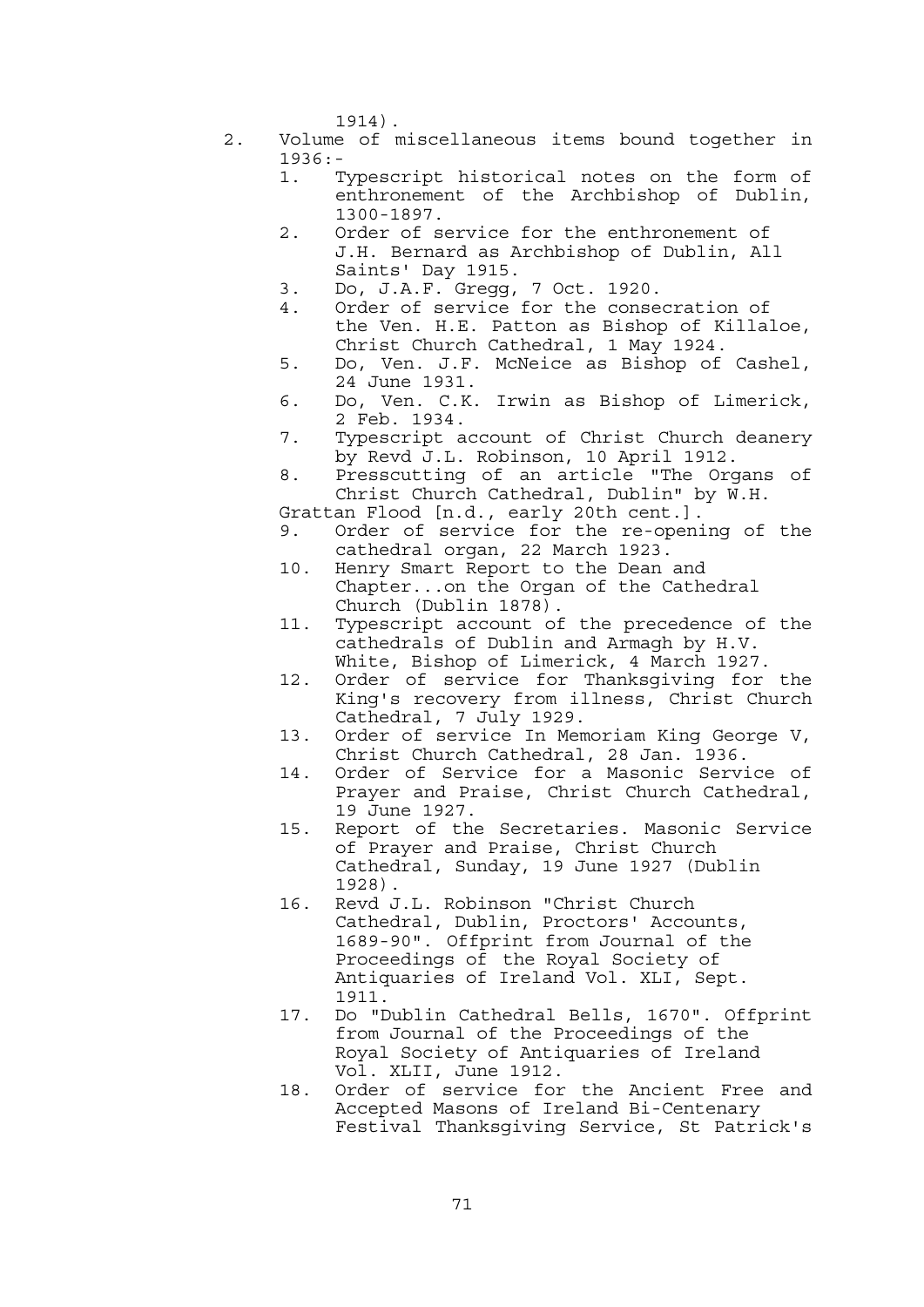1914).

2. Volume of miscellaneous items bound together in 1936:-
    1. Typescript historical notes on the form of enthronement of the Archbishop of Dublin, 1300-1897.
    2. Order of service for the enthronement of J.H. Bernard as Archbishop of Dublin, All Saints' Day 1915.
    3. Do, J.A.F. Gregg, 7 Oct. 1920.
    4. Order of service for the consecration of the Ven. H.E. Patton as Bishop of Killaloe, Christ Church Cathedral, 1 May 1924.
    5. Do, Ven. J.F. McNeice as Bishop of Cashel, 24 June 1931.
    6. Do, Ven. C.K. Irwin as Bishop of Limerick, 2 Feb. 1934.
    7. Typescript account of Christ Church deanery by Revd J.L. Robinson, 10 April 1912.
    8. Presscutting of an article "The Organs of Christ Church Cathedral, Dublin" by W.H. Grattan Flood [n.d., early 20th cent.].
    9. Order of service for the re-opening of the cathedral organ, 22 March 1923.
    10. Henry Smart Report to the Dean and Chapter...on the Organ of the Cathedral Church (Dublin 1878).
    11. Typescript account of the precedence of the cathedrals of Dublin and Armagh by H.V. White, Bishop of Limerick, 4 March 1927.
    12. Order of service for Thanksgiving for the King's recovery from illness, Christ Church Cathedral, 7 July 1929.
    13. Order of service In Memoriam King George V, Christ Church Cathedral, 28 Jan. 1936.
    14. Order of Service for a Masonic Service of Prayer and Praise, Christ Church Cathedral, 19 June 1927.
    15. Report of the Secretaries. Masonic Service of Prayer and Praise, Christ Church Cathedral, Sunday, 19 June 1927 (Dublin 1928).
    16. Revd J.L. Robinson "Christ Church Cathedral, Dublin, Proctors' Accounts, 1689-90". Offprint from Journal of the Proceedings of the Royal Society of Antiquaries of Ireland Vol. XLI, Sept. 1911.
    17. Do "Dublin Cathedral Bells, 1670". Offprint from Journal of the Proceedings of the Royal Society of Antiquaries of Ireland Vol. XLII, June 1912.
    18. Order of service for the Ancient Free and Accepted Masons of Ireland Bi-Centenary Festival Thanksgiving Service, St Patrick's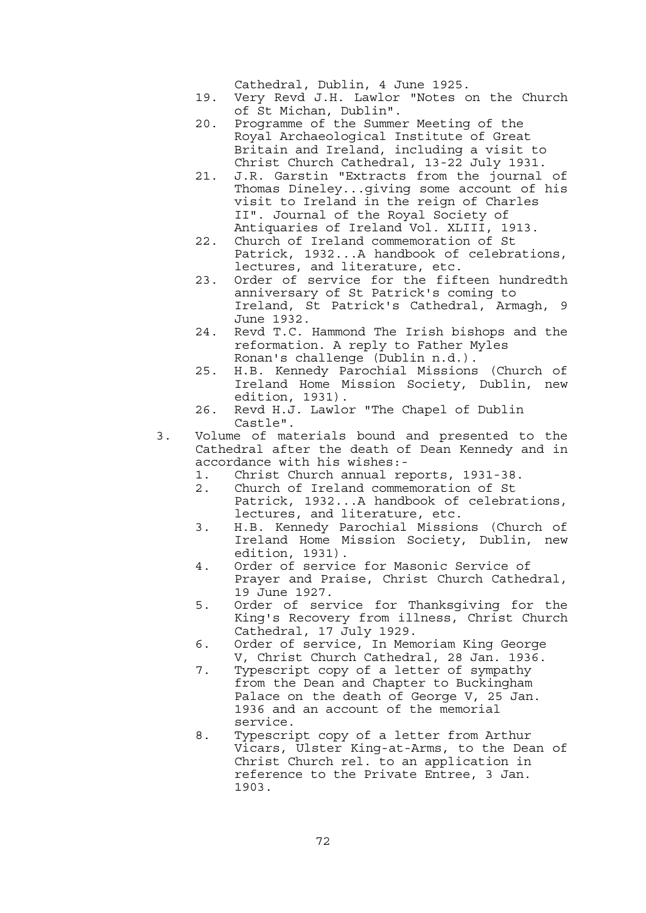Cathedral, Dublin, 4 June 1925.

19. Very Revd J.H. Lawlor "Notes on the Church of St Michan, Dublin".
20. Programme of the Summer Meeting of the Royal Archaeological Institute of Great Britain and Ireland, including a visit to Christ Church Cathedral, 13-22 July 1931.
21. J.R. Garstin "Extracts from the journal of Thomas Dineley...giving some account of his visit to Ireland in the reign of Charles II". Journal of the Royal Society of Antiquaries of Ireland Vol. XLIII, 1913.
22. Church of Ireland commemoration of St Patrick, 1932...A handbook of celebrations, lectures, and literature, etc.
23. Order of service for the fifteen hundredth anniversary of St Patrick's coming to Ireland, St Patrick's Cathedral, Armagh, 9 June 1932.
24. Revd T.C. Hammond The Irish bishops and the reformation. A reply to Father Myles Ronan's challenge (Dublin n.d.).
25. H.B. Kennedy Parochial Missions (Church of Ireland Home Mission Society, Dublin, new edition, 1931).
26. Revd H.J. Lawlor "The Chapel of Dublin Castle".

3. Volume of materials bound and presented to the Cathedral after the death of Dean Kennedy and in accordance with his wishes:-
   1. Christ Church annual reports, 1931-38.
   2. Church of Ireland commemoration of St Patrick, 1932...A handbook of celebrations, lectures, and literature, etc.
   3. H.B. Kennedy Parochial Missions (Church of Ireland Home Mission Society, Dublin, new edition, 1931).
   4. Order of service for Masonic Service of Prayer and Praise, Christ Church Cathedral, 19 June 1927.
   5. Order of service for Thanksgiving for the King's Recovery from illness, Christ Church Cathedral, 17 July 1929.
   6. Order of service, In Memoriam King George V, Christ Church Cathedral, 28 Jan. 1936.
   7. Typescript copy of a letter of sympathy from the Dean and Chapter to Buckingham Palace on the death of George V, 25 Jan. 1936 and an account of the memorial service.
   8. Typescript copy of a letter from Arthur Vicars, Ulster King-at-Arms, to the Dean of Christ Church rel. to an application in reference to the Private Entree, 3 Jan. 1903.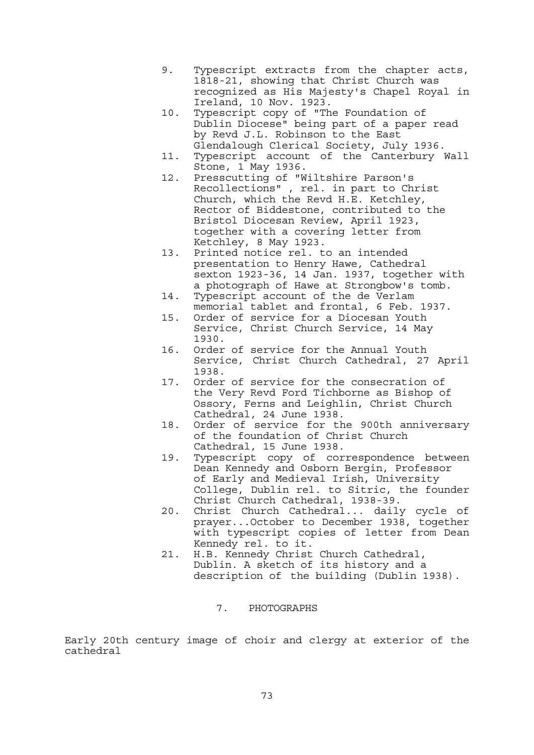9. Typescript extracts from the chapter acts, 1818-21, showing that Christ Church was recognized as His Majesty's Chapel Royal in Ireland, 10 Nov. 1923.
10. Typescript copy of "The Foundation of Dublin Diocese" being part of a paper read by Revd J.L. Robinson to the East Glendalough Clerical Society, July 1936.
11. Typescript account of the Canterbury Wall Stone, 1 May 1936.
12. Presscutting of "Wiltshire Parson's Recollections" , rel. in part to Christ Church, which the Revd H.E. Ketchley, Rector of Biddestone, contributed to the Bristol Diocesan Review, April 1923, together with a covering letter from Ketchley, 8 May 1923.
13. Printed notice rel. to an intended presentation to Henry Hawe, Cathedral sexton 1923-36, 14 Jan. 1937, together with a photograph of Hawe at Strongbow's tomb.
14. Typescript account of the de Verlam memorial tablet and frontal, 6 Feb. 1937.
15. Order of service for a Diocesan Youth Service, Christ Church Service, 14 May 1930.
16. Order of service for the Annual Youth Service, Christ Church Cathedral, 27 April 1938.
17. Order of service for the consecration of the Very Revd Ford Tichborne as Bishop of Ossory, Ferns and Leighlin, Christ Church Cathedral, 24 June 1938.
18. Order of service for the 900th anniversary of the foundation of Christ Church Cathedral, 15 June 1938.
19. Typescript copy of correspondence between Dean Kennedy and Osborn Bergin, Professor of Early and Medieval Irish, University College, Dublin rel. to Sitric, the founder Christ Church Cathedral, 1938-39.
20. Christ Church Cathedral... daily cycle of prayer...October to December 1938, together with typescript copies of letter from Dean Kennedy rel. to it.
21. H.B. Kennedy Christ Church Cathedral, Dublin. A sketch of its history and a description of the building (Dublin 1938).

## 7. PHOTOGRAPHS

Early 20th century image of choir and clergy at exterior of the cathedral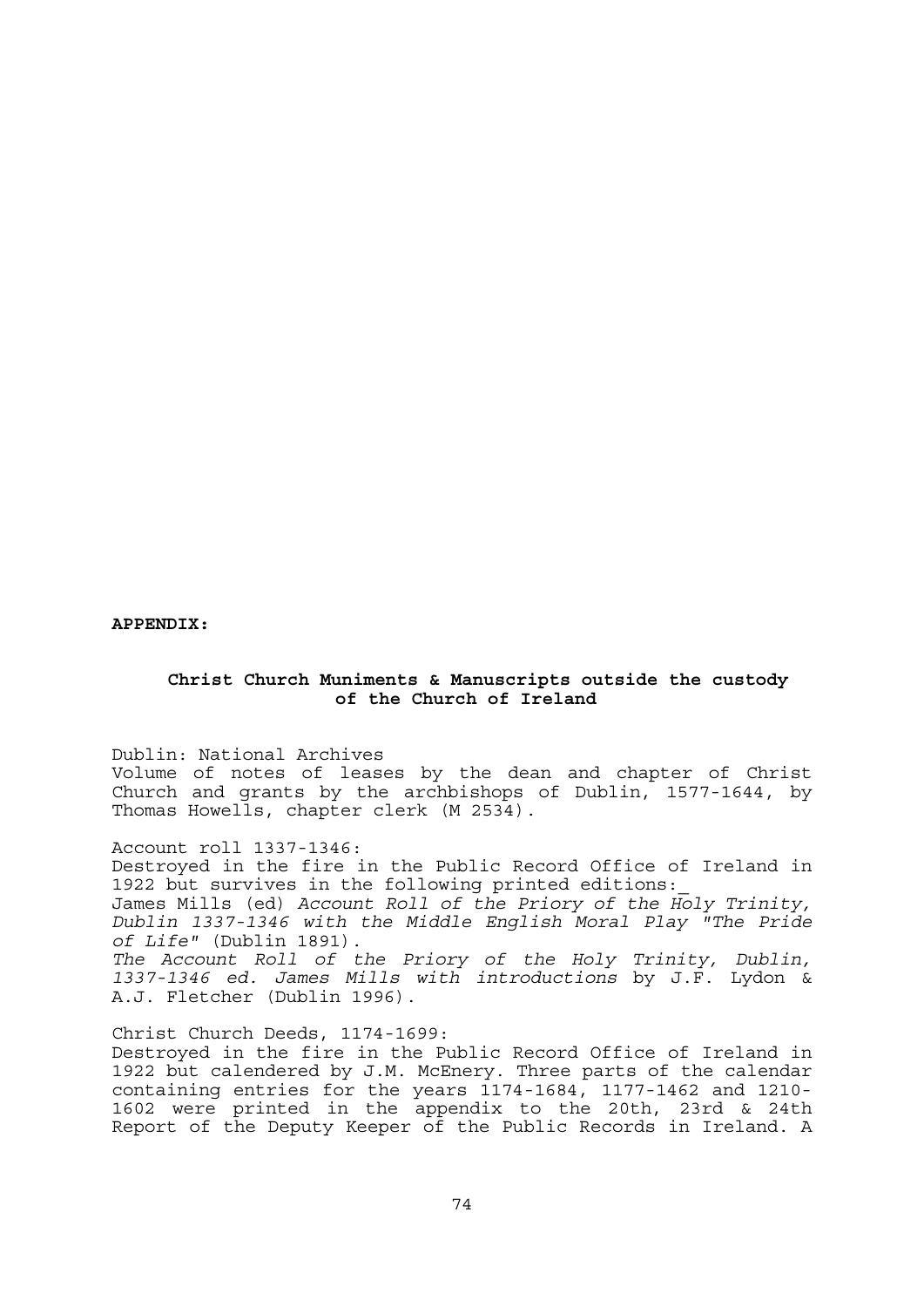**APPENDIX:**

## Christ Church Muniments & Manuscripts outside the custody of the Church of Ireland

Dublin: National Archives
Volume of notes of leases by the dean and chapter of Christ Church and grants by the archbishops of Dublin, 1577-1644, by Thomas Howells, chapter clerk (M 2534).

Account roll 1337-1346:
Destroyed in the fire in the Public Record Office of Ireland in 1922 but survives in the following printed editions:
James Mills (ed) *Account Roll of the Priory of the Holy Trinity, Dublin 1337-1346 with the Middle English Moral Play "The Pride of Life"* (Dublin 1891).
*The Account Roll of the Priory of the Holy Trinity, Dublin, 1337-1346 ed. James Mills with introductions* by J.F. Lydon & A.J. Fletcher (Dublin 1996).

Christ Church Deeds, 1174-1699:
Destroyed in the fire in the Public Record Office of Ireland in 1922 but calendered by J.M. McEnery. Three parts of the calendar containing entries for the years 1174-1684, 1177-1462 and 1210-1602 were printed in the appendix to the 20th, 23rd & 24th Report of the Deputy Keeper of the Public Records in Ireland. A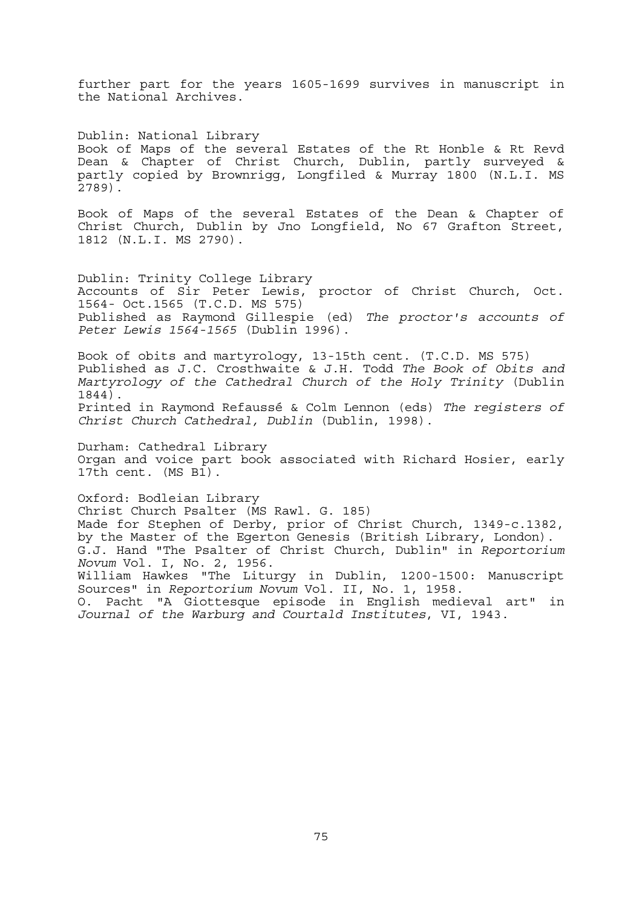further part for the years 1605-1699 survives in manuscript in the National Archives.

Dublin: National Library
Book of Maps of the several Estates of the Rt Honble & Rt Revd Dean & Chapter of Christ Church, Dublin, partly surveyed & partly copied by Brownrigg, Longfiled & Murray 1800 (N.L.I. MS 2789).

Book of Maps of the several Estates of the Dean & Chapter of Christ Church, Dublin by Jno Longfield, No 67 Grafton Street, 1812 (N.L.I. MS 2790).

Dublin: Trinity College Library
Accounts of Sir Peter Lewis, proctor of Christ Church, Oct. 1564- Oct.1565 (T.C.D. MS 575)
Published as Raymond Gillespie (ed) *The proctor's accounts of Peter Lewis 1564-1565* (Dublin 1996).

Book of obits and martyrology, 13-15th cent. (T.C.D. MS 575)
Published as J.C. Crosthwaite & J.H. Todd *The Book of Obits and Martyrology of the Cathedral Church of the Holy Trinity* (Dublin 1844).
Printed in Raymond Refaussé & Colm Lennon (eds) *The registers of Christ Church Cathedral, Dublin* (Dublin, 1998).

Durham: Cathedral Library
Organ and voice part book associated with Richard Hosier, early 17th cent. (MS B1).

Oxford: Bodleian Library
Christ Church Psalter (MS Rawl. G. 185)
Made for Stephen of Derby, prior of Christ Church, 1349-c.1382, by the Master of the Egerton Genesis (British Library, London).
G.J. Hand "The Psalter of Christ Church, Dublin" in *Reportorium Novum* Vol. I, No. 2, 1956.
William Hawkes "The Liturgy in Dublin, 1200-1500: Manuscript Sources" in *Reportorium Novum* Vol. II, No. 1, 1958.
O. Pacht "A Giottesque episode in English medieval art" in *Journal of the Warburg and Courtald Institutes*, VI, 1943.